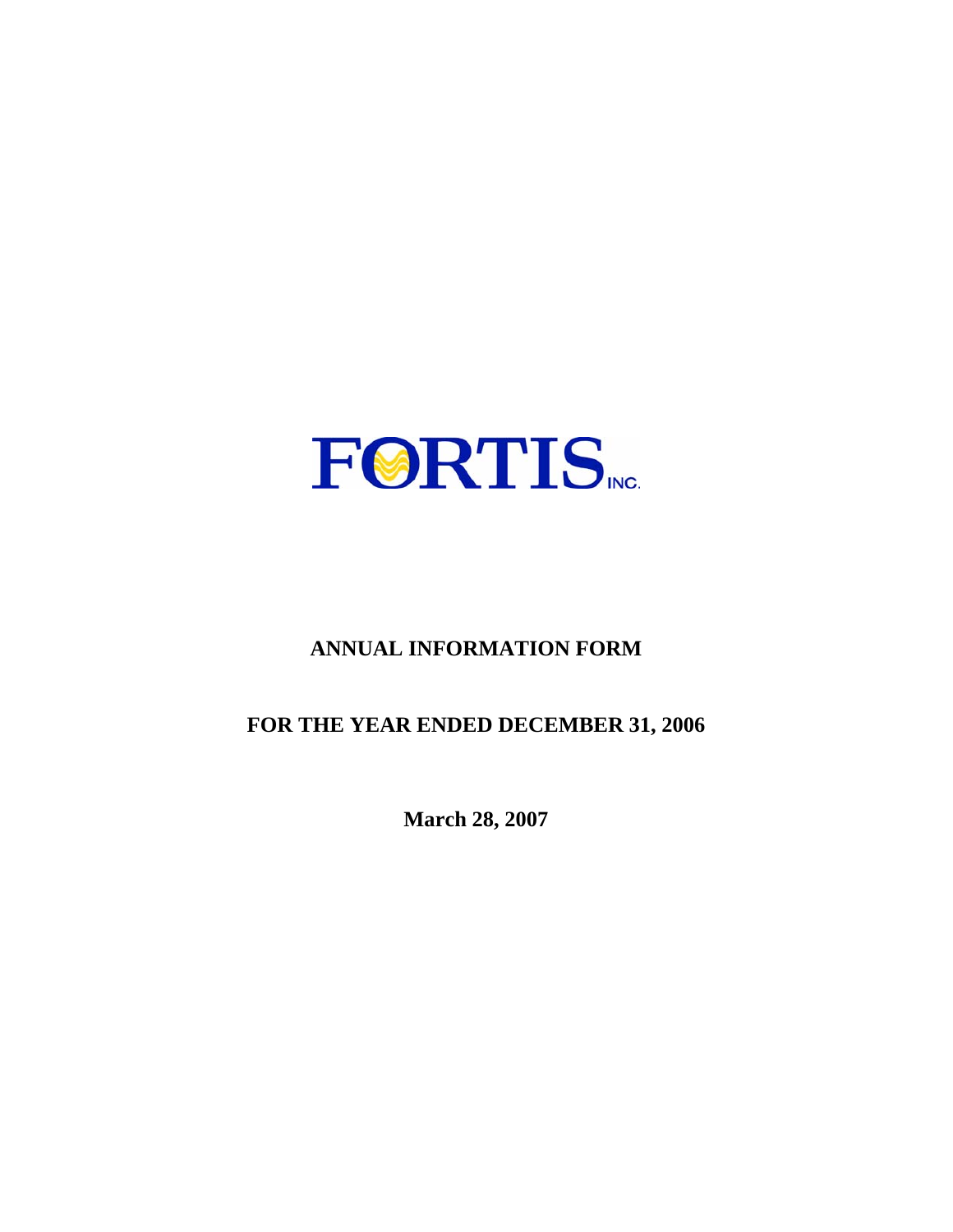# FORTIS INC.

## ANNUAL INFORMATION FORM

## FOR THE YEAR ENDED DECEMBER 31, 2006

**March 28, 2007**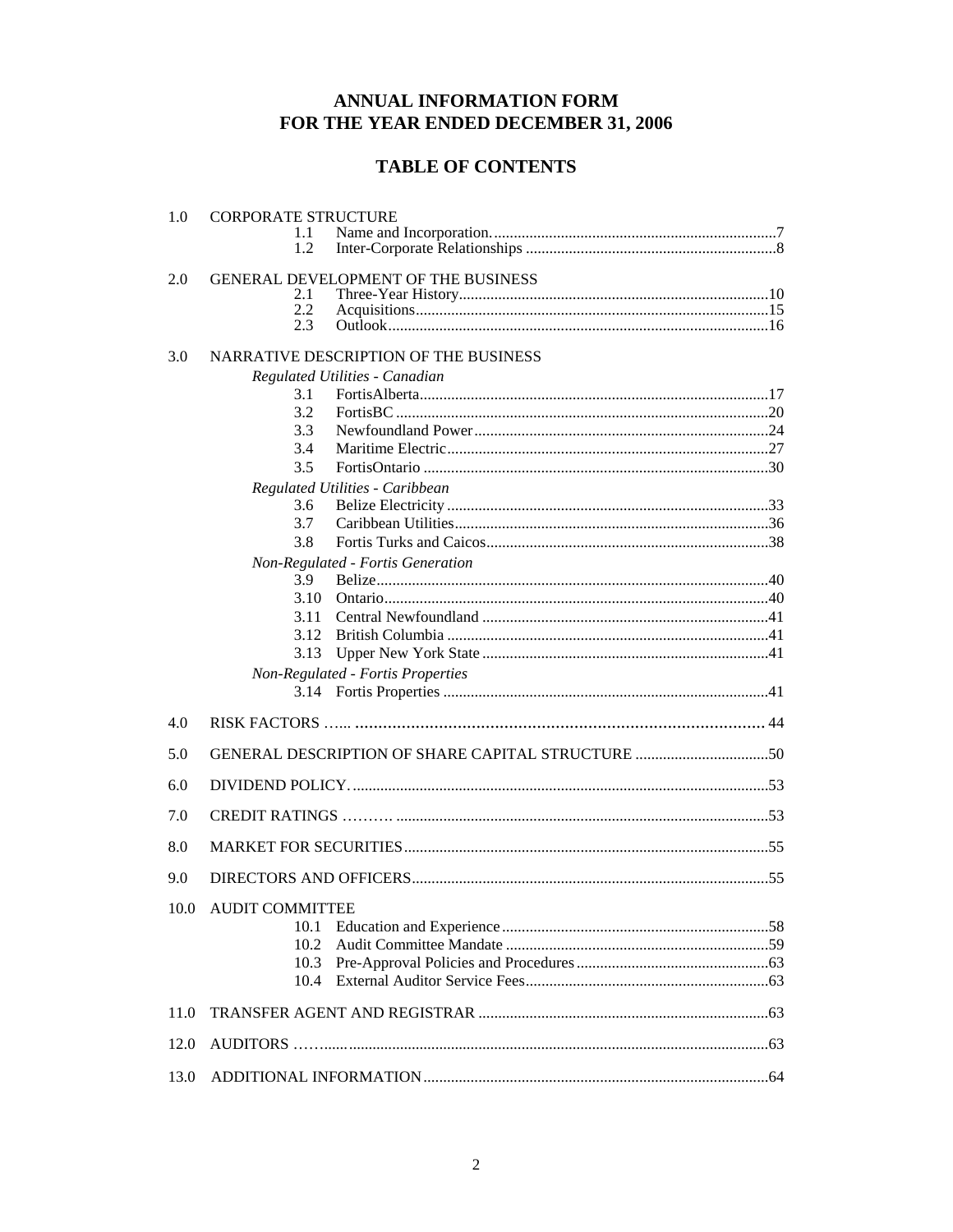# ANNUAL INFORMATION FORM FOR THE YEAR ENDED DECEMBER 31, 2006

## TABLE OF CONTENTS

1.0 CORPORATE STRUCTURE
- 1.1 Name and Incorporation........................................................................7
- 1.2 Inter-Corporate Relationships ................................................................8

2.0 GENERAL DEVELOPMENT OF THE BUSINESS
- 2.1 Three-Year History..............................................................................10
- 2.2 Acquisitions.........................................................................................15
- 2.3 Outlook................................................................................................16

3.0 NARRATIVE DESCRIPTION OF THE BUSINESS

*Regulated Utilities - Canadian*
- 3.1 FortisAlberta........................................................................................17
- 3.2 FortisBC ..............................................................................................20
- 3.3 Newfoundland Power...........................................................................24
- 3.4 Maritime Electric..................................................................................27
- 3.5 FortisOntario ........................................................................................30

*Regulated Utilities - Caribbean*
- 3.6 Belize Electricity ..................................................................................33
- 3.7 Caribbean Utilities................................................................................36
- 3.8 Fortis Turks and Caicos........................................................................38

*Non-Regulated - Fortis Generation*
- 3.9 Belize...................................................................................................40
- 3.10 Ontario.................................................................................................40
- 3.11 Central Newfoundland .........................................................................41
- 3.12 British Columbia ..................................................................................41
- 3.13 Upper New York State .........................................................................41

*Non-Regulated - Fortis Properties*
- 3.14 Fortis Properties ..................................................................................41

4.0 RISK FACTORS …... ........................................................................................ 44

5.0 GENERAL DESCRIPTION OF SHARE CAPITAL STRUCTURE ..................................50

6.0 DIVIDEND POLICY. ..........................................................................................53

7.0 CREDIT RATINGS ………. ..............................................................................53

8.0 MARKET FOR SECURITIES.............................................................................55

9.0 DIRECTORS AND OFFICERS...........................................................................55

10.0 AUDIT COMMITTEE
- 10.1 Education and Experience ....................................................................58
- 10.2 Audit Committee Mandate ...................................................................59
- 10.3 Pre-Approval Policies and Procedures .................................................63
- 10.4 External Auditor Service Fees..............................................................63

11.0 TRANSFER AGENT AND REGISTRAR ..........................................................63

12.0 AUDITORS ……..........................................................................................63

13.0 ADDITIONAL INFORMATION........................................................................64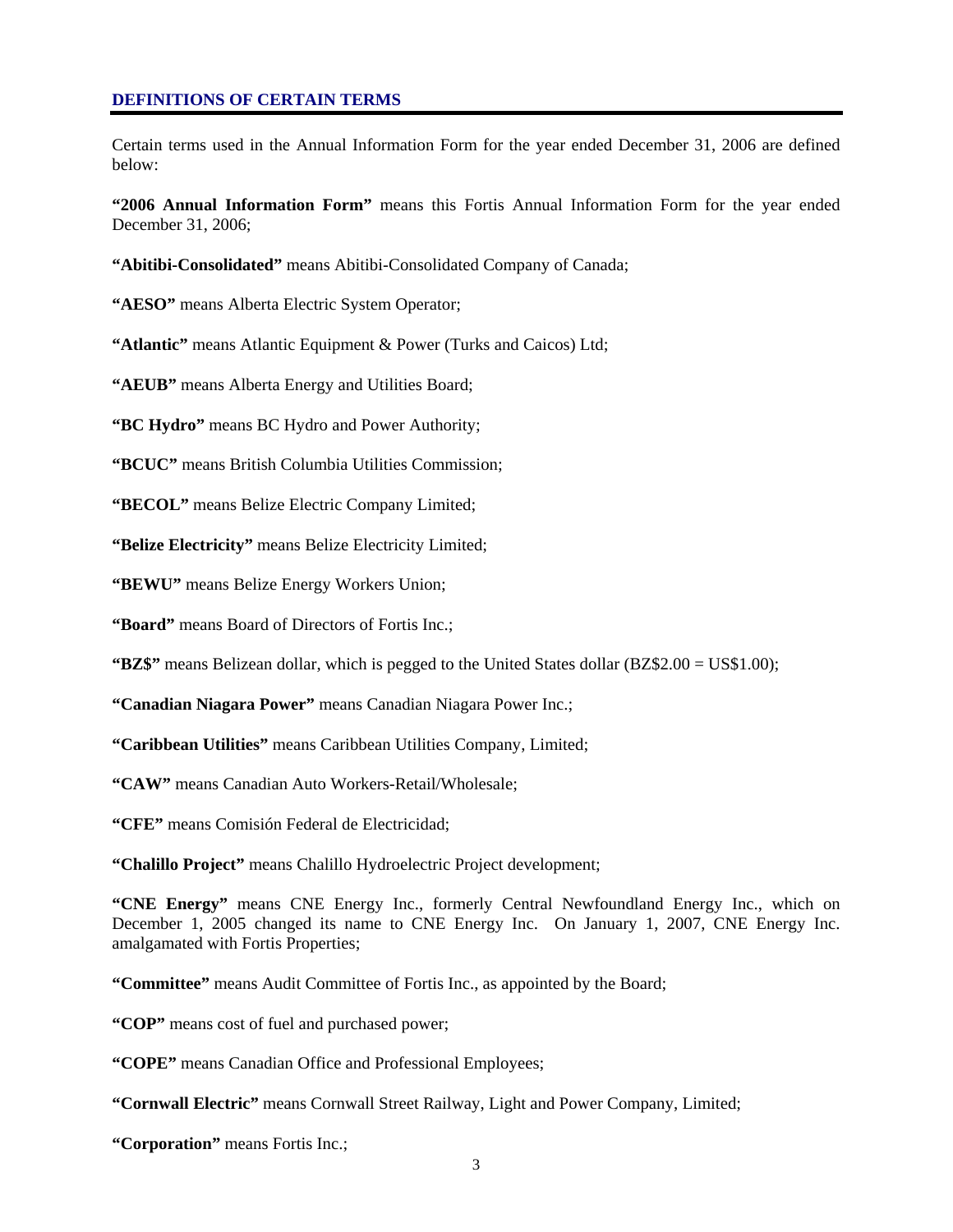## DEFINITIONS OF CERTAIN TERMS

Certain terms used in the Annual Information Form for the year ended December 31, 2006 are defined below:

**"2006 Annual Information Form"** means this Fortis Annual Information Form for the year ended December 31, 2006;

**"Abitibi-Consolidated"** means Abitibi-Consolidated Company of Canada;

**"AESO"** means Alberta Electric System Operator;

**"Atlantic"** means Atlantic Equipment & Power (Turks and Caicos) Ltd;

**"AEUB"** means Alberta Energy and Utilities Board;

**"BC Hydro"** means BC Hydro and Power Authority;

**"BCUC"** means British Columbia Utilities Commission;

**"BECOL"** means Belize Electric Company Limited;

**"Belize Electricity"** means Belize Electricity Limited;

**"BEWU"** means Belize Energy Workers Union;

**"Board"** means Board of Directors of Fortis Inc.;

**"BZ$"** means Belizean dollar, which is pegged to the United States dollar (BZ$2.00 = US$1.00);

**"Canadian Niagara Power"** means Canadian Niagara Power Inc.;

**"Caribbean Utilities"** means Caribbean Utilities Company, Limited;

**"CAW"** means Canadian Auto Workers-Retail/Wholesale;

**"CFE"** means Comisión Federal de Electricidad;

**"Chalillo Project"** means Chalillo Hydroelectric Project development;

**"CNE Energy"** means CNE Energy Inc., formerly Central Newfoundland Energy Inc., which on December 1, 2005 changed its name to CNE Energy Inc. On January 1, 2007, CNE Energy Inc. amalgamated with Fortis Properties;

**"Committee"** means Audit Committee of Fortis Inc., as appointed by the Board;

**"COP"** means cost of fuel and purchased power;

**"COPE"** means Canadian Office and Professional Employees;

**"Cornwall Electric"** means Cornwall Street Railway, Light and Power Company, Limited;

**"Corporation"** means Fortis Inc.;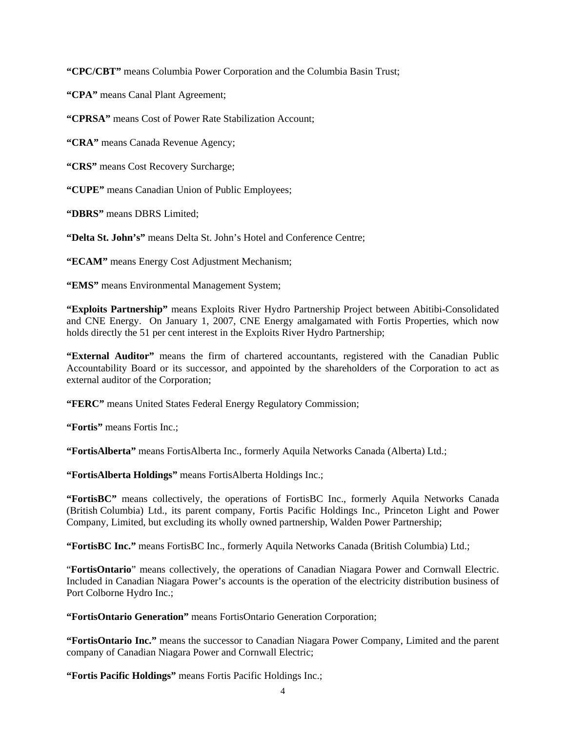**"CPC/CBT"** means Columbia Power Corporation and the Columbia Basin Trust;

**"CPA"** means Canal Plant Agreement;

**"CPRSA"** means Cost of Power Rate Stabilization Account;

**"CRA"** means Canada Revenue Agency;

**"CRS"** means Cost Recovery Surcharge;

**"CUPE"** means Canadian Union of Public Employees;

**"DBRS"** means DBRS Limited;

**"Delta St. John's"** means Delta St. John's Hotel and Conference Centre;

**"ECAM"** means Energy Cost Adjustment Mechanism;

**"EMS"** means Environmental Management System;

**"Exploits Partnership"** means Exploits River Hydro Partnership Project between Abitibi-Consolidated and CNE Energy. On January 1, 2007, CNE Energy amalgamated with Fortis Properties, which now holds directly the 51 per cent interest in the Exploits River Hydro Partnership;

**"External Auditor"** means the firm of chartered accountants, registered with the Canadian Public Accountability Board or its successor, and appointed by the shareholders of the Corporation to act as external auditor of the Corporation;

**"FERC"** means United States Federal Energy Regulatory Commission;

**"Fortis"** means Fortis Inc.;

**"FortisAlberta"** means FortisAlberta Inc., formerly Aquila Networks Canada (Alberta) Ltd.;

**"FortisAlberta Holdings"** means FortisAlberta Holdings Inc.;

**"FortisBC"** means collectively, the operations of FortisBC Inc., formerly Aquila Networks Canada (British Columbia) Ltd., its parent company, Fortis Pacific Holdings Inc., Princeton Light and Power Company, Limited, but excluding its wholly owned partnership, Walden Power Partnership;

**"FortisBC Inc."** means FortisBC Inc., formerly Aquila Networks Canada (British Columbia) Ltd.;

"**FortisOntario**" means collectively, the operations of Canadian Niagara Power and Cornwall Electric. Included in Canadian Niagara Power's accounts is the operation of the electricity distribution business of Port Colborne Hydro Inc.;

**"FortisOntario Generation"** means FortisOntario Generation Corporation;

**"FortisOntario Inc."** means the successor to Canadian Niagara Power Company, Limited and the parent company of Canadian Niagara Power and Cornwall Electric;

**"Fortis Pacific Holdings"** means Fortis Pacific Holdings Inc.;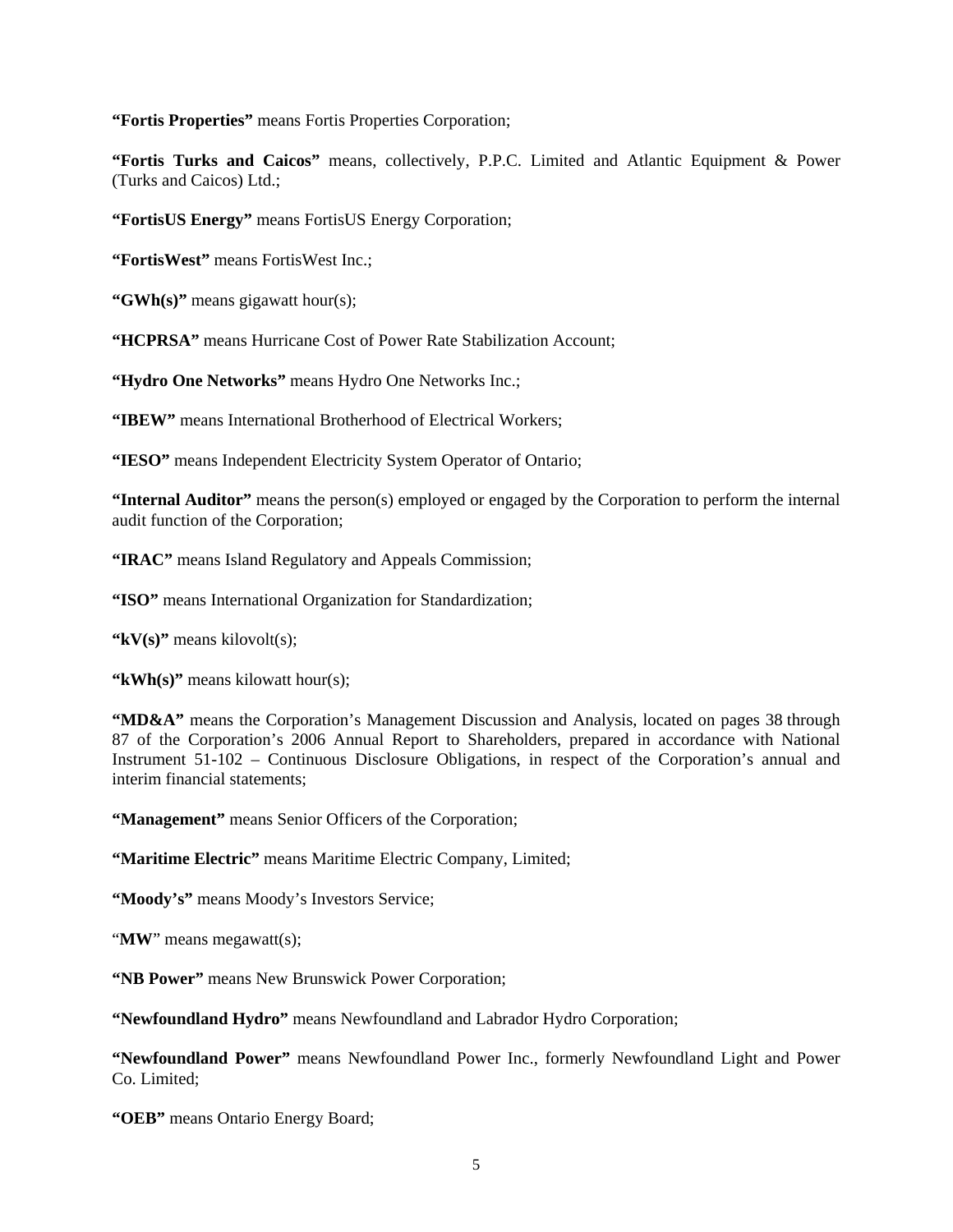**“Fortis Properties”** means Fortis Properties Corporation;

**“Fortis Turks and Caicos”** means, collectively, P.P.C. Limited and Atlantic Equipment & Power (Turks and Caicos) Ltd.;

**“FortisUS Energy”** means FortisUS Energy Corporation;

**“FortisWest”** means FortisWest Inc.;

**“GWh(s)”** means gigawatt hour(s);

**“HCPRSA”** means Hurricane Cost of Power Rate Stabilization Account;

**“Hydro One Networks”** means Hydro One Networks Inc.;

**“IBEW”** means International Brotherhood of Electrical Workers;

**“IESO”** means Independent Electricity System Operator of Ontario;

**“Internal Auditor”** means the person(s) employed or engaged by the Corporation to perform the internal audit function of the Corporation;

**“IRAC”** means Island Regulatory and Appeals Commission;

**“ISO”** means International Organization for Standardization;

**“kV(s)”** means kilovolt(s);

**“kWh(s)”** means kilowatt hour(s);

**“MD&A”** means the Corporation’s Management Discussion and Analysis, located on pages 38 through 87 of the Corporation’s 2006 Annual Report to Shareholders, prepared in accordance with National Instrument 51-102 – Continuous Disclosure Obligations, in respect of the Corporation’s annual and interim financial statements;

**“Management”** means Senior Officers of the Corporation;

**“Maritime Electric”** means Maritime Electric Company, Limited;

**“Moody’s”** means Moody’s Investors Service;

“**MW**” means megawatt(s);

**“NB Power”** means New Brunswick Power Corporation;

**“Newfoundland Hydro”** means Newfoundland and Labrador Hydro Corporation;

**“Newfoundland Power”** means Newfoundland Power Inc., formerly Newfoundland Light and Power Co. Limited;

**“OEB”** means Ontario Energy Board;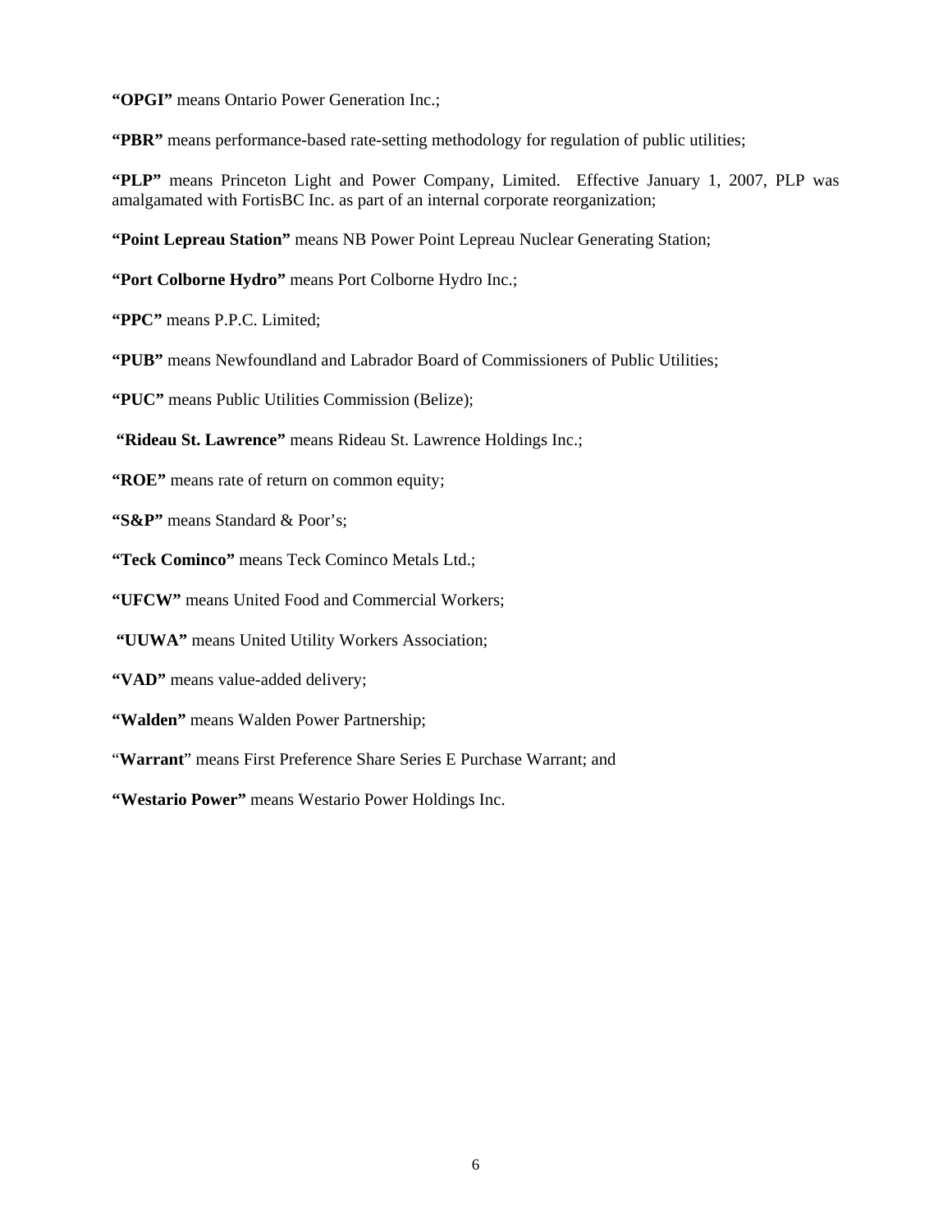**"OPGI"** means Ontario Power Generation Inc.;

**"PBR"** means performance-based rate-setting methodology for regulation of public utilities;

**"PLP"** means Princeton Light and Power Company, Limited. Effective January 1, 2007, PLP was amalgamated with FortisBC Inc. as part of an internal corporate reorganization;

**"Point Lepreau Station"** means NB Power Point Lepreau Nuclear Generating Station;

**"Port Colborne Hydro"** means Port Colborne Hydro Inc.;

**"PPC"** means P.P.C. Limited;

**"PUB"** means Newfoundland and Labrador Board of Commissioners of Public Utilities;

**"PUC"** means Public Utilities Commission (Belize);

**"Rideau St. Lawrence"** means Rideau St. Lawrence Holdings Inc.;

**"ROE"** means rate of return on common equity;

**"S&P"** means Standard & Poor's;

**"Teck Cominco"** means Teck Cominco Metals Ltd.;

**"UFCW"** means United Food and Commercial Workers;

**"UUWA"** means United Utility Workers Association;

**"VAD"** means value-added delivery;

**"Walden"** means Walden Power Partnership;

"**Warrant**" means First Preference Share Series E Purchase Warrant; and

**"Westario Power"** means Westario Power Holdings Inc.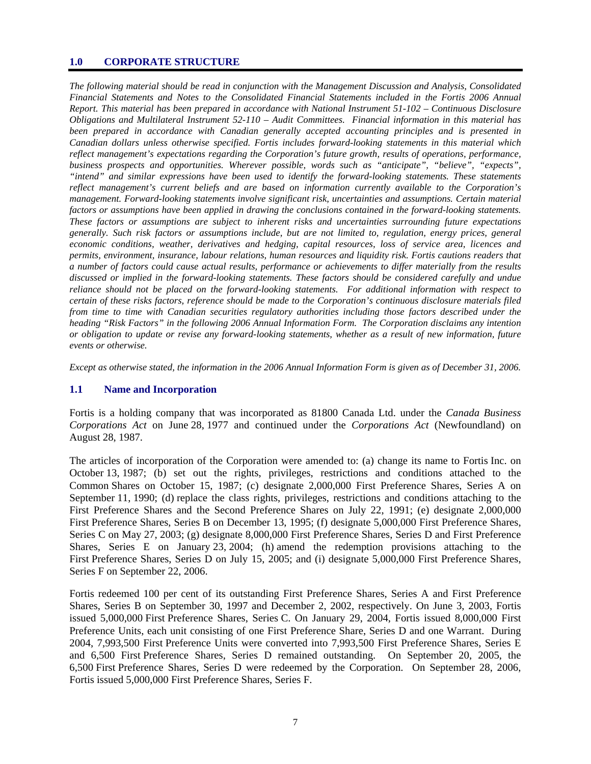## 1.0 CORPORATE STRUCTURE

*The following material should be read in conjunction with the Management Discussion and Analysis, Consolidated Financial Statements and Notes to the Consolidated Financial Statements included in the Fortis 2006 Annual Report. This material has been prepared in accordance with National Instrument 51-102 – Continuous Disclosure Obligations and Multilateral Instrument 52-110 – Audit Committees. Financial information in this material has been prepared in accordance with Canadian generally accepted accounting principles and is presented in Canadian dollars unless otherwise specified. Fortis includes forward-looking statements in this material which reflect management's expectations regarding the Corporation's future growth, results of operations, performance, business prospects and opportunities. Wherever possible, words such as "anticipate", "believe", "expects", "intend" and similar expressions have been used to identify the forward-looking statements. These statements reflect management's current beliefs and are based on information currently available to the Corporation's management. Forward-looking statements involve significant risk, uncertainties and assumptions. Certain material factors or assumptions have been applied in drawing the conclusions contained in the forward-looking statements. These factors or assumptions are subject to inherent risks and uncertainties surrounding future expectations generally. Such risk factors or assumptions include, but are not limited to, regulation, energy prices, general economic conditions, weather, derivatives and hedging, capital resources, loss of service area, licences and permits, environment, insurance, labour relations, human resources and liquidity risk. Fortis cautions readers that a number of factors could cause actual results, performance or achievements to differ materially from the results discussed or implied in the forward-looking statements. These factors should be considered carefully and undue reliance should not be placed on the forward-looking statements. For additional information with respect to certain of these risks factors, reference should be made to the Corporation's continuous disclosure materials filed from time to time with Canadian securities regulatory authorities including those factors described under the heading "Risk Factors" in the following 2006 Annual Information Form. The Corporation disclaims any intention or obligation to update or revise any forward-looking statements, whether as a result of new information, future events or otherwise.*

*Except as otherwise stated, the information in the 2006 Annual Information Form is given as of December 31, 2006.*

### 1.1 Name and Incorporation

Fortis is a holding company that was incorporated as 81800 Canada Ltd. under the *Canada Business Corporations Act* on June 28, 1977 and continued under the *Corporations Act* (Newfoundland) on August 28, 1987.

The articles of incorporation of the Corporation were amended to: (a) change its name to Fortis Inc. on October 13, 1987; (b) set out the rights, privileges, restrictions and conditions attached to the Common Shares on October 15, 1987; (c) designate 2,000,000 First Preference Shares, Series A on September 11, 1990; (d) replace the class rights, privileges, restrictions and conditions attaching to the First Preference Shares and the Second Preference Shares on July 22, 1991; (e) designate 2,000,000 First Preference Shares, Series B on December 13, 1995; (f) designate 5,000,000 First Preference Shares, Series C on May 27, 2003; (g) designate 8,000,000 First Preference Shares, Series D and First Preference Shares, Series E on January 23, 2004; (h) amend the redemption provisions attaching to the First Preference Shares, Series D on July 15, 2005; and (i) designate 5,000,000 First Preference Shares, Series F on September 22, 2006.

Fortis redeemed 100 per cent of its outstanding First Preference Shares, Series A and First Preference Shares, Series B on September 30, 1997 and December 2, 2002, respectively. On June 3, 2003, Fortis issued 5,000,000 First Preference Shares, Series C. On January 29, 2004, Fortis issued 8,000,000 First Preference Units, each unit consisting of one First Preference Share, Series D and one Warrant. During 2004, 7,993,500 First Preference Units were converted into 7,993,500 First Preference Shares, Series E and 6,500 First Preference Shares, Series D remained outstanding. On September 20, 2005, the 6,500 First Preference Shares, Series D were redeemed by the Corporation. On September 28, 2006, Fortis issued 5,000,000 First Preference Shares, Series F.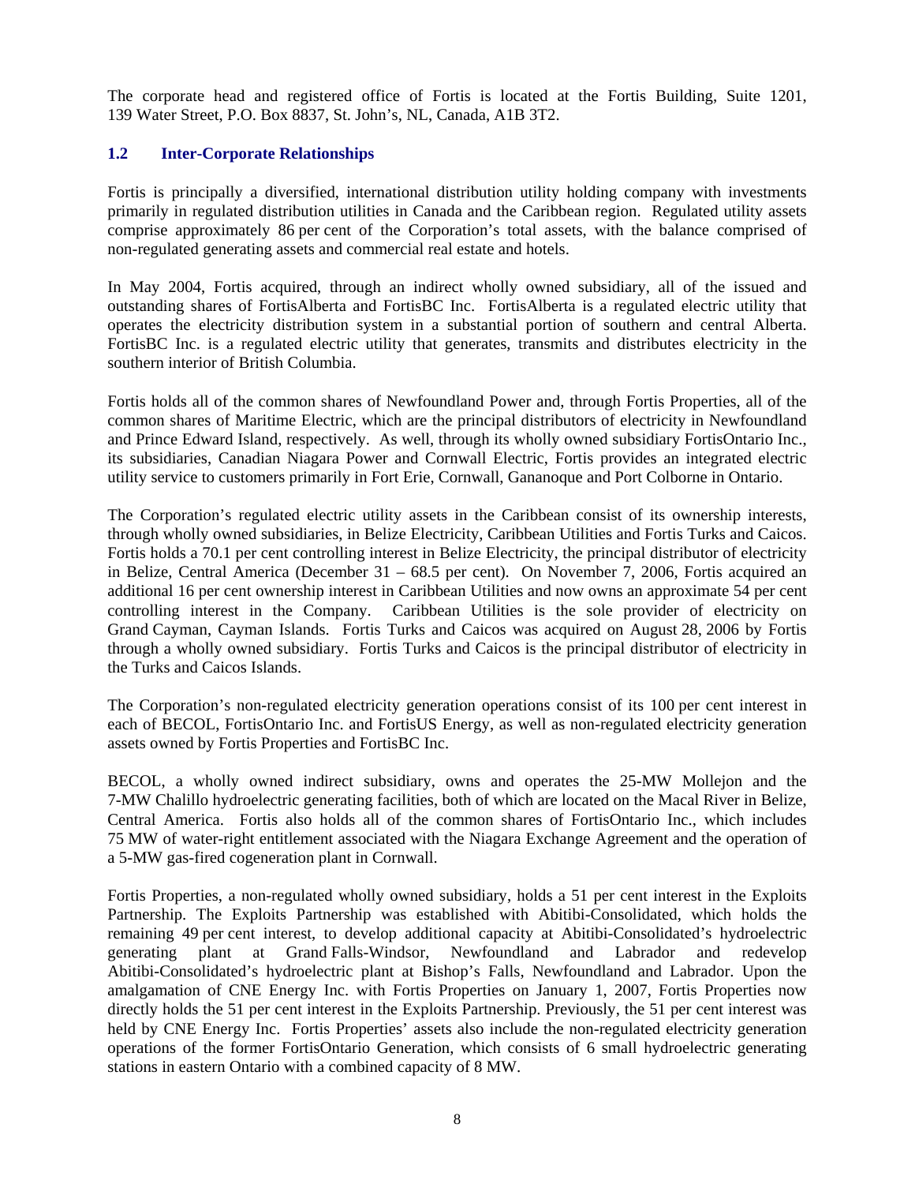The corporate head and registered office of Fortis is located at the Fortis Building, Suite 1201, 139 Water Street, P.O. Box 8837, St. John's, NL, Canada, A1B 3T2.

## 1.2 Inter-Corporate Relationships

Fortis is principally a diversified, international distribution utility holding company with investments primarily in regulated distribution utilities in Canada and the Caribbean region. Regulated utility assets comprise approximately 86 per cent of the Corporation's total assets, with the balance comprised of non-regulated generating assets and commercial real estate and hotels.

In May 2004, Fortis acquired, through an indirect wholly owned subsidiary, all of the issued and outstanding shares of FortisAlberta and FortisBC Inc. FortisAlberta is a regulated electric utility that operates the electricity distribution system in a substantial portion of southern and central Alberta. FortisBC Inc. is a regulated electric utility that generates, transmits and distributes electricity in the southern interior of British Columbia.

Fortis holds all of the common shares of Newfoundland Power and, through Fortis Properties, all of the common shares of Maritime Electric, which are the principal distributors of electricity in Newfoundland and Prince Edward Island, respectively. As well, through its wholly owned subsidiary FortisOntario Inc., its subsidiaries, Canadian Niagara Power and Cornwall Electric, Fortis provides an integrated electric utility service to customers primarily in Fort Erie, Cornwall, Gananoque and Port Colborne in Ontario.

The Corporation's regulated electric utility assets in the Caribbean consist of its ownership interests, through wholly owned subsidiaries, in Belize Electricity, Caribbean Utilities and Fortis Turks and Caicos. Fortis holds a 70.1 per cent controlling interest in Belize Electricity, the principal distributor of electricity in Belize, Central America (December 31 – 68.5 per cent). On November 7, 2006, Fortis acquired an additional 16 per cent ownership interest in Caribbean Utilities and now owns an approximate 54 per cent controlling interest in the Company. Caribbean Utilities is the sole provider of electricity on Grand Cayman, Cayman Islands. Fortis Turks and Caicos was acquired on August 28, 2006 by Fortis through a wholly owned subsidiary. Fortis Turks and Caicos is the principal distributor of electricity in the Turks and Caicos Islands.

The Corporation's non-regulated electricity generation operations consist of its 100 per cent interest in each of BECOL, FortisOntario Inc. and FortisUS Energy, as well as non-regulated electricity generation assets owned by Fortis Properties and FortisBC Inc.

BECOL, a wholly owned indirect subsidiary, owns and operates the 25-MW Mollejon and the 7-MW Chalillo hydroelectric generating facilities, both of which are located on the Macal River in Belize, Central America. Fortis also holds all of the common shares of FortisOntario Inc., which includes 75 MW of water-right entitlement associated with the Niagara Exchange Agreement and the operation of a 5-MW gas-fired cogeneration plant in Cornwall.

Fortis Properties, a non-regulated wholly owned subsidiary, holds a 51 per cent interest in the Exploits Partnership. The Exploits Partnership was established with Abitibi-Consolidated, which holds the remaining 49 per cent interest, to develop additional capacity at Abitibi-Consolidated's hydroelectric generating plant at Grand Falls-Windsor, Newfoundland and Labrador and redevelop Abitibi-Consolidated's hydroelectric plant at Bishop's Falls, Newfoundland and Labrador. Upon the amalgamation of CNE Energy Inc. with Fortis Properties on January 1, 2007, Fortis Properties now directly holds the 51 per cent interest in the Exploits Partnership. Previously, the 51 per cent interest was held by CNE Energy Inc. Fortis Properties' assets also include the non-regulated electricity generation operations of the former FortisOntario Generation, which consists of 6 small hydroelectric generating stations in eastern Ontario with a combined capacity of 8 MW.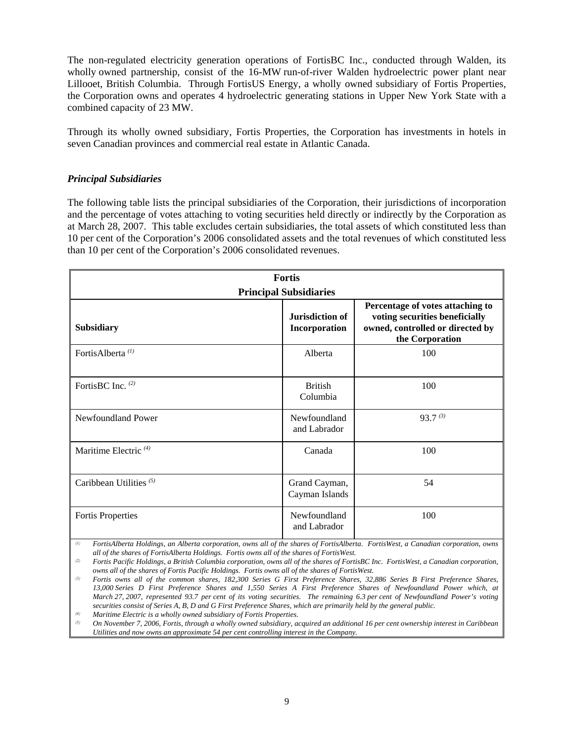The non-regulated electricity generation operations of FortisBC Inc., conducted through Walden, its wholly owned partnership, consist of the 16-MW run-of-river Walden hydroelectric power plant near Lillooet, British Columbia. Through FortisUS Energy, a wholly owned subsidiary of Fortis Properties, the Corporation owns and operates 4 hydroelectric generating stations in Upper New York State with a combined capacity of 23 MW.

Through its wholly owned subsidiary, Fortis Properties, the Corporation has investments in hotels in seven Canadian provinces and commercial real estate in Atlantic Canada.

### *Principal Subsidiaries*

The following table lists the principal subsidiaries of the Corporation, their jurisdictions of incorporation and the percentage of votes attaching to voting securities held directly or indirectly by the Corporation as at March 28, 2007. This table excludes certain subsidiaries, the total assets of which constituted less than 10 per cent of the Corporation's 2006 consolidated assets and the total revenues of which constituted less than 10 per cent of the Corporation's 2006 consolidated revenues.

**Fortis Principal Subsidiaries**

| Subsidiary | Jurisdiction of Incorporation | Percentage of votes attaching to voting securities beneficially owned, controlled or directed by the Corporation |
|---|---|---|
| FortisAlberta [(1)] | Alberta | 100 |
| FortisBC Inc. [(2)] | British Columbia | 100 |
| Newfoundland Power | Newfoundland and Labrador | 93.7 [(3)] |
| Maritime Electric [(4)] | Canada | 100 |
| Caribbean Utilities [(5)] | Grand Cayman, Cayman Islands | 54 |
| Fortis Properties | Newfoundland and Labrador | 100 |

*(1) FortisAlberta Holdings, an Alberta corporation, owns all of the shares of FortisAlberta. FortisWest, a Canadian corporation, owns all of the shares of FortisAlberta Holdings. Fortis owns all of the shares of FortisWest.*

*(2) Fortis Pacific Holdings, a British Columbia corporation, owns all of the shares of FortisBC Inc. FortisWest, a Canadian corporation, owns all of the shares of Fortis Pacific Holdings. Fortis owns all of the shares of FortisWest.*

*(3) Fortis owns all of the common shares, 182,300 Series G First Preference Shares, 32,886 Series B First Preference Shares, 13,000 Series D First Preference Shares and 1,550 Series A First Preference Shares of Newfoundland Power which, at March 27, 2007, represented 93.7 per cent of its voting securities. The remaining 6.3 per cent of Newfoundland Power's voting securities consist of Series A, B, D and G First Preference Shares, which are primarily held by the general public.*

*(4) Maritime Electric is a wholly owned subsidiary of Fortis Properties.*

*(5) On November 7, 2006, Fortis, through a wholly owned subsidiary, acquired an additional 16 per cent ownership interest in Caribbean Utilities and now owns an approximate 54 per cent controlling interest in the Company.*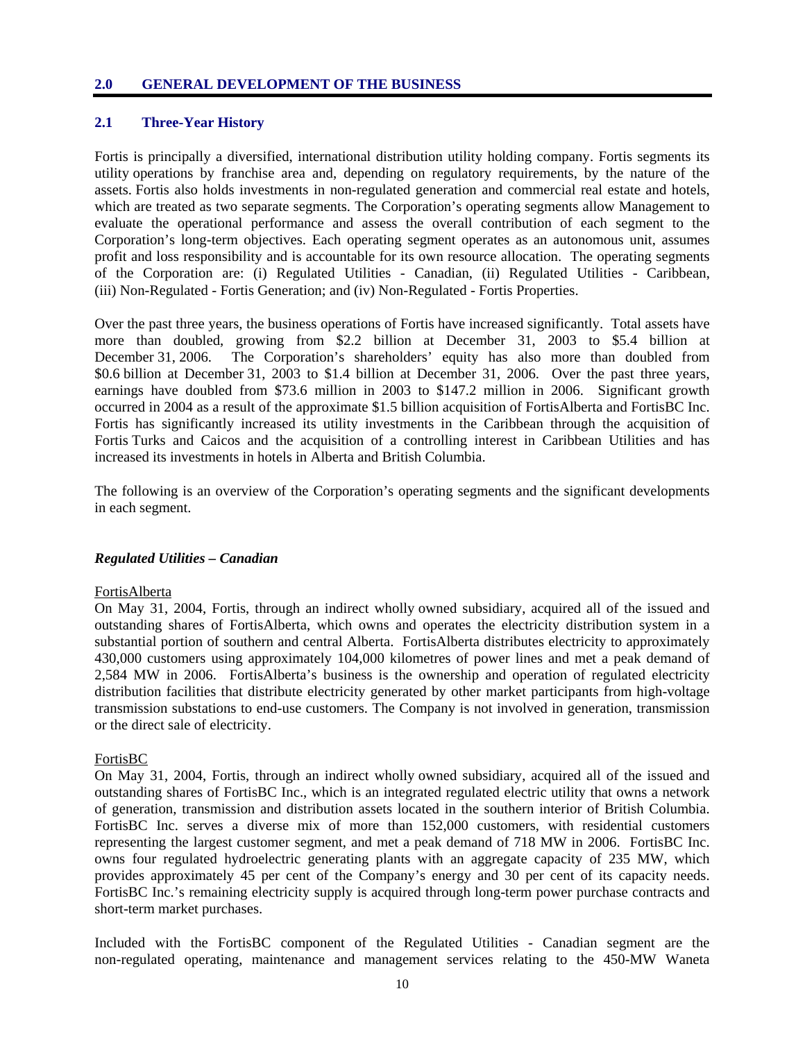## 2.0 GENERAL DEVELOPMENT OF THE BUSINESS

### 2.1 Three-Year History

Fortis is principally a diversified, international distribution utility holding company. Fortis segments its utility operations by franchise area and, depending on regulatory requirements, by the nature of the assets. Fortis also holds investments in non-regulated generation and commercial real estate and hotels, which are treated as two separate segments. The Corporation's operating segments allow Management to evaluate the operational performance and assess the overall contribution of each segment to the Corporation's long-term objectives. Each operating segment operates as an autonomous unit, assumes profit and loss responsibility and is accountable for its own resource allocation. The operating segments of the Corporation are: (i) Regulated Utilities - Canadian, (ii) Regulated Utilities - Caribbean, (iii) Non-Regulated - Fortis Generation; and (iv) Non-Regulated - Fortis Properties.

Over the past three years, the business operations of Fortis have increased significantly. Total assets have more than doubled, growing from \$2.2 billion at December 31, 2003 to \$5.4 billion at December 31, 2006. The Corporation's shareholders' equity has also more than doubled from \$0.6 billion at December 31, 2003 to \$1.4 billion at December 31, 2006. Over the past three years, earnings have doubled from \$73.6 million in 2003 to \$147.2 million in 2006. Significant growth occurred in 2004 as a result of the approximate \$1.5 billion acquisition of FortisAlberta and FortisBC Inc. Fortis has significantly increased its utility investments in the Caribbean through the acquisition of Fortis Turks and Caicos and the acquisition of a controlling interest in Caribbean Utilities and has increased its investments in hotels in Alberta and British Columbia.

The following is an overview of the Corporation's operating segments and the significant developments in each segment.

***Regulated Utilities – Canadian***

FortisAlberta

On May 31, 2004, Fortis, through an indirect wholly owned subsidiary, acquired all of the issued and outstanding shares of FortisAlberta, which owns and operates the electricity distribution system in a substantial portion of southern and central Alberta. FortisAlberta distributes electricity to approximately 430,000 customers using approximately 104,000 kilometres of power lines and met a peak demand of 2,584 MW in 2006. FortisAlberta's business is the ownership and operation of regulated electricity distribution facilities that distribute electricity generated by other market participants from high-voltage transmission substations to end-use customers. The Company is not involved in generation, transmission or the direct sale of electricity.

FortisBC

On May 31, 2004, Fortis, through an indirect wholly owned subsidiary, acquired all of the issued and outstanding shares of FortisBC Inc., which is an integrated regulated electric utility that owns a network of generation, transmission and distribution assets located in the southern interior of British Columbia. FortisBC Inc. serves a diverse mix of more than 152,000 customers, with residential customers representing the largest customer segment, and met a peak demand of 718 MW in 2006. FortisBC Inc. owns four regulated hydroelectric generating plants with an aggregate capacity of 235 MW, which provides approximately 45 per cent of the Company's energy and 30 per cent of its capacity needs. FortisBC Inc.'s remaining electricity supply is acquired through long-term power purchase contracts and short-term market purchases.

Included with the FortisBC component of the Regulated Utilities - Canadian segment are the non-regulated operating, maintenance and management services relating to the 450-MW Waneta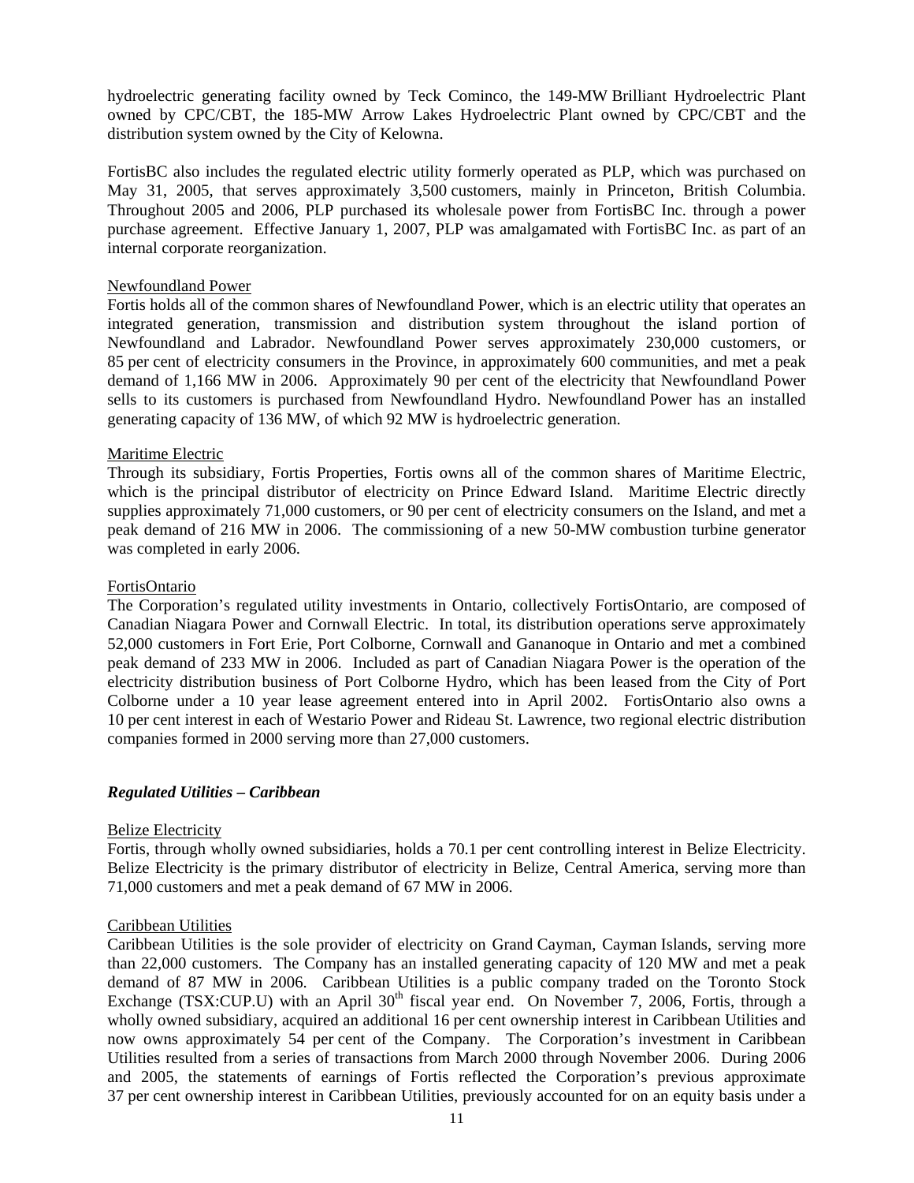hydroelectric generating facility owned by Teck Cominco, the 149-MW Brilliant Hydroelectric Plant owned by CPC/CBT, the 185-MW Arrow Lakes Hydroelectric Plant owned by CPC/CBT and the distribution system owned by the City of Kelowna.

FortisBC also includes the regulated electric utility formerly operated as PLP, which was purchased on May 31, 2005, that serves approximately 3,500 customers, mainly in Princeton, British Columbia. Throughout 2005 and 2006, PLP purchased its wholesale power from FortisBC Inc. through a power purchase agreement. Effective January 1, 2007, PLP was amalgamated with FortisBC Inc. as part of an internal corporate reorganization.

Newfoundland Power

Fortis holds all of the common shares of Newfoundland Power, which is an electric utility that operates an integrated generation, transmission and distribution system throughout the island portion of Newfoundland and Labrador. Newfoundland Power serves approximately 230,000 customers, or 85 per cent of electricity consumers in the Province, in approximately 600 communities, and met a peak demand of 1,166 MW in 2006. Approximately 90 per cent of the electricity that Newfoundland Power sells to its customers is purchased from Newfoundland Hydro. Newfoundland Power has an installed generating capacity of 136 MW, of which 92 MW is hydroelectric generation.

Maritime Electric

Through its subsidiary, Fortis Properties, Fortis owns all of the common shares of Maritime Electric, which is the principal distributor of electricity on Prince Edward Island. Maritime Electric directly supplies approximately 71,000 customers, or 90 per cent of electricity consumers on the Island, and met a peak demand of 216 MW in 2006. The commissioning of a new 50-MW combustion turbine generator was completed in early 2006.

FortisOntario

The Corporation's regulated utility investments in Ontario, collectively FortisOntario, are composed of Canadian Niagara Power and Cornwall Electric. In total, its distribution operations serve approximately 52,000 customers in Fort Erie, Port Colborne, Cornwall and Gananoque in Ontario and met a combined peak demand of 233 MW in 2006. Included as part of Canadian Niagara Power is the operation of the electricity distribution business of Port Colborne Hydro, which has been leased from the City of Port Colborne under a 10 year lease agreement entered into in April 2002. FortisOntario also owns a 10 per cent interest in each of Westario Power and Rideau St. Lawrence, two regional electric distribution companies formed in 2000 serving more than 27,000 customers.

***Regulated Utilities – Caribbean***

Belize Electricity

Fortis, through wholly owned subsidiaries, holds a 70.1 per cent controlling interest in Belize Electricity. Belize Electricity is the primary distributor of electricity in Belize, Central America, serving more than 71,000 customers and met a peak demand of 67 MW in 2006.

Caribbean Utilities

Caribbean Utilities is the sole provider of electricity on Grand Cayman, Cayman Islands, serving more than 22,000 customers. The Company has an installed generating capacity of 120 MW and met a peak demand of 87 MW in 2006. Caribbean Utilities is a public company traded on the Toronto Stock Exchange (TSX:CUP.U) with an April 30th fiscal year end. On November 7, 2006, Fortis, through a wholly owned subsidiary, acquired an additional 16 per cent ownership interest in Caribbean Utilities and now owns approximately 54 per cent of the Company. The Corporation's investment in Caribbean Utilities resulted from a series of transactions from March 2000 through November 2006. During 2006 and 2005, the statements of earnings of Fortis reflected the Corporation's previous approximate 37 per cent ownership interest in Caribbean Utilities, previously accounted for on an equity basis under a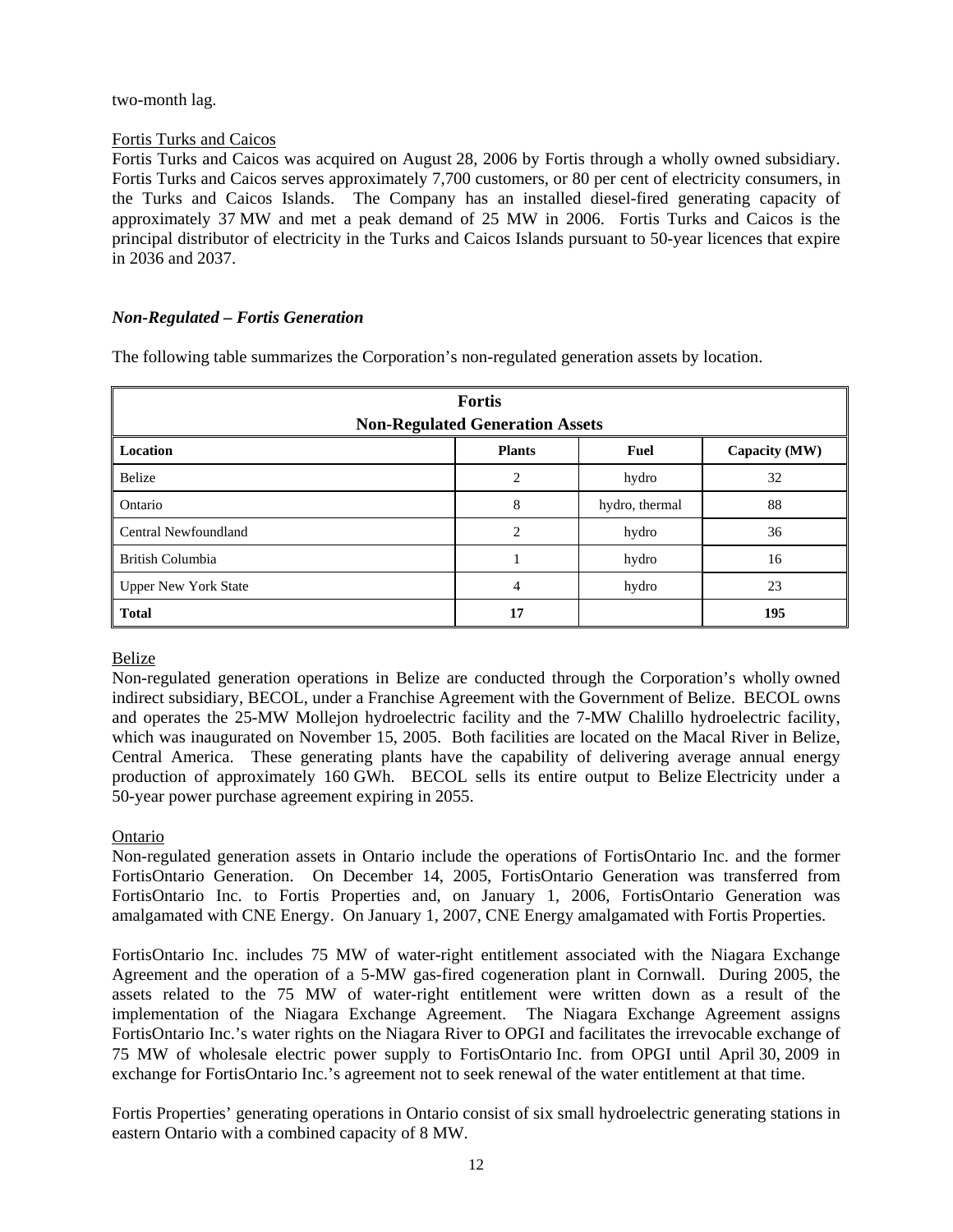two-month lag.

Fortis Turks and Caicos

Fortis Turks and Caicos was acquired on August 28, 2006 by Fortis through a wholly owned subsidiary. Fortis Turks and Caicos serves approximately 7,700 customers, or 80 per cent of electricity consumers, in the Turks and Caicos Islands. The Company has an installed diesel-fired generating capacity of approximately 37 MW and met a peak demand of 25 MW in 2006. Fortis Turks and Caicos is the principal distributor of electricity in the Turks and Caicos Islands pursuant to 50-year licences that expire in 2036 and 2037.

### *Non-Regulated – Fortis Generation*

The following table summarizes the Corporation's non-regulated generation assets by location.

| **Fortis Non-Regulated Generation Assets** | | | |
|---|---|---|---|
| **Location** | **Plants** | **Fuel** | **Capacity (MW)** |
| Belize | 2 | hydro | 32 |
| Ontario | 8 | hydro, thermal | 88 |
| Central Newfoundland | 2 | hydro | 36 |
| British Columbia | 1 | hydro | 16 |
| Upper New York State | 4 | hydro | 23 |
| **Total** | **17** | | **195** |

Belize

Non-regulated generation operations in Belize are conducted through the Corporation's wholly owned indirect subsidiary, BECOL, under a Franchise Agreement with the Government of Belize. BECOL owns and operates the 25-MW Mollejon hydroelectric facility and the 7-MW Chalillo hydroelectric facility, which was inaugurated on November 15, 2005. Both facilities are located on the Macal River in Belize, Central America. These generating plants have the capability of delivering average annual energy production of approximately 160 GWh. BECOL sells its entire output to Belize Electricity under a 50-year power purchase agreement expiring in 2055.

Ontario

Non-regulated generation assets in Ontario include the operations of FortisOntario Inc. and the former FortisOntario Generation. On December 14, 2005, FortisOntario Generation was transferred from FortisOntario Inc. to Fortis Properties and, on January 1, 2006, FortisOntario Generation was amalgamated with CNE Energy. On January 1, 2007, CNE Energy amalgamated with Fortis Properties.

FortisOntario Inc. includes 75 MW of water-right entitlement associated with the Niagara Exchange Agreement and the operation of a 5-MW gas-fired cogeneration plant in Cornwall. During 2005, the assets related to the 75 MW of water-right entitlement were written down as a result of the implementation of the Niagara Exchange Agreement. The Niagara Exchange Agreement assigns FortisOntario Inc.'s water rights on the Niagara River to OPGI and facilitates the irrevocable exchange of 75 MW of wholesale electric power supply to FortisOntario Inc. from OPGI until April 30, 2009 in exchange for FortisOntario Inc.'s agreement not to seek renewal of the water entitlement at that time.

Fortis Properties' generating operations in Ontario consist of six small hydroelectric generating stations in eastern Ontario with a combined capacity of 8 MW.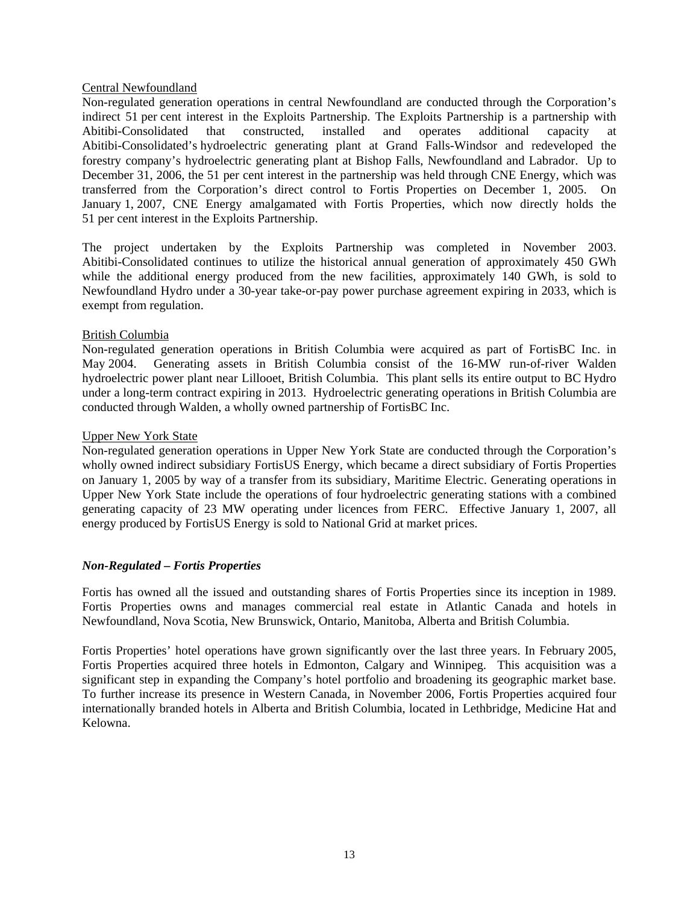Central Newfoundland

Non-regulated generation operations in central Newfoundland are conducted through the Corporation's indirect 51 per cent interest in the Exploits Partnership. The Exploits Partnership is a partnership with Abitibi-Consolidated that constructed, installed and operates additional capacity at Abitibi-Consolidated's hydroelectric generating plant at Grand Falls-Windsor and redeveloped the forestry company's hydroelectric generating plant at Bishop Falls, Newfoundland and Labrador. Up to December 31, 2006, the 51 per cent interest in the partnership was held through CNE Energy, which was transferred from the Corporation's direct control to Fortis Properties on December 1, 2005. On January 1, 2007, CNE Energy amalgamated with Fortis Properties, which now directly holds the 51 per cent interest in the Exploits Partnership.

The project undertaken by the Exploits Partnership was completed in November 2003. Abitibi-Consolidated continues to utilize the historical annual generation of approximately 450 GWh while the additional energy produced from the new facilities, approximately 140 GWh, is sold to Newfoundland Hydro under a 30-year take-or-pay power purchase agreement expiring in 2033, which is exempt from regulation.

British Columbia

Non-regulated generation operations in British Columbia were acquired as part of FortisBC Inc. in May 2004. Generating assets in British Columbia consist of the 16-MW run-of-river Walden hydroelectric power plant near Lillooet, British Columbia. This plant sells its entire output to BC Hydro under a long-term contract expiring in 2013. Hydroelectric generating operations in British Columbia are conducted through Walden, a wholly owned partnership of FortisBC Inc.

Upper New York State

Non-regulated generation operations in Upper New York State are conducted through the Corporation's wholly owned indirect subsidiary FortisUS Energy, which became a direct subsidiary of Fortis Properties on January 1, 2005 by way of a transfer from its subsidiary, Maritime Electric. Generating operations in Upper New York State include the operations of four hydroelectric generating stations with a combined generating capacity of 23 MW operating under licences from FERC. Effective January 1, 2007, all energy produced by FortisUS Energy is sold to National Grid at market prices.

### *Non-Regulated – Fortis Properties*

Fortis has owned all the issued and outstanding shares of Fortis Properties since its inception in 1989. Fortis Properties owns and manages commercial real estate in Atlantic Canada and hotels in Newfoundland, Nova Scotia, New Brunswick, Ontario, Manitoba, Alberta and British Columbia.

Fortis Properties' hotel operations have grown significantly over the last three years. In February 2005, Fortis Properties acquired three hotels in Edmonton, Calgary and Winnipeg. This acquisition was a significant step in expanding the Company's hotel portfolio and broadening its geographic market base. To further increase its presence in Western Canada, in November 2006, Fortis Properties acquired four internationally branded hotels in Alberta and British Columbia, located in Lethbridge, Medicine Hat and Kelowna.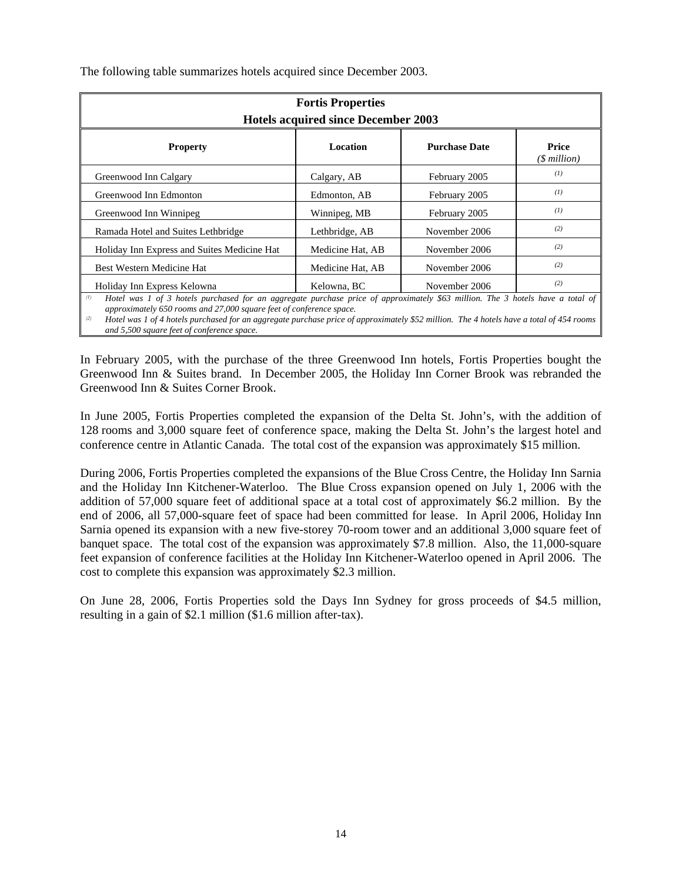The following table summarizes hotels acquired since December 2003.

| **Fortis Properties Hotels acquired since December 2003** | | | |
|---|---|---|---|
| **Property** | **Location** | **Purchase Date** | **Price** *($ million)* |
| Greenwood Inn Calgary | Calgary, AB | February 2005 | (1) |
| Greenwood Inn Edmonton | Edmonton, AB | February 2005 | (1) |
| Greenwood Inn Winnipeg | Winnipeg, MB | February 2005 | (1) |
| Ramada Hotel and Suites Lethbridge | Lethbridge, AB | November 2006 | (2) |
| Holiday Inn Express and Suites Medicine Hat | Medicine Hat, AB | November 2006 | (2) |
| Best Western Medicine Hat | Medicine Hat, AB | November 2006 | (2) |
| Holiday Inn Express Kelowna | Kelowna, BC | November 2006 | (2) |

(1) *Hotel was 1 of 3 hotels purchased for an aggregate purchase price of approximately $63 million. The 3 hotels have a total of approximately 650 rooms and 27,000 square feet of conference space.*

(2) *Hotel was 1 of 4 hotels purchased for an aggregate purchase price of approximately $52 million. The 4 hotels have a total of 454 rooms and 5,500 square feet of conference space.*

In February 2005, with the purchase of the three Greenwood Inn hotels, Fortis Properties bought the Greenwood Inn & Suites brand. In December 2005, the Holiday Inn Corner Brook was rebranded the Greenwood Inn & Suites Corner Brook.

In June 2005, Fortis Properties completed the expansion of the Delta St. John's, with the addition of 128 rooms and 3,000 square feet of conference space, making the Delta St. John's the largest hotel and conference centre in Atlantic Canada. The total cost of the expansion was approximately $15 million.

During 2006, Fortis Properties completed the expansions of the Blue Cross Centre, the Holiday Inn Sarnia and the Holiday Inn Kitchener-Waterloo. The Blue Cross expansion opened on July 1, 2006 with the addition of 57,000 square feet of additional space at a total cost of approximately $6.2 million. By the end of 2006, all 57,000-square feet of space had been committed for lease. In April 2006, Holiday Inn Sarnia opened its expansion with a new five-storey 70-room tower and an additional 3,000 square feet of banquet space. The total cost of the expansion was approximately $7.8 million. Also, the 11,000-square feet expansion of conference facilities at the Holiday Inn Kitchener-Waterloo opened in April 2006. The cost to complete this expansion was approximately $2.3 million.

On June 28, 2006, Fortis Properties sold the Days Inn Sydney for gross proceeds of $4.5 million, resulting in a gain of $2.1 million ($1.6 million after-tax).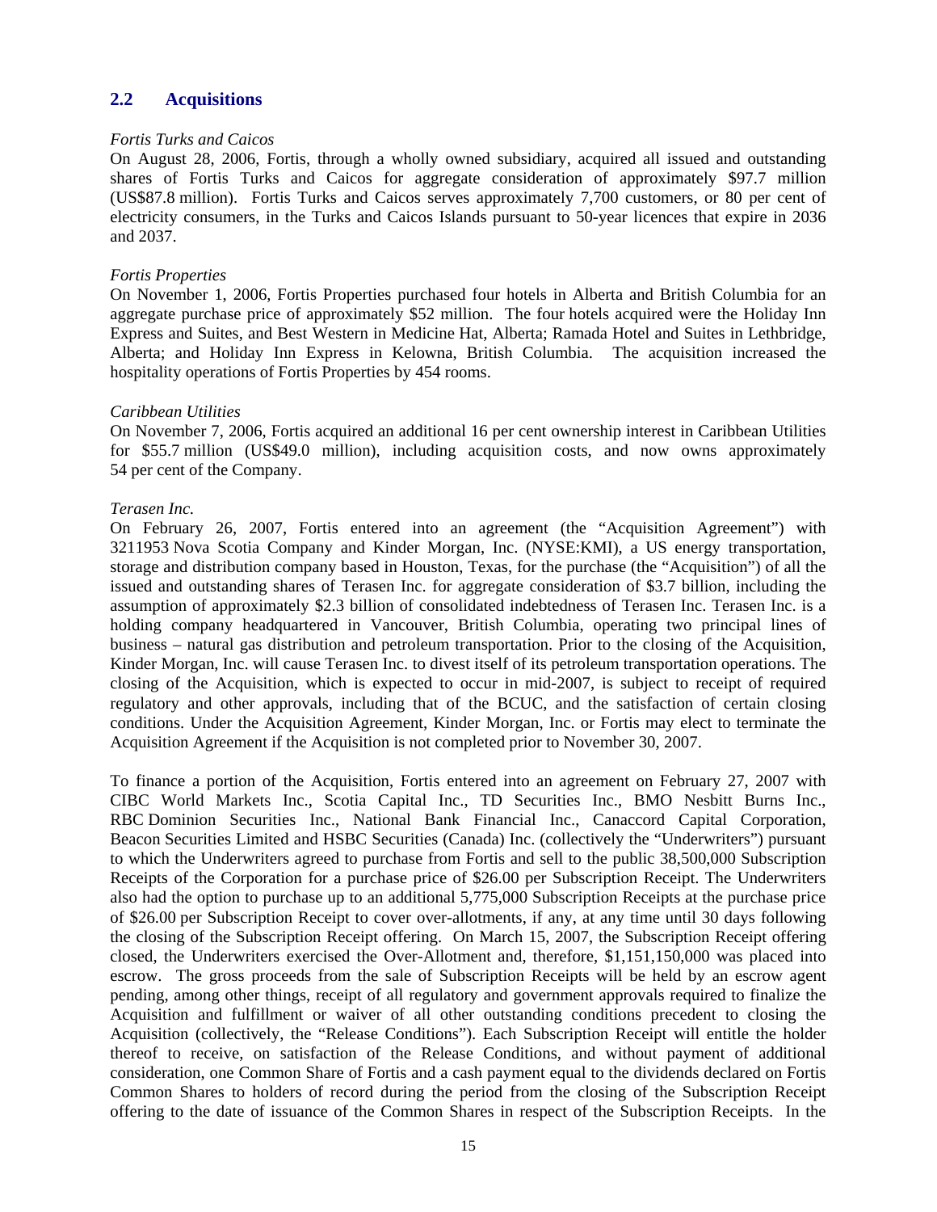## 2.2 Acquisitions

*Fortis Turks and Caicos*

On August 28, 2006, Fortis, through a wholly owned subsidiary, acquired all issued and outstanding shares of Fortis Turks and Caicos for aggregate consideration of approximately \$97.7 million (US\$87.8 million). Fortis Turks and Caicos serves approximately 7,700 customers, or 80 per cent of electricity consumers, in the Turks and Caicos Islands pursuant to 50-year licences that expire in 2036 and 2037.

*Fortis Properties*

On November 1, 2006, Fortis Properties purchased four hotels in Alberta and British Columbia for an aggregate purchase price of approximately \$52 million. The four hotels acquired were the Holiday Inn Express and Suites, and Best Western in Medicine Hat, Alberta; Ramada Hotel and Suites in Lethbridge, Alberta; and Holiday Inn Express in Kelowna, British Columbia. The acquisition increased the hospitality operations of Fortis Properties by 454 rooms.

*Caribbean Utilities*

On November 7, 2006, Fortis acquired an additional 16 per cent ownership interest in Caribbean Utilities for \$55.7 million (US\$49.0 million), including acquisition costs, and now owns approximately 54 per cent of the Company.

*Terasen Inc.*

On February 26, 2007, Fortis entered into an agreement (the "Acquisition Agreement") with 3211953 Nova Scotia Company and Kinder Morgan, Inc. (NYSE:KMI), a US energy transportation, storage and distribution company based in Houston, Texas, for the purchase (the "Acquisition") of all the issued and outstanding shares of Terasen Inc. for aggregate consideration of \$3.7 billion, including the assumption of approximately \$2.3 billion of consolidated indebtedness of Terasen Inc. Terasen Inc. is a holding company headquartered in Vancouver, British Columbia, operating two principal lines of business – natural gas distribution and petroleum transportation. Prior to the closing of the Acquisition, Kinder Morgan, Inc. will cause Terasen Inc. to divest itself of its petroleum transportation operations. The closing of the Acquisition, which is expected to occur in mid-2007, is subject to receipt of required regulatory and other approvals, including that of the BCUC, and the satisfaction of certain closing conditions. Under the Acquisition Agreement, Kinder Morgan, Inc. or Fortis may elect to terminate the Acquisition Agreement if the Acquisition is not completed prior to November 30, 2007.

To finance a portion of the Acquisition, Fortis entered into an agreement on February 27, 2007 with CIBC World Markets Inc., Scotia Capital Inc., TD Securities Inc., BMO Nesbitt Burns Inc., RBC Dominion Securities Inc., National Bank Financial Inc., Canaccord Capital Corporation, Beacon Securities Limited and HSBC Securities (Canada) Inc. (collectively the "Underwriters") pursuant to which the Underwriters agreed to purchase from Fortis and sell to the public 38,500,000 Subscription Receipts of the Corporation for a purchase price of \$26.00 per Subscription Receipt. The Underwriters also had the option to purchase up to an additional 5,775,000 Subscription Receipts at the purchase price of \$26.00 per Subscription Receipt to cover over-allotments, if any, at any time until 30 days following the closing of the Subscription Receipt offering. On March 15, 2007, the Subscription Receipt offering closed, the Underwriters exercised the Over-Allotment and, therefore, \$1,151,150,000 was placed into escrow. The gross proceeds from the sale of Subscription Receipts will be held by an escrow agent pending, among other things, receipt of all regulatory and government approvals required to finalize the Acquisition and fulfillment or waiver of all other outstanding conditions precedent to closing the Acquisition (collectively, the "Release Conditions"). Each Subscription Receipt will entitle the holder thereof to receive, on satisfaction of the Release Conditions, and without payment of additional consideration, one Common Share of Fortis and a cash payment equal to the dividends declared on Fortis Common Shares to holders of record during the period from the closing of the Subscription Receipt offering to the date of issuance of the Common Shares in respect of the Subscription Receipts. In the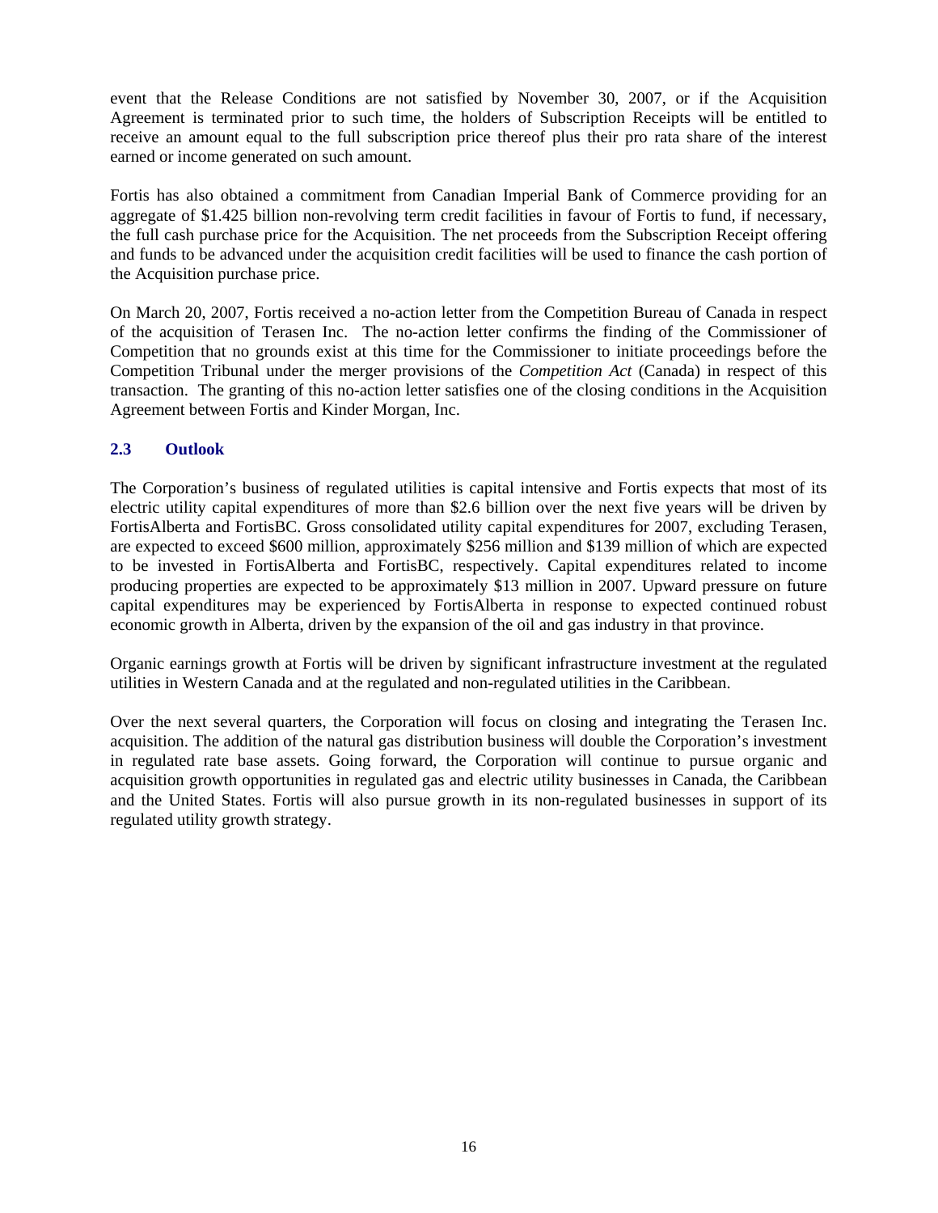event that the Release Conditions are not satisfied by November 30, 2007, or if the Acquisition Agreement is terminated prior to such time, the holders of Subscription Receipts will be entitled to receive an amount equal to the full subscription price thereof plus their pro rata share of the interest earned or income generated on such amount.

Fortis has also obtained a commitment from Canadian Imperial Bank of Commerce providing for an aggregate of $1.425 billion non-revolving term credit facilities in favour of Fortis to fund, if necessary, the full cash purchase price for the Acquisition. The net proceeds from the Subscription Receipt offering and funds to be advanced under the acquisition credit facilities will be used to finance the cash portion of the Acquisition purchase price.

On March 20, 2007, Fortis received a no-action letter from the Competition Bureau of Canada in respect of the acquisition of Terasen Inc. The no-action letter confirms the finding of the Commissioner of Competition that no grounds exist at this time for the Commissioner to initiate proceedings before the Competition Tribunal under the merger provisions of the *Competition Act* (Canada) in respect of this transaction. The granting of this no-action letter satisfies one of the closing conditions in the Acquisition Agreement between Fortis and Kinder Morgan, Inc.

## 2.3 Outlook

The Corporation's business of regulated utilities is capital intensive and Fortis expects that most of its electric utility capital expenditures of more than $2.6 billion over the next five years will be driven by FortisAlberta and FortisBC. Gross consolidated utility capital expenditures for 2007, excluding Terasen, are expected to exceed $600 million, approximately $256 million and $139 million of which are expected to be invested in FortisAlberta and FortisBC, respectively. Capital expenditures related to income producing properties are expected to be approximately $13 million in 2007. Upward pressure on future capital expenditures may be experienced by FortisAlberta in response to expected continued robust economic growth in Alberta, driven by the expansion of the oil and gas industry in that province.

Organic earnings growth at Fortis will be driven by significant infrastructure investment at the regulated utilities in Western Canada and at the regulated and non-regulated utilities in the Caribbean.

Over the next several quarters, the Corporation will focus on closing and integrating the Terasen Inc. acquisition. The addition of the natural gas distribution business will double the Corporation's investment in regulated rate base assets. Going forward, the Corporation will continue to pursue organic and acquisition growth opportunities in regulated gas and electric utility businesses in Canada, the Caribbean and the United States. Fortis will also pursue growth in its non-regulated businesses in support of its regulated utility growth strategy.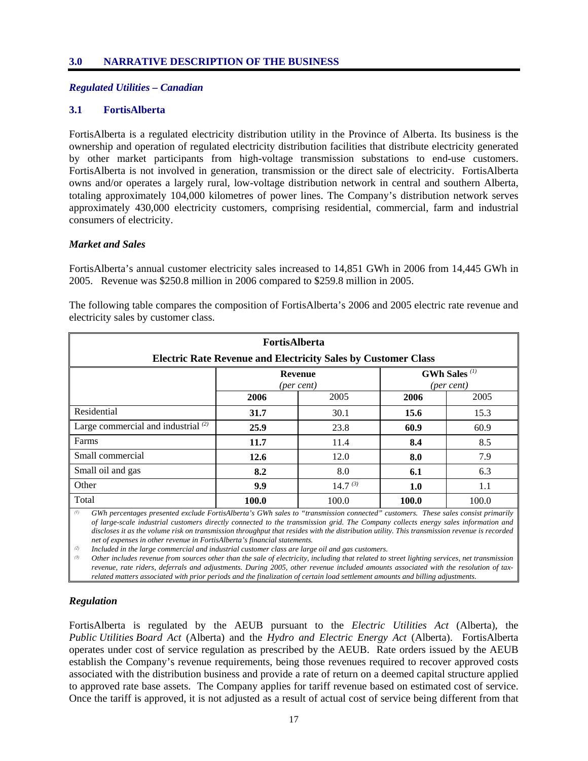## 3.0 NARRATIVE DESCRIPTION OF THE BUSINESS

### *Regulated Utilities – Canadian*

### 3.1 FortisAlberta

FortisAlberta is a regulated electricity distribution utility in the Province of Alberta. Its business is the ownership and operation of regulated electricity distribution facilities that distribute electricity generated by other market participants from high-voltage transmission substations to end-use customers. FortisAlberta is not involved in generation, transmission or the direct sale of electricity. FortisAlberta owns and/or operates a largely rural, low-voltage distribution network in central and southern Alberta, totaling approximately 104,000 kilometres of power lines. The Company's distribution network serves approximately 430,000 electricity customers, comprising residential, commercial, farm and industrial consumers of electricity.

#### *Market and Sales*

FortisAlberta's annual customer electricity sales increased to 14,851 GWh in 2006 from 14,445 GWh in 2005. Revenue was $250.8 million in 2006 compared to $259.8 million in 2005.

The following table compares the composition of FortisAlberta's 2006 and 2005 electric rate revenue and electricity sales by customer class.

**FortisAlberta**

**Electric Rate Revenue and Electricity Sales by Customer Class**

| | Revenue *(per cent)* | | GWh Sales [(1)] *(per cent)* | |
|---|---|---|---|---|
| | **2006** | 2005 | **2006** | 2005 |
| Residential | **31.7** | 30.1 | **15.6** | 15.3 |
| Large commercial and industrial [(2)] | **25.9** | 23.8 | **60.9** | 60.9 |
| Farms | **11.7** | 11.4 | **8.4** | 8.5 |
| Small commercial | **12.6** | 12.0 | **8.0** | 7.9 |
| Small oil and gas | **8.2** | 8.0 | **6.1** | 6.3 |
| Other | **9.9** | 14.7 [(3)] | **1.0** | 1.1 |
| Total | **100.0** | 100.0 | **100.0** | 100.0 |

[(1)] *GWh percentages presented exclude FortisAlberta's GWh sales to "transmission connected" customers. These sales consist primarily of large-scale industrial customers directly connected to the transmission grid. The Company collects energy sales information and discloses it as the volume risk on transmission throughput that resides with the distribution utility. This transmission revenue is recorded net of expenses in other revenue in FortisAlberta's financial statements.*

[(2)] *Included in the large commercial and industrial customer class are large oil and gas customers.*

[(3)] *Other includes revenue from sources other than the sale of electricity, including that related to street lighting services, net transmission revenue, rate riders, deferrals and adjustments. During 2005, other revenue included amounts associated with the resolution of tax-related matters associated with prior periods and the finalization of certain load settlement amounts and billing adjustments.*

#### *Regulation*

FortisAlberta is regulated by the AEUB pursuant to the *Electric Utilities Act* (Alberta), the *Public Utilities Board Act* (Alberta) and the *Hydro and Electric Energy Act* (Alberta). FortisAlberta operates under cost of service regulation as prescribed by the AEUB. Rate orders issued by the AEUB establish the Company's revenue requirements, being those revenues required to recover approved costs associated with the distribution business and provide a rate of return on a deemed capital structure applied to approved rate base assets. The Company applies for tariff revenue based on estimated cost of service. Once the tariff is approved, it is not adjusted as a result of actual cost of service being different from that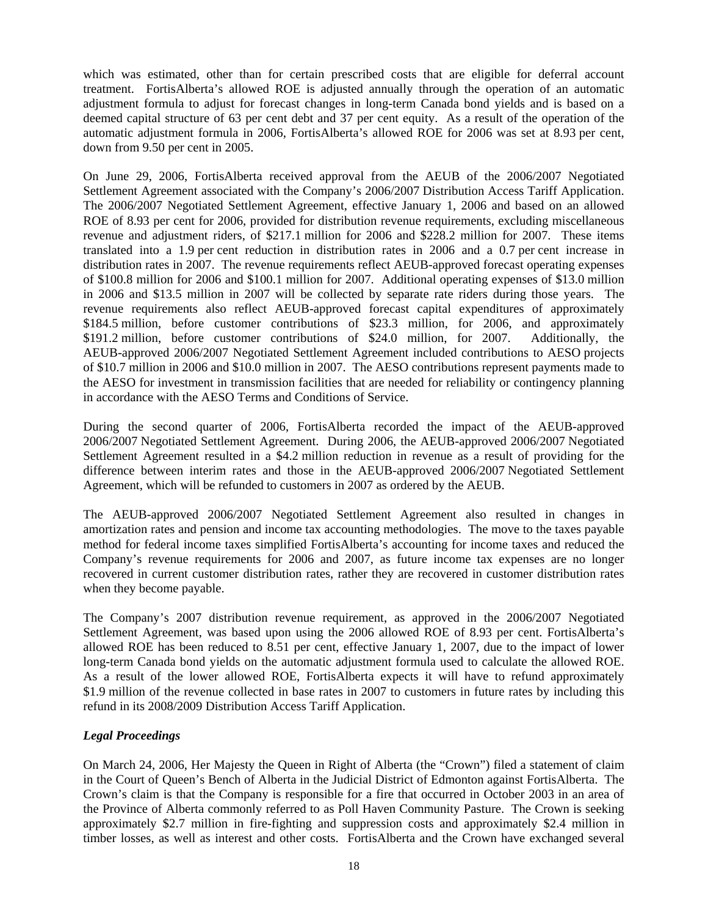which was estimated, other than for certain prescribed costs that are eligible for deferral account treatment. FortisAlberta's allowed ROE is adjusted annually through the operation of an automatic adjustment formula to adjust for forecast changes in long-term Canada bond yields and is based on a deemed capital structure of 63 per cent debt and 37 per cent equity. As a result of the operation of the automatic adjustment formula in 2006, FortisAlberta's allowed ROE for 2006 was set at 8.93 per cent, down from 9.50 per cent in 2005.

On June 29, 2006, FortisAlberta received approval from the AEUB of the 2006/2007 Negotiated Settlement Agreement associated with the Company's 2006/2007 Distribution Access Tariff Application. The 2006/2007 Negotiated Settlement Agreement, effective January 1, 2006 and based on an allowed ROE of 8.93 per cent for 2006, provided for distribution revenue requirements, excluding miscellaneous revenue and adjustment riders, of $217.1 million for 2006 and $228.2 million for 2007. These items translated into a 1.9 per cent reduction in distribution rates in 2006 and a 0.7 per cent increase in distribution rates in 2007. The revenue requirements reflect AEUB-approved forecast operating expenses of $100.8 million for 2006 and $100.1 million for 2007. Additional operating expenses of $13.0 million in 2006 and $13.5 million in 2007 will be collected by separate rate riders during those years. The revenue requirements also reflect AEUB-approved forecast capital expenditures of approximately $184.5 million, before customer contributions of $23.3 million, for 2006, and approximately $191.2 million, before customer contributions of $24.0 million, for 2007. Additionally, the AEUB-approved 2006/2007 Negotiated Settlement Agreement included contributions to AESO projects of $10.7 million in 2006 and $10.0 million in 2007. The AESO contributions represent payments made to the AESO for investment in transmission facilities that are needed for reliability or contingency planning in accordance with the AESO Terms and Conditions of Service.

During the second quarter of 2006, FortisAlberta recorded the impact of the AEUB-approved 2006/2007 Negotiated Settlement Agreement. During 2006, the AEUB-approved 2006/2007 Negotiated Settlement Agreement resulted in a $4.2 million reduction in revenue as a result of providing for the difference between interim rates and those in the AEUB-approved 2006/2007 Negotiated Settlement Agreement, which will be refunded to customers in 2007 as ordered by the AEUB.

The AEUB-approved 2006/2007 Negotiated Settlement Agreement also resulted in changes in amortization rates and pension and income tax accounting methodologies. The move to the taxes payable method for federal income taxes simplified FortisAlberta's accounting for income taxes and reduced the Company's revenue requirements for 2006 and 2007, as future income tax expenses are no longer recovered in current customer distribution rates, rather they are recovered in customer distribution rates when they become payable.

The Company's 2007 distribution revenue requirement, as approved in the 2006/2007 Negotiated Settlement Agreement, was based upon using the 2006 allowed ROE of 8.93 per cent. FortisAlberta's allowed ROE has been reduced to 8.51 per cent, effective January 1, 2007, due to the impact of lower long-term Canada bond yields on the automatic adjustment formula used to calculate the allowed ROE. As a result of the lower allowed ROE, FortisAlberta expects it will have to refund approximately $1.9 million of the revenue collected in base rates in 2007 to customers in future rates by including this refund in its 2008/2009 Distribution Access Tariff Application.

***Legal Proceedings***

On March 24, 2006, Her Majesty the Queen in Right of Alberta (the "Crown") filed a statement of claim in the Court of Queen's Bench of Alberta in the Judicial District of Edmonton against FortisAlberta. The Crown's claim is that the Company is responsible for a fire that occurred in October 2003 in an area of the Province of Alberta commonly referred to as Poll Haven Community Pasture. The Crown is seeking approximately $2.7 million in fire-fighting and suppression costs and approximately $2.4 million in timber losses, as well as interest and other costs. FortisAlberta and the Crown have exchanged several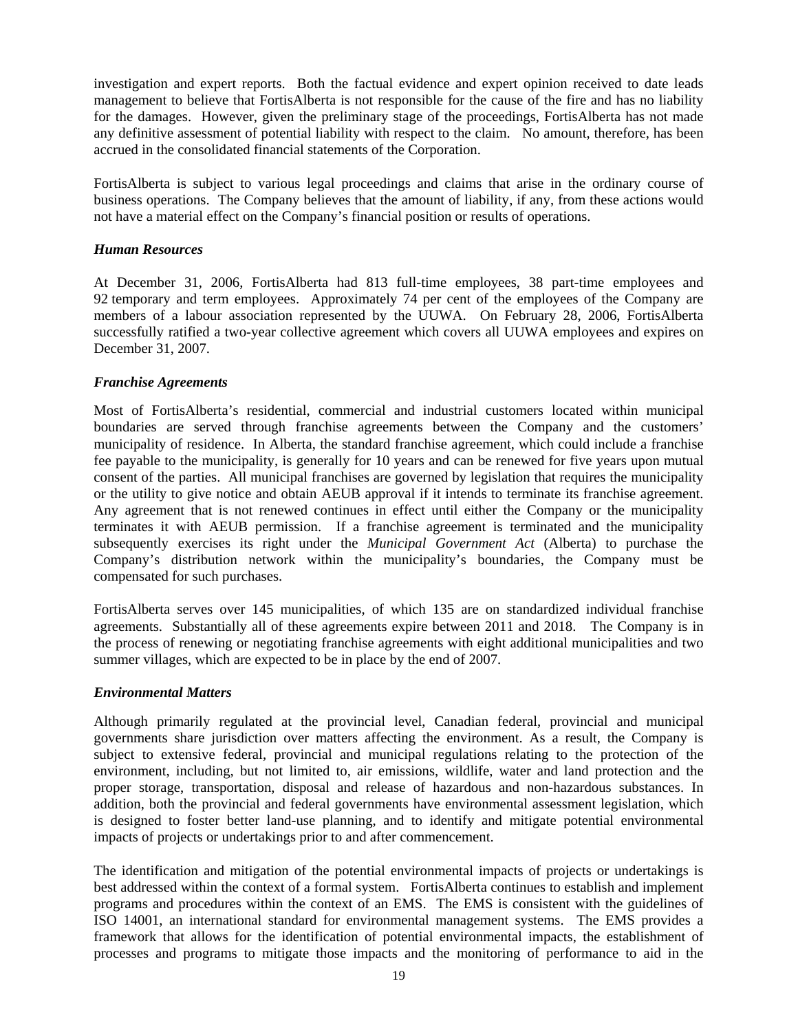investigation and expert reports. Both the factual evidence and expert opinion received to date leads management to believe that FortisAlberta is not responsible for the cause of the fire and has no liability for the damages. However, given the preliminary stage of the proceedings, FortisAlberta has not made any definitive assessment of potential liability with respect to the claim. No amount, therefore, has been accrued in the consolidated financial statements of the Corporation.

FortisAlberta is subject to various legal proceedings and claims that arise in the ordinary course of business operations. The Company believes that the amount of liability, if any, from these actions would not have a material effect on the Company's financial position or results of operations.

***Human Resources***

At December 31, 2006, FortisAlberta had 813 full-time employees, 38 part-time employees and 92 temporary and term employees. Approximately 74 per cent of the employees of the Company are members of a labour association represented by the UUWA. On February 28, 2006, FortisAlberta successfully ratified a two-year collective agreement which covers all UUWA employees and expires on December 31, 2007.

***Franchise Agreements***

Most of FortisAlberta's residential, commercial and industrial customers located within municipal boundaries are served through franchise agreements between the Company and the customers' municipality of residence. In Alberta, the standard franchise agreement, which could include a franchise fee payable to the municipality, is generally for 10 years and can be renewed for five years upon mutual consent of the parties. All municipal franchises are governed by legislation that requires the municipality or the utility to give notice and obtain AEUB approval if it intends to terminate its franchise agreement. Any agreement that is not renewed continues in effect until either the Company or the municipality terminates it with AEUB permission. If a franchise agreement is terminated and the municipality subsequently exercises its right under the *Municipal Government Act* (Alberta) to purchase the Company's distribution network within the municipality's boundaries, the Company must be compensated for such purchases.

FortisAlberta serves over 145 municipalities, of which 135 are on standardized individual franchise agreements. Substantially all of these agreements expire between 2011 and 2018. The Company is in the process of renewing or negotiating franchise agreements with eight additional municipalities and two summer villages, which are expected to be in place by the end of 2007.

***Environmental Matters***

Although primarily regulated at the provincial level, Canadian federal, provincial and municipal governments share jurisdiction over matters affecting the environment. As a result, the Company is subject to extensive federal, provincial and municipal regulations relating to the protection of the environment, including, but not limited to, air emissions, wildlife, water and land protection and the proper storage, transportation, disposal and release of hazardous and non-hazardous substances. In addition, both the provincial and federal governments have environmental assessment legislation, which is designed to foster better land-use planning, and to identify and mitigate potential environmental impacts of projects or undertakings prior to and after commencement.

The identification and mitigation of the potential environmental impacts of projects or undertakings is best addressed within the context of a formal system. FortisAlberta continues to establish and implement programs and procedures within the context of an EMS. The EMS is consistent with the guidelines of ISO 14001, an international standard for environmental management systems. The EMS provides a framework that allows for the identification of potential environmental impacts, the establishment of processes and programs to mitigate those impacts and the monitoring of performance to aid in the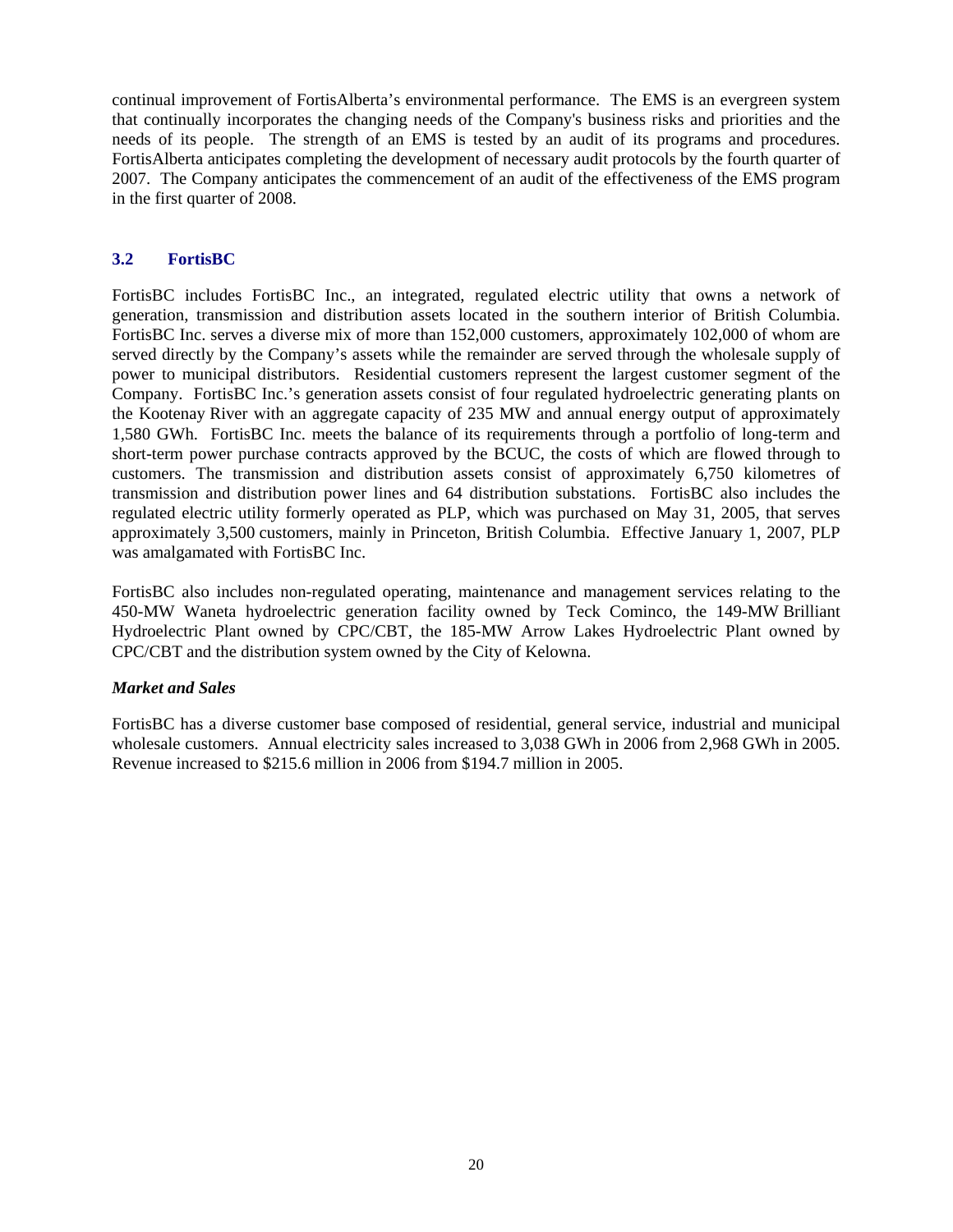continual improvement of FortisAlberta's environmental performance. The EMS is an evergreen system that continually incorporates the changing needs of the Company's business risks and priorities and the needs of its people. The strength of an EMS is tested by an audit of its programs and procedures. FortisAlberta anticipates completing the development of necessary audit protocols by the fourth quarter of 2007. The Company anticipates the commencement of an audit of the effectiveness of the EMS program in the first quarter of 2008.

## 3.2 FortisBC

FortisBC includes FortisBC Inc., an integrated, regulated electric utility that owns a network of generation, transmission and distribution assets located in the southern interior of British Columbia. FortisBC Inc. serves a diverse mix of more than 152,000 customers, approximately 102,000 of whom are served directly by the Company's assets while the remainder are served through the wholesale supply of power to municipal distributors. Residential customers represent the largest customer segment of the Company. FortisBC Inc.'s generation assets consist of four regulated hydroelectric generating plants on the Kootenay River with an aggregate capacity of 235 MW and annual energy output of approximately 1,580 GWh. FortisBC Inc. meets the balance of its requirements through a portfolio of long-term and short-term power purchase contracts approved by the BCUC, the costs of which are flowed through to customers. The transmission and distribution assets consist of approximately 6,750 kilometres of transmission and distribution power lines and 64 distribution substations. FortisBC also includes the regulated electric utility formerly operated as PLP, which was purchased on May 31, 2005, that serves approximately 3,500 customers, mainly in Princeton, British Columbia. Effective January 1, 2007, PLP was amalgamated with FortisBC Inc.

FortisBC also includes non-regulated operating, maintenance and management services relating to the 450-MW Waneta hydroelectric generation facility owned by Teck Cominco, the 149-MW Brilliant Hydroelectric Plant owned by CPC/CBT, the 185-MW Arrow Lakes Hydroelectric Plant owned by CPC/CBT and the distribution system owned by the City of Kelowna.

***Market and Sales***

FortisBC has a diverse customer base composed of residential, general service, industrial and municipal wholesale customers. Annual electricity sales increased to 3,038 GWh in 2006 from 2,968 GWh in 2005. Revenue increased to $215.6 million in 2006 from $194.7 million in 2005.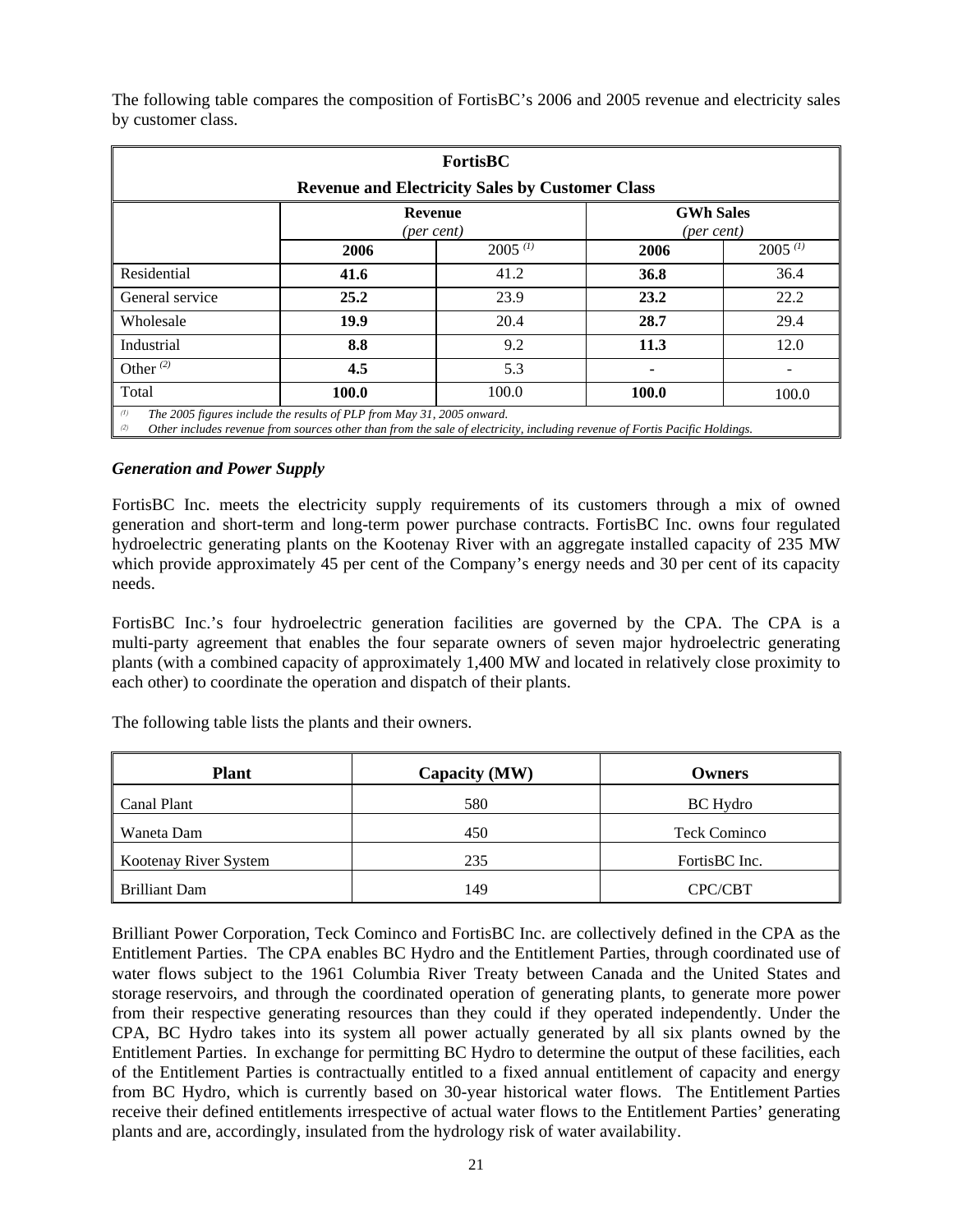The following table compares the composition of FortisBC's 2006 and 2005 revenue and electricity sales by customer class.

| FortisBC Revenue and Electricity Sales by Customer Class | | | | |
|---|---|---|---|---|
| | **Revenue** *(per cent)* | | **GWh Sales** *(per cent)* | |
| | **2006** | 2005 [(1)] | **2006** | 2005 [(1)] |
| Residential | **41.6** | 41.2 | **36.8** | 36.4 |
| General service | **25.2** | 23.9 | **23.2** | 22.2 |
| Wholesale | **19.9** | 20.4 | **28.7** | 29.4 |
| Industrial | **8.8** | 9.2 | **11.3** | 12.0 |
| Other [(2)] | **4.5** | 5.3 | **-** | - |
| Total | **100.0** | 100.0 | **100.0** | 100.0 |

*(1) The 2005 figures include the results of PLP from May 31, 2005 onward.*
*(2) Other includes revenue from sources other than from the sale of electricity, including revenue of Fortis Pacific Holdings.*

### *Generation and Power Supply*

FortisBC Inc. meets the electricity supply requirements of its customers through a mix of owned generation and short-term and long-term power purchase contracts. FortisBC Inc. owns four regulated hydroelectric generating plants on the Kootenay River with an aggregate installed capacity of 235 MW which provide approximately 45 per cent of the Company's energy needs and 30 per cent of its capacity needs.

FortisBC Inc.'s four hydroelectric generation facilities are governed by the CPA. The CPA is a multi-party agreement that enables the four separate owners of seven major hydroelectric generating plants (with a combined capacity of approximately 1,400 MW and located in relatively close proximity to each other) to coordinate the operation and dispatch of their plants.

The following table lists the plants and their owners.

| Plant | Capacity (MW) | Owners |
|---|---|---|
| Canal Plant | 580 | BC Hydro |
| Waneta Dam | 450 | Teck Cominco |
| Kootenay River System | 235 | FortisBC Inc. |
| Brilliant Dam | 149 | CPC/CBT |

Brilliant Power Corporation, Teck Cominco and FortisBC Inc. are collectively defined in the CPA as the Entitlement Parties. The CPA enables BC Hydro and the Entitlement Parties, through coordinated use of water flows subject to the 1961 Columbia River Treaty between Canada and the United States and storage reservoirs, and through the coordinated operation of generating plants, to generate more power from their respective generating resources than they could if they operated independently. Under the CPA, BC Hydro takes into its system all power actually generated by all six plants owned by the Entitlement Parties. In exchange for permitting BC Hydro to determine the output of these facilities, each of the Entitlement Parties is contractually entitled to a fixed annual entitlement of capacity and energy from BC Hydro, which is currently based on 30-year historical water flows. The Entitlement Parties receive their defined entitlements irrespective of actual water flows to the Entitlement Parties' generating plants and are, accordingly, insulated from the hydrology risk of water availability.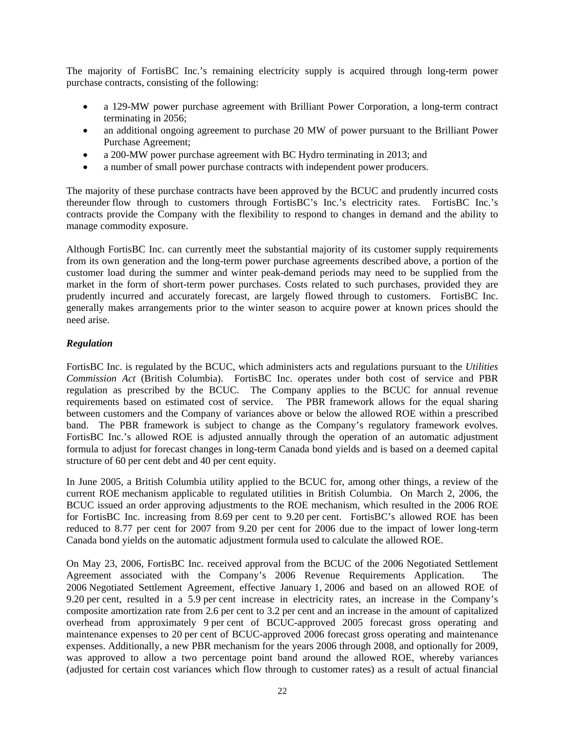The majority of FortisBC Inc.'s remaining electricity supply is acquired through long-term power purchase contracts, consisting of the following:

- a 129-MW power purchase agreement with Brilliant Power Corporation, a long-term contract terminating in 2056;
- an additional ongoing agreement to purchase 20 MW of power pursuant to the Brilliant Power Purchase Agreement;
- a 200-MW power purchase agreement with BC Hydro terminating in 2013; and
- a number of small power purchase contracts with independent power producers.

The majority of these purchase contracts have been approved by the BCUC and prudently incurred costs thereunder flow through to customers through FortisBC's Inc.'s electricity rates. FortisBC Inc.'s contracts provide the Company with the flexibility to respond to changes in demand and the ability to manage commodity exposure.

Although FortisBC Inc. can currently meet the substantial majority of its customer supply requirements from its own generation and the long-term power purchase agreements described above, a portion of the customer load during the summer and winter peak-demand periods may need to be supplied from the market in the form of short-term power purchases. Costs related to such purchases, provided they are prudently incurred and accurately forecast, are largely flowed through to customers. FortisBC Inc. generally makes arrangements prior to the winter season to acquire power at known prices should the need arise.

***Regulation***

FortisBC Inc. is regulated by the BCUC, which administers acts and regulations pursuant to the *Utilities Commission Act* (British Columbia). FortisBC Inc. operates under both cost of service and PBR regulation as prescribed by the BCUC. The Company applies to the BCUC for annual revenue requirements based on estimated cost of service. The PBR framework allows for the equal sharing between customers and the Company of variances above or below the allowed ROE within a prescribed band. The PBR framework is subject to change as the Company's regulatory framework evolves. FortisBC Inc.'s allowed ROE is adjusted annually through the operation of an automatic adjustment formula to adjust for forecast changes in long-term Canada bond yields and is based on a deemed capital structure of 60 per cent debt and 40 per cent equity.

In June 2005, a British Columbia utility applied to the BCUC for, among other things, a review of the current ROE mechanism applicable to regulated utilities in British Columbia. On March 2, 2006, the BCUC issued an order approving adjustments to the ROE mechanism, which resulted in the 2006 ROE for FortisBC Inc. increasing from 8.69 per cent to 9.20 per cent. FortisBC's allowed ROE has been reduced to 8.77 per cent for 2007 from 9.20 per cent for 2006 due to the impact of lower long-term Canada bond yields on the automatic adjustment formula used to calculate the allowed ROE.

On May 23, 2006, FortisBC Inc. received approval from the BCUC of the 2006 Negotiated Settlement Agreement associated with the Company's 2006 Revenue Requirements Application. The 2006 Negotiated Settlement Agreement, effective January 1, 2006 and based on an allowed ROE of 9.20 per cent, resulted in a 5.9 per cent increase in electricity rates, an increase in the Company's composite amortization rate from 2.6 per cent to 3.2 per cent and an increase in the amount of capitalized overhead from approximately 9 per cent of BCUC-approved 2005 forecast gross operating and maintenance expenses to 20 per cent of BCUC-approved 2006 forecast gross operating and maintenance expenses. Additionally, a new PBR mechanism for the years 2006 through 2008, and optionally for 2009, was approved to allow a two percentage point band around the allowed ROE, whereby variances (adjusted for certain cost variances which flow through to customer rates) as a result of actual financial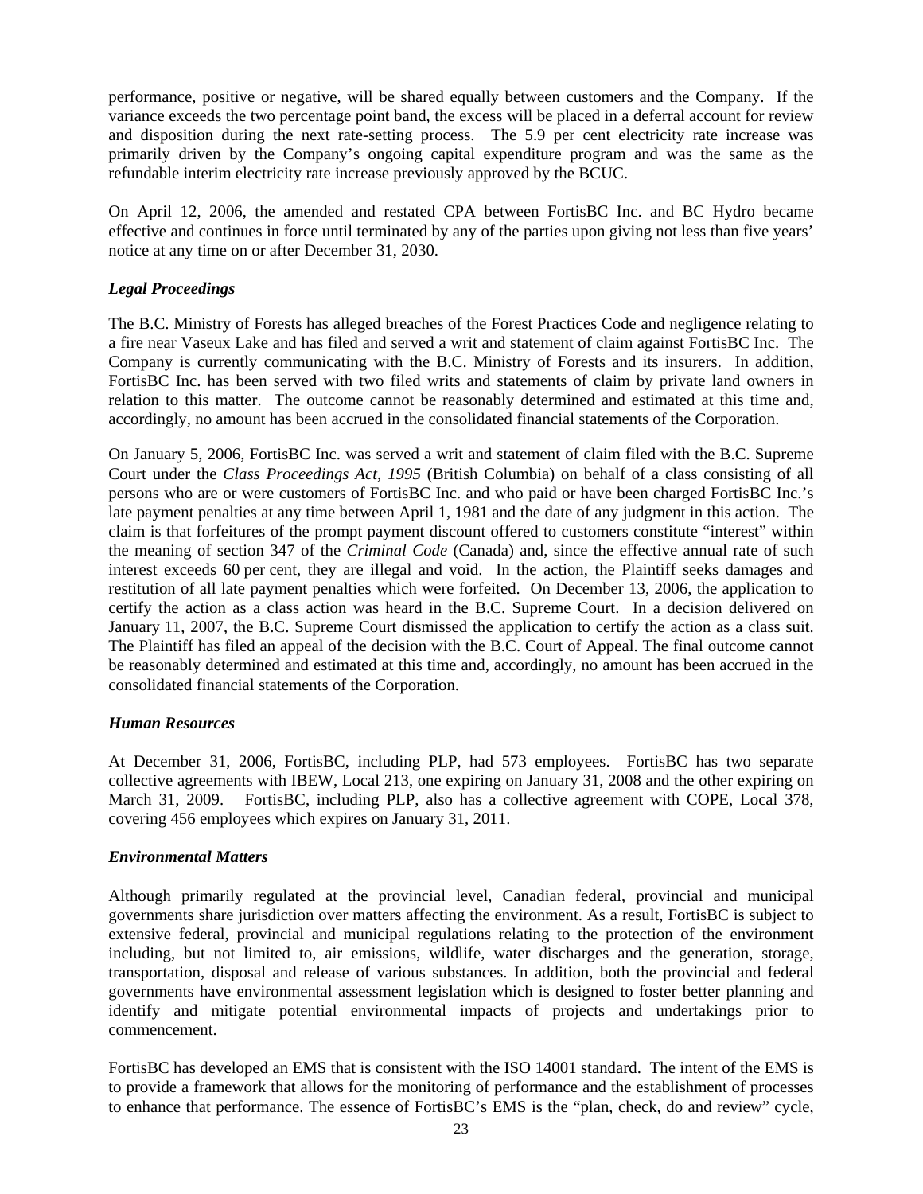performance, positive or negative, will be shared equally between customers and the Company. If the variance exceeds the two percentage point band, the excess will be placed in a deferral account for review and disposition during the next rate-setting process. The 5.9 per cent electricity rate increase was primarily driven by the Company's ongoing capital expenditure program and was the same as the refundable interim electricity rate increase previously approved by the BCUC.

On April 12, 2006, the amended and restated CPA between FortisBC Inc. and BC Hydro became effective and continues in force until terminated by any of the parties upon giving not less than five years' notice at any time on or after December 31, 2030.

### *Legal Proceedings*

The B.C. Ministry of Forests has alleged breaches of the Forest Practices Code and negligence relating to a fire near Vaseux Lake and has filed and served a writ and statement of claim against FortisBC Inc. The Company is currently communicating with the B.C. Ministry of Forests and its insurers. In addition, FortisBC Inc. has been served with two filed writs and statements of claim by private land owners in relation to this matter. The outcome cannot be reasonably determined and estimated at this time and, accordingly, no amount has been accrued in the consolidated financial statements of the Corporation.

On January 5, 2006, FortisBC Inc. was served a writ and statement of claim filed with the B.C. Supreme Court under the *Class Proceedings Act, 1995* (British Columbia) on behalf of a class consisting of all persons who are or were customers of FortisBC Inc. and who paid or have been charged FortisBC Inc.'s late payment penalties at any time between April 1, 1981 and the date of any judgment in this action. The claim is that forfeitures of the prompt payment discount offered to customers constitute "interest" within the meaning of section 347 of the *Criminal Code* (Canada) and, since the effective annual rate of such interest exceeds 60 per cent, they are illegal and void. In the action, the Plaintiff seeks damages and restitution of all late payment penalties which were forfeited. On December 13, 2006, the application to certify the action as a class action was heard in the B.C. Supreme Court. In a decision delivered on January 11, 2007, the B.C. Supreme Court dismissed the application to certify the action as a class suit. The Plaintiff has filed an appeal of the decision with the B.C. Court of Appeal. The final outcome cannot be reasonably determined and estimated at this time and, accordingly, no amount has been accrued in the consolidated financial statements of the Corporation.

### *Human Resources*

At December 31, 2006, FortisBC, including PLP, had 573 employees. FortisBC has two separate collective agreements with IBEW, Local 213, one expiring on January 31, 2008 and the other expiring on March 31, 2009. FortisBC, including PLP, also has a collective agreement with COPE, Local 378, covering 456 employees which expires on January 31, 2011.

### *Environmental Matters*

Although primarily regulated at the provincial level, Canadian federal, provincial and municipal governments share jurisdiction over matters affecting the environment. As a result, FortisBC is subject to extensive federal, provincial and municipal regulations relating to the protection of the environment including, but not limited to, air emissions, wildlife, water discharges and the generation, storage, transportation, disposal and release of various substances. In addition, both the provincial and federal governments have environmental assessment legislation which is designed to foster better planning and identify and mitigate potential environmental impacts of projects and undertakings prior to commencement.

FortisBC has developed an EMS that is consistent with the ISO 14001 standard. The intent of the EMS is to provide a framework that allows for the monitoring of performance and the establishment of processes to enhance that performance. The essence of FortisBC's EMS is the "plan, check, do and review" cycle,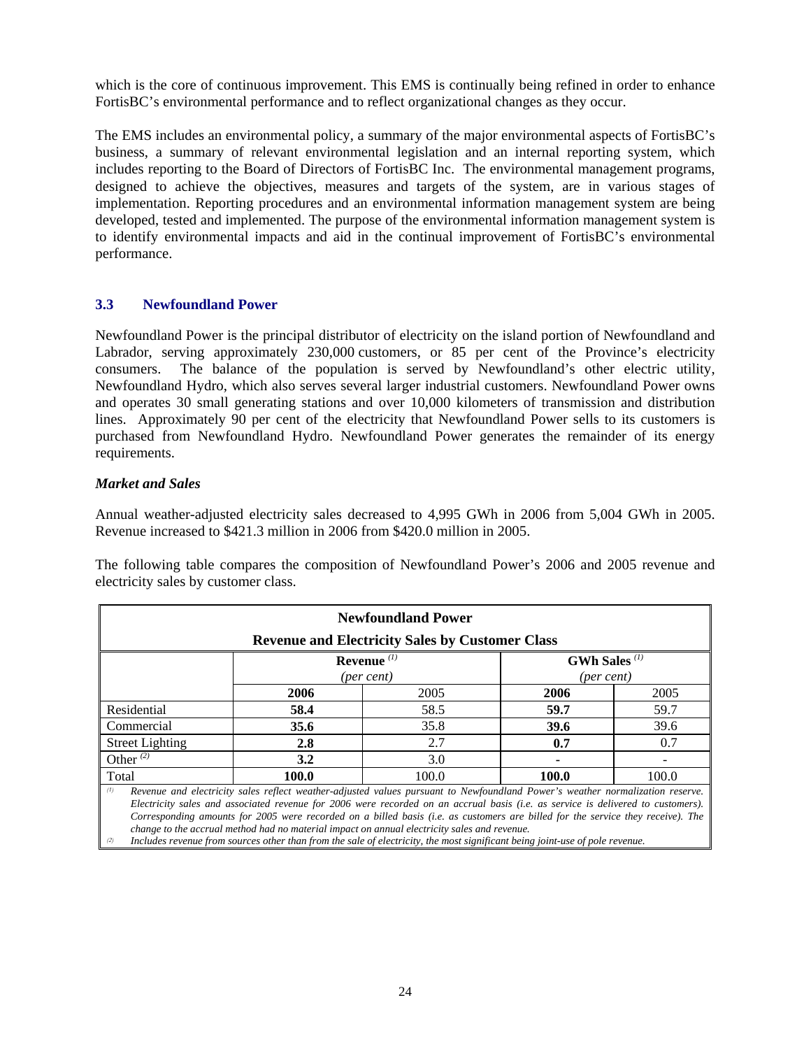which is the core of continuous improvement. This EMS is continually being refined in order to enhance FortisBC's environmental performance and to reflect organizational changes as they occur.

The EMS includes an environmental policy, a summary of the major environmental aspects of FortisBC's business, a summary of relevant environmental legislation and an internal reporting system, which includes reporting to the Board of Directors of FortisBC Inc. The environmental management programs, designed to achieve the objectives, measures and targets of the system, are in various stages of implementation. Reporting procedures and an environmental information management system are being developed, tested and implemented. The purpose of the environmental information management system is to identify environmental impacts and aid in the continual improvement of FortisBC's environmental performance.

### 3.3 Newfoundland Power

Newfoundland Power is the principal distributor of electricity on the island portion of Newfoundland and Labrador, serving approximately 230,000 customers, or 85 per cent of the Province's electricity consumers. The balance of the population is served by Newfoundland's other electric utility, Newfoundland Hydro, which also serves several larger industrial customers. Newfoundland Power owns and operates 30 small generating stations and over 10,000 kilometers of transmission and distribution lines. Approximately 90 per cent of the electricity that Newfoundland Power sells to its customers is purchased from Newfoundland Hydro. Newfoundland Power generates the remainder of its energy requirements.

***Market and Sales***

Annual weather-adjusted electricity sales decreased to 4,995 GWh in 2006 from 5,004 GWh in 2005. Revenue increased to \$421.3 million in 2006 from \$420.0 million in 2005.

The following table compares the composition of Newfoundland Power's 2006 and 2005 revenue and electricity sales by customer class.

**Newfoundland Power**
**Revenue and Electricity Sales by Customer Class**

| | **Revenue** [(1)] *(per cent)* | | **GWh Sales** [(1)] *(per cent)* | |
|---|---|---|---|---|
| | **2006** | 2005 | **2006** | 2005 |
| Residential | **58.4** | 58.5 | **59.7** | 59.7 |
| Commercial | **35.6** | 35.8 | **39.6** | 39.6 |
| Street Lighting | **2.8** | 2.7 | **0.7** | 0.7 |
| Other [(2)] | **3.2** | 3.0 | **-** | - |
| Total | **100.0** | 100.0 | **100.0** | 100.0 |

*(1) Revenue and electricity sales reflect weather-adjusted values pursuant to Newfoundland Power's weather normalization reserve. Electricity sales and associated revenue for 2006 were recorded on an accrual basis (i.e. as service is delivered to customers). Corresponding amounts for 2005 were recorded on a billed basis (i.e. as customers are billed for the service they receive). The change to the accrual method had no material impact on annual electricity sales and revenue.*

*(2) Includes revenue from sources other than from the sale of electricity, the most significant being joint-use of pole revenue.*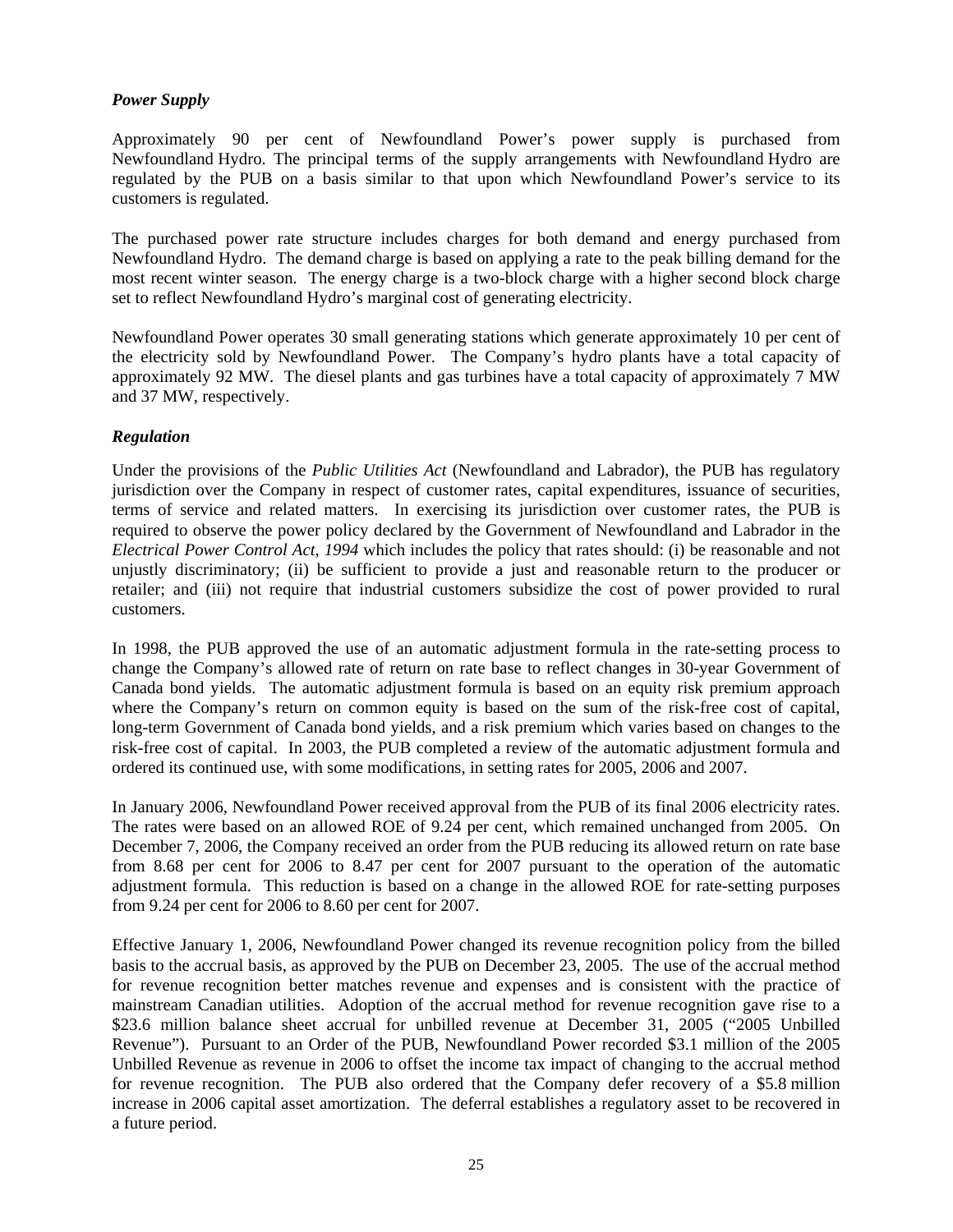### *Power Supply*

Approximately 90 per cent of Newfoundland Power's power supply is purchased from Newfoundland Hydro. The principal terms of the supply arrangements with Newfoundland Hydro are regulated by the PUB on a basis similar to that upon which Newfoundland Power's service to its customers is regulated.

The purchased power rate structure includes charges for both demand and energy purchased from Newfoundland Hydro. The demand charge is based on applying a rate to the peak billing demand for the most recent winter season. The energy charge is a two-block charge with a higher second block charge set to reflect Newfoundland Hydro's marginal cost of generating electricity.

Newfoundland Power operates 30 small generating stations which generate approximately 10 per cent of the electricity sold by Newfoundland Power. The Company's hydro plants have a total capacity of approximately 92 MW. The diesel plants and gas turbines have a total capacity of approximately 7 MW and 37 MW, respectively.

### *Regulation*

Under the provisions of the *Public Utilities Act* (Newfoundland and Labrador), the PUB has regulatory jurisdiction over the Company in respect of customer rates, capital expenditures, issuance of securities, terms of service and related matters. In exercising its jurisdiction over customer rates, the PUB is required to observe the power policy declared by the Government of Newfoundland and Labrador in the *Electrical Power Control Act, 1994* which includes the policy that rates should: (i) be reasonable and not unjustly discriminatory; (ii) be sufficient to provide a just and reasonable return to the producer or retailer; and (iii) not require that industrial customers subsidize the cost of power provided to rural customers.

In 1998, the PUB approved the use of an automatic adjustment formula in the rate-setting process to change the Company's allowed rate of return on rate base to reflect changes in 30-year Government of Canada bond yields. The automatic adjustment formula is based on an equity risk premium approach where the Company's return on common equity is based on the sum of the risk-free cost of capital, long-term Government of Canada bond yields, and a risk premium which varies based on changes to the risk-free cost of capital. In 2003, the PUB completed a review of the automatic adjustment formula and ordered its continued use, with some modifications, in setting rates for 2005, 2006 and 2007.

In January 2006, Newfoundland Power received approval from the PUB of its final 2006 electricity rates. The rates were based on an allowed ROE of 9.24 per cent, which remained unchanged from 2005. On December 7, 2006, the Company received an order from the PUB reducing its allowed return on rate base from 8.68 per cent for 2006 to 8.47 per cent for 2007 pursuant to the operation of the automatic adjustment formula. This reduction is based on a change in the allowed ROE for rate-setting purposes from 9.24 per cent for 2006 to 8.60 per cent for 2007.

Effective January 1, 2006, Newfoundland Power changed its revenue recognition policy from the billed basis to the accrual basis, as approved by the PUB on December 23, 2005. The use of the accrual method for revenue recognition better matches revenue and expenses and is consistent with the practice of mainstream Canadian utilities. Adoption of the accrual method for revenue recognition gave rise to a \$23.6 million balance sheet accrual for unbilled revenue at December 31, 2005 ("2005 Unbilled Revenue"). Pursuant to an Order of the PUB, Newfoundland Power recorded \$3.1 million of the 2005 Unbilled Revenue as revenue in 2006 to offset the income tax impact of changing to the accrual method for revenue recognition. The PUB also ordered that the Company defer recovery of a \$5.8 million increase in 2006 capital asset amortization. The deferral establishes a regulatory asset to be recovered in a future period.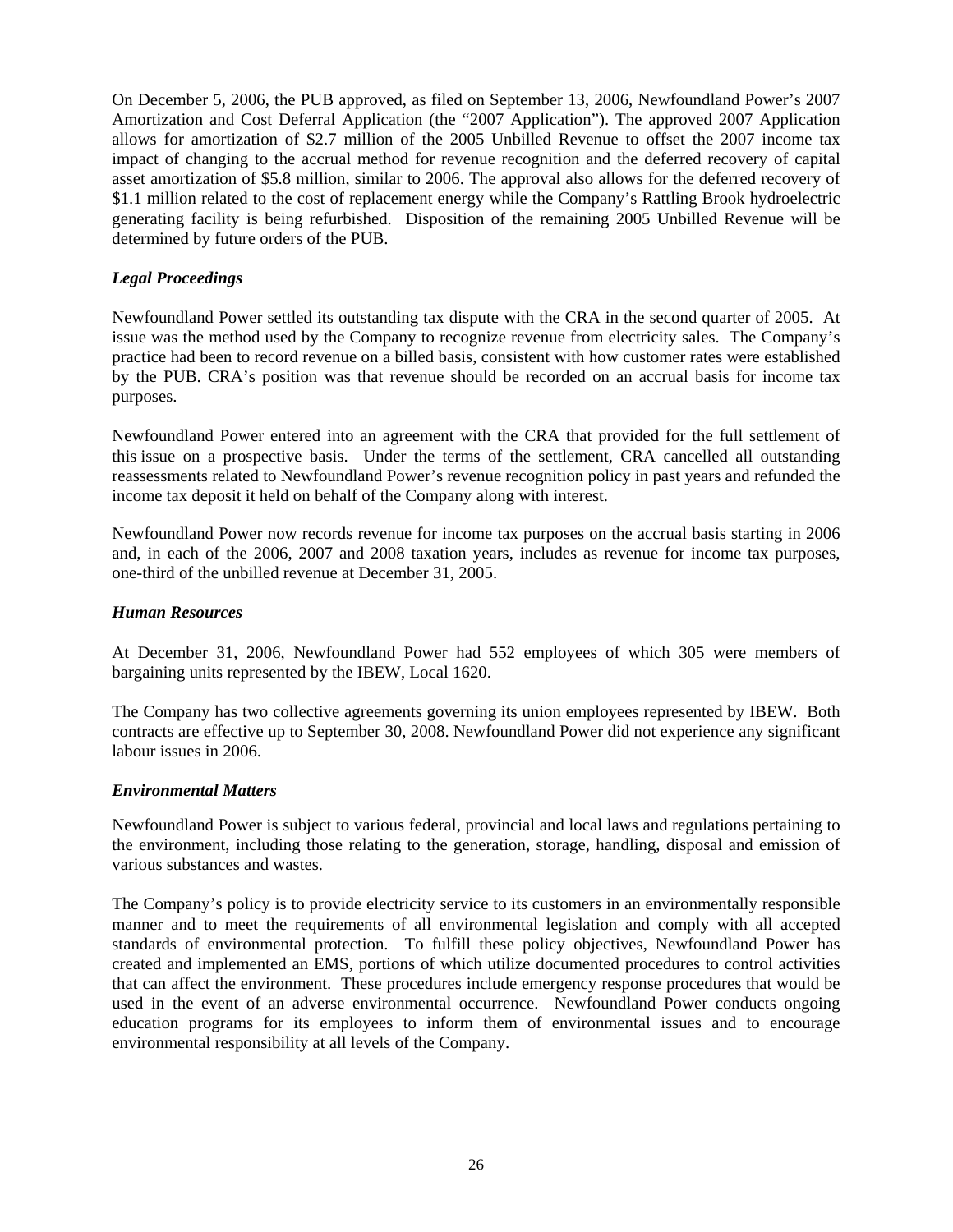On December 5, 2006, the PUB approved, as filed on September 13, 2006, Newfoundland Power's 2007 Amortization and Cost Deferral Application (the "2007 Application"). The approved 2007 Application allows for amortization of $2.7 million of the 2005 Unbilled Revenue to offset the 2007 income tax impact of changing to the accrual method for revenue recognition and the deferred recovery of capital asset amortization of $5.8 million, similar to 2006. The approval also allows for the deferred recovery of $1.1 million related to the cost of replacement energy while the Company's Rattling Brook hydroelectric generating facility is being refurbished. Disposition of the remaining 2005 Unbilled Revenue will be determined by future orders of the PUB.

### *Legal Proceedings*

Newfoundland Power settled its outstanding tax dispute with the CRA in the second quarter of 2005. At issue was the method used by the Company to recognize revenue from electricity sales. The Company's practice had been to record revenue on a billed basis, consistent with how customer rates were established by the PUB. CRA's position was that revenue should be recorded on an accrual basis for income tax purposes.

Newfoundland Power entered into an agreement with the CRA that provided for the full settlement of this issue on a prospective basis. Under the terms of the settlement, CRA cancelled all outstanding reassessments related to Newfoundland Power's revenue recognition policy in past years and refunded the income tax deposit it held on behalf of the Company along with interest.

Newfoundland Power now records revenue for income tax purposes on the accrual basis starting in 2006 and, in each of the 2006, 2007 and 2008 taxation years, includes as revenue for income tax purposes, one-third of the unbilled revenue at December 31, 2005.

### *Human Resources*

At December 31, 2006, Newfoundland Power had 552 employees of which 305 were members of bargaining units represented by the IBEW, Local 1620.

The Company has two collective agreements governing its union employees represented by IBEW. Both contracts are effective up to September 30, 2008. Newfoundland Power did not experience any significant labour issues in 2006.

### *Environmental Matters*

Newfoundland Power is subject to various federal, provincial and local laws and regulations pertaining to the environment, including those relating to the generation, storage, handling, disposal and emission of various substances and wastes.

The Company's policy is to provide electricity service to its customers in an environmentally responsible manner and to meet the requirements of all environmental legislation and comply with all accepted standards of environmental protection. To fulfill these policy objectives, Newfoundland Power has created and implemented an EMS, portions of which utilize documented procedures to control activities that can affect the environment. These procedures include emergency response procedures that would be used in the event of an adverse environmental occurrence. Newfoundland Power conducts ongoing education programs for its employees to inform them of environmental issues and to encourage environmental responsibility at all levels of the Company.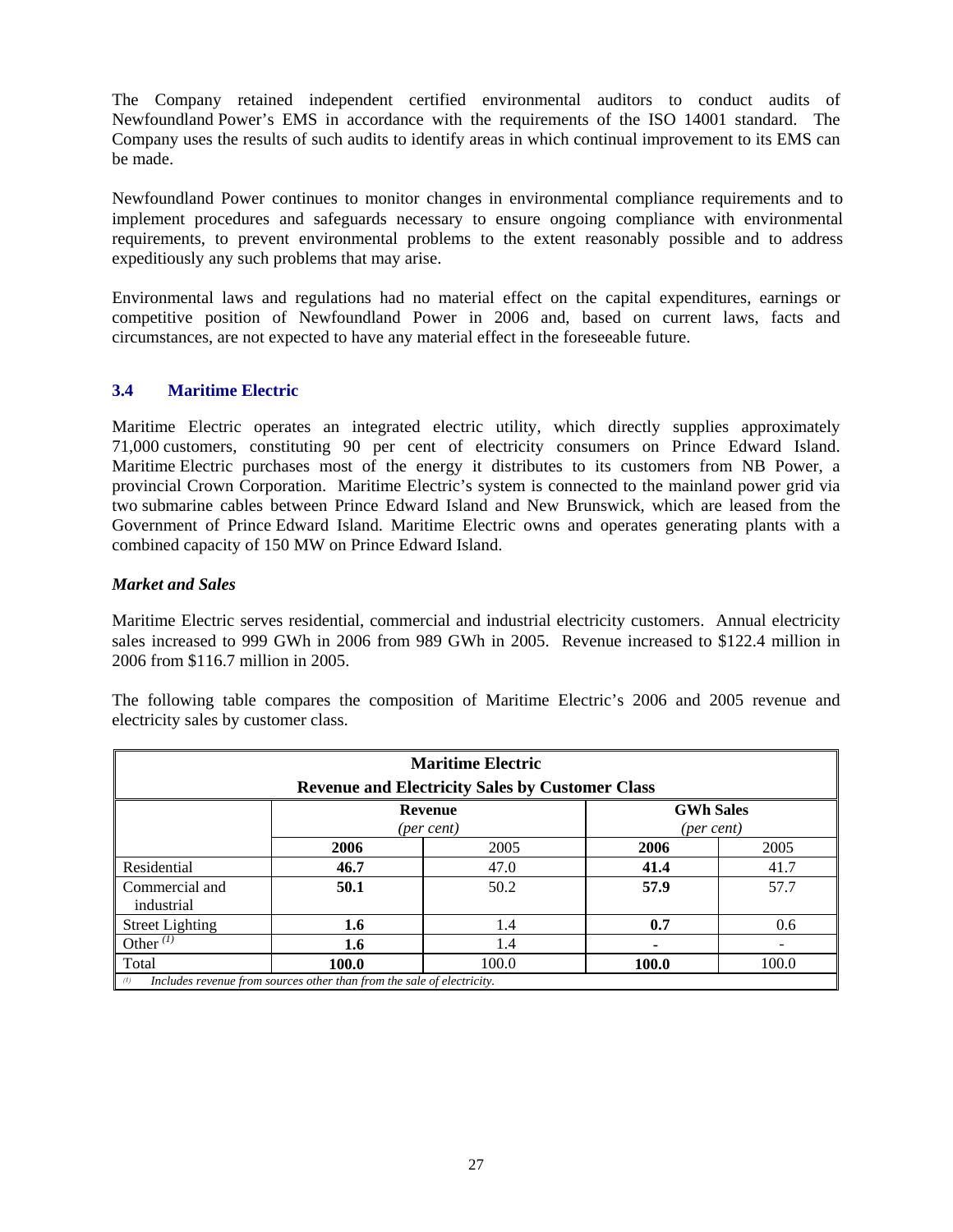The Company retained independent certified environmental auditors to conduct audits of Newfoundland Power's EMS in accordance with the requirements of the ISO 14001 standard. The Company uses the results of such audits to identify areas in which continual improvement to its EMS can be made.

Newfoundland Power continues to monitor changes in environmental compliance requirements and to implement procedures and safeguards necessary to ensure ongoing compliance with environmental requirements, to prevent environmental problems to the extent reasonably possible and to address expeditiously any such problems that may arise.

Environmental laws and regulations had no material effect on the capital expenditures, earnings or competitive position of Newfoundland Power in 2006 and, based on current laws, facts and circumstances, are not expected to have any material effect in the foreseeable future.

### 3.4 Maritime Electric

Maritime Electric operates an integrated electric utility, which directly supplies approximately 71,000 customers, constituting 90 per cent of electricity consumers on Prince Edward Island. Maritime Electric purchases most of the energy it distributes to its customers from NB Power, a provincial Crown Corporation. Maritime Electric's system is connected to the mainland power grid via two submarine cables between Prince Edward Island and New Brunswick, which are leased from the Government of Prince Edward Island. Maritime Electric owns and operates generating plants with a combined capacity of 150 MW on Prince Edward Island.

***Market and Sales***

Maritime Electric serves residential, commercial and industrial electricity customers. Annual electricity sales increased to 999 GWh in 2006 from 989 GWh in 2005. Revenue increased to $122.4 million in 2006 from $116.7 million in 2005.

The following table compares the composition of Maritime Electric's 2006 and 2005 revenue and electricity sales by customer class.

**Maritime Electric**
**Revenue and Electricity Sales by Customer Class**

| | **Revenue** *(per cent)* | | **GWh Sales** *(per cent)* | |
|---|---|---|---|---|
| | **2006** | 2005 | **2006** | 2005 |
| Residential | **46.7** | 47.0 | **41.4** | 41.7 |
| Commercial and industrial | **50.1** | 50.2 | **57.9** | 57.7 |
| Street Lighting | **1.6** | 1.4 | **0.7** | 0.6 |
| Other [1] | **1.6** | 1.4 | **-** | - |
| Total | **100.0** | 100.0 | **100.0** | 100.0 |

[1] *Includes revenue from sources other than from the sale of electricity.*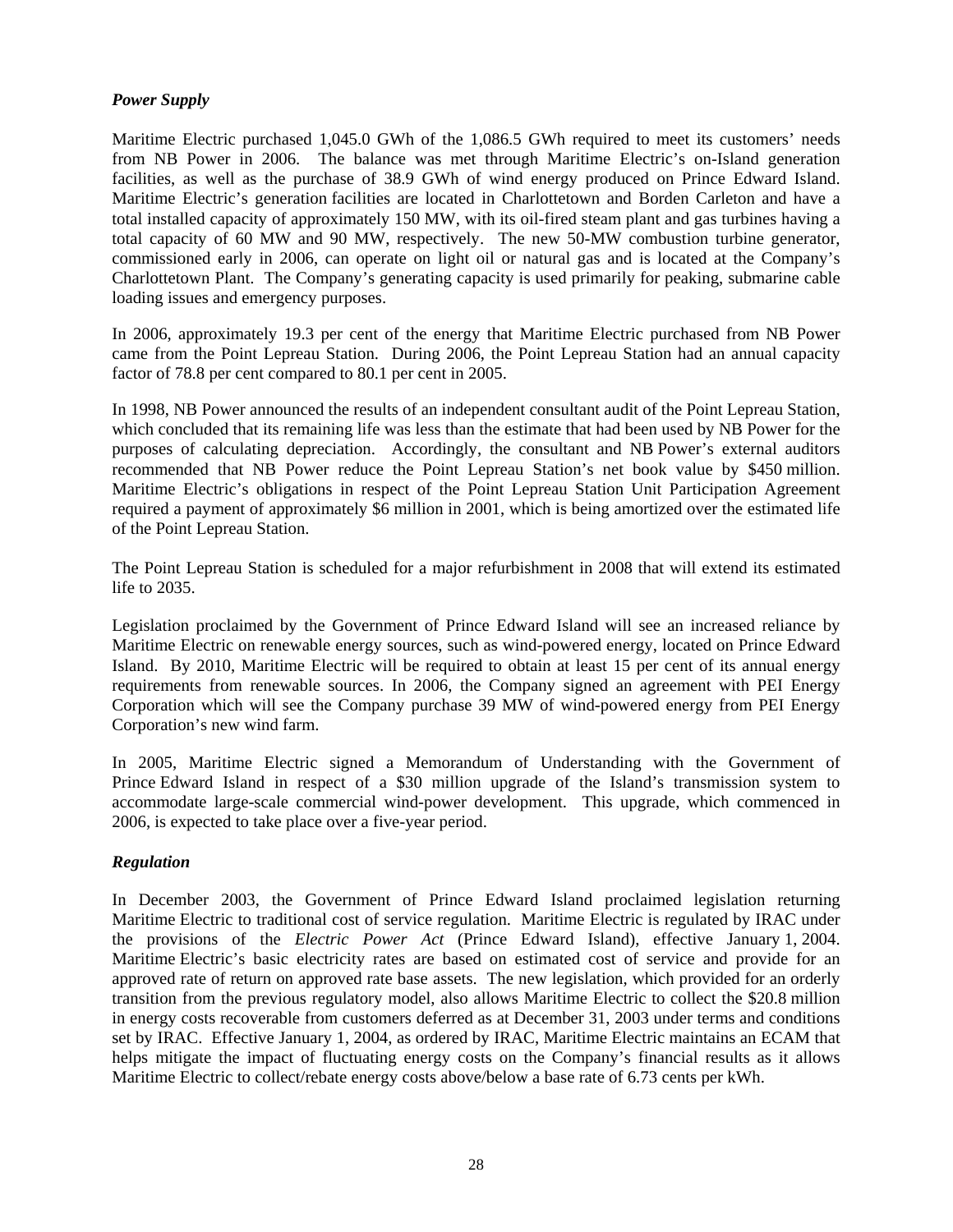### *Power Supply*

Maritime Electric purchased 1,045.0 GWh of the 1,086.5 GWh required to meet its customers' needs from NB Power in 2006. The balance was met through Maritime Electric's on-Island generation facilities, as well as the purchase of 38.9 GWh of wind energy produced on Prince Edward Island. Maritime Electric's generation facilities are located in Charlottetown and Borden Carleton and have a total installed capacity of approximately 150 MW, with its oil-fired steam plant and gas turbines having a total capacity of 60 MW and 90 MW, respectively. The new 50-MW combustion turbine generator, commissioned early in 2006, can operate on light oil or natural gas and is located at the Company's Charlottetown Plant. The Company's generating capacity is used primarily for peaking, submarine cable loading issues and emergency purposes.

In 2006, approximately 19.3 per cent of the energy that Maritime Electric purchased from NB Power came from the Point Lepreau Station. During 2006, the Point Lepreau Station had an annual capacity factor of 78.8 per cent compared to 80.1 per cent in 2005.

In 1998, NB Power announced the results of an independent consultant audit of the Point Lepreau Station, which concluded that its remaining life was less than the estimate that had been used by NB Power for the purposes of calculating depreciation. Accordingly, the consultant and NB Power's external auditors recommended that NB Power reduce the Point Lepreau Station's net book value by $450 million. Maritime Electric's obligations in respect of the Point Lepreau Station Unit Participation Agreement required a payment of approximately $6 million in 2001, which is being amortized over the estimated life of the Point Lepreau Station.

The Point Lepreau Station is scheduled for a major refurbishment in 2008 that will extend its estimated life to 2035.

Legislation proclaimed by the Government of Prince Edward Island will see an increased reliance by Maritime Electric on renewable energy sources, such as wind-powered energy, located on Prince Edward Island. By 2010, Maritime Electric will be required to obtain at least 15 per cent of its annual energy requirements from renewable sources. In 2006, the Company signed an agreement with PEI Energy Corporation which will see the Company purchase 39 MW of wind-powered energy from PEI Energy Corporation's new wind farm.

In 2005, Maritime Electric signed a Memorandum of Understanding with the Government of Prince Edward Island in respect of a $30 million upgrade of the Island's transmission system to accommodate large-scale commercial wind-power development. This upgrade, which commenced in 2006, is expected to take place over a five-year period.

### *Regulation*

In December 2003, the Government of Prince Edward Island proclaimed legislation returning Maritime Electric to traditional cost of service regulation. Maritime Electric is regulated by IRAC under the provisions of the *Electric Power Act* (Prince Edward Island), effective January 1, 2004. Maritime Electric's basic electricity rates are based on estimated cost of service and provide for an approved rate of return on approved rate base assets. The new legislation, which provided for an orderly transition from the previous regulatory model, also allows Maritime Electric to collect the $20.8 million in energy costs recoverable from customers deferred as at December 31, 2003 under terms and conditions set by IRAC. Effective January 1, 2004, as ordered by IRAC, Maritime Electric maintains an ECAM that helps mitigate the impact of fluctuating energy costs on the Company's financial results as it allows Maritime Electric to collect/rebate energy costs above/below a base rate of 6.73 cents per kWh.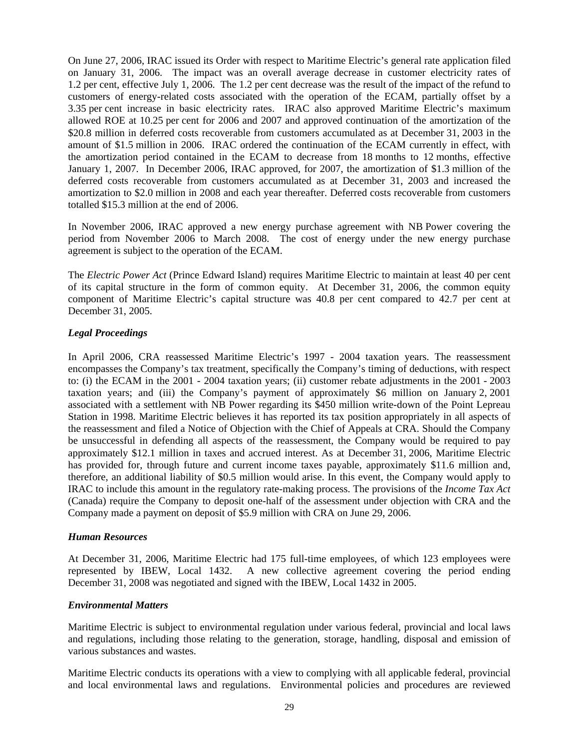On June 27, 2006, IRAC issued its Order with respect to Maritime Electric's general rate application filed on January 31, 2006. The impact was an overall average decrease in customer electricity rates of 1.2 per cent, effective July 1, 2006. The 1.2 per cent decrease was the result of the impact of the refund to customers of energy-related costs associated with the operation of the ECAM, partially offset by a 3.35 per cent increase in basic electricity rates. IRAC also approved Maritime Electric's maximum allowed ROE at 10.25 per cent for 2006 and 2007 and approved continuation of the amortization of the $20.8 million in deferred costs recoverable from customers accumulated as at December 31, 2003 in the amount of $1.5 million in 2006. IRAC ordered the continuation of the ECAM currently in effect, with the amortization period contained in the ECAM to decrease from 18 months to 12 months, effective January 1, 2007. In December 2006, IRAC approved, for 2007, the amortization of $1.3 million of the deferred costs recoverable from customers accumulated as at December 31, 2003 and increased the amortization to $2.0 million in 2008 and each year thereafter. Deferred costs recoverable from customers totalled $15.3 million at the end of 2006.

In November 2006, IRAC approved a new energy purchase agreement with NB Power covering the period from November 2006 to March 2008. The cost of energy under the new energy purchase agreement is subject to the operation of the ECAM.

The *Electric Power Act* (Prince Edward Island) requires Maritime Electric to maintain at least 40 per cent of its capital structure in the form of common equity. At December 31, 2006, the common equity component of Maritime Electric's capital structure was 40.8 per cent compared to 42.7 per cent at December 31, 2005.

### *Legal Proceedings*

In April 2006, CRA reassessed Maritime Electric's 1997 - 2004 taxation years. The reassessment encompasses the Company's tax treatment, specifically the Company's timing of deductions, with respect to: (i) the ECAM in the 2001 - 2004 taxation years; (ii) customer rebate adjustments in the 2001 - 2003 taxation years; and (iii) the Company's payment of approximately $6 million on January 2, 2001 associated with a settlement with NB Power regarding its $450 million write-down of the Point Lepreau Station in 1998. Maritime Electric believes it has reported its tax position appropriately in all aspects of the reassessment and filed a Notice of Objection with the Chief of Appeals at CRA. Should the Company be unsuccessful in defending all aspects of the reassessment, the Company would be required to pay approximately $12.1 million in taxes and accrued interest. As at December 31, 2006, Maritime Electric has provided for, through future and current income taxes payable, approximately $11.6 million and, therefore, an additional liability of $0.5 million would arise. In this event, the Company would apply to IRAC to include this amount in the regulatory rate-making process. The provisions of the *Income Tax Act* (Canada) require the Company to deposit one-half of the assessment under objection with CRA and the Company made a payment on deposit of $5.9 million with CRA on June 29, 2006.

### *Human Resources*

At December 31, 2006, Maritime Electric had 175 full-time employees, of which 123 employees were represented by IBEW, Local 1432. A new collective agreement covering the period ending December 31, 2008 was negotiated and signed with the IBEW, Local 1432 in 2005.

### *Environmental Matters*

Maritime Electric is subject to environmental regulation under various federal, provincial and local laws and regulations, including those relating to the generation, storage, handling, disposal and emission of various substances and wastes.

Maritime Electric conducts its operations with a view to complying with all applicable federal, provincial and local environmental laws and regulations. Environmental policies and procedures are reviewed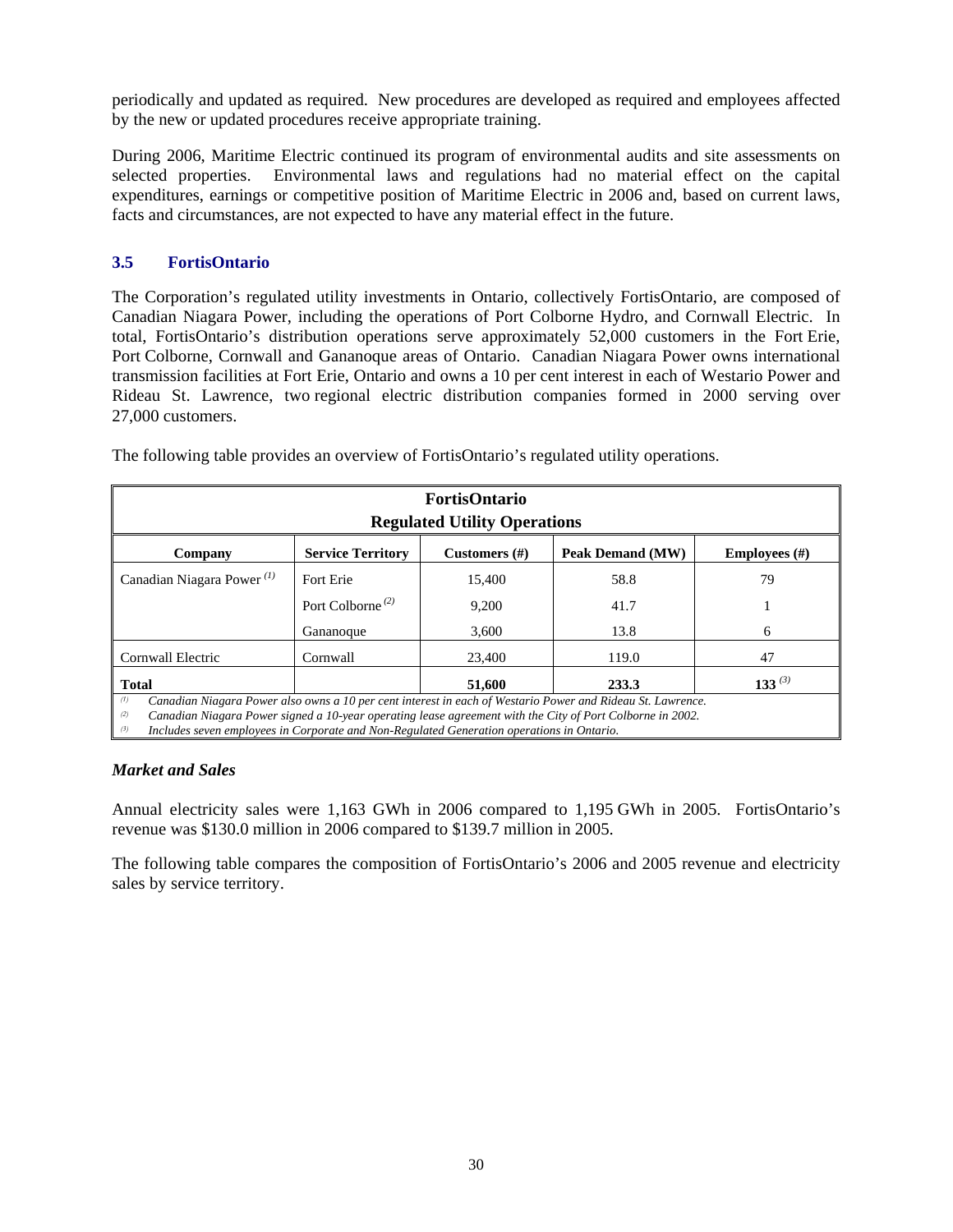periodically and updated as required. New procedures are developed as required and employees affected by the new or updated procedures receive appropriate training.

During 2006, Maritime Electric continued its program of environmental audits and site assessments on selected properties. Environmental laws and regulations had no material effect on the capital expenditures, earnings or competitive position of Maritime Electric in 2006 and, based on current laws, facts and circumstances, are not expected to have any material effect in the future.

### 3.5 FortisOntario

The Corporation's regulated utility investments in Ontario, collectively FortisOntario, are composed of Canadian Niagara Power, including the operations of Port Colborne Hydro, and Cornwall Electric. In total, FortisOntario's distribution operations serve approximately 52,000 customers in the Fort Erie, Port Colborne, Cornwall and Gananoque areas of Ontario. Canadian Niagara Power owns international transmission facilities at Fort Erie, Ontario and owns a 10 per cent interest in each of Westario Power and Rideau St. Lawrence, two regional electric distribution companies formed in 2000 serving over 27,000 customers.

The following table provides an overview of FortisOntario's regulated utility operations.

**FortisOntario**
**Regulated Utility Operations**

| Company | Service Territory | Customers (#) | Peak Demand (MW) | Employees (#) |
|---|---|---|---|---|
| Canadian Niagara Power [(1)] | Fort Erie | 15,400 | 58.8 | 79 |
| | Port Colborne [(2)] | 9,200 | 41.7 | 1 |
| | Gananoque | 3,600 | 13.8 | 6 |
| Cornwall Electric | Cornwall | 23,400 | 119.0 | 47 |
| **Total** | | **51,600** | **233.3** | **133** [(3)] |

*(1) Canadian Niagara Power also owns a 10 per cent interest in each of Westario Power and Rideau St. Lawrence.*
*(2) Canadian Niagara Power signed a 10-year operating lease agreement with the City of Port Colborne in 2002.*
*(3) Includes seven employees in Corporate and Non-Regulated Generation operations in Ontario.*

#### *Market and Sales*

Annual electricity sales were 1,163 GWh in 2006 compared to 1,195 GWh in 2005. FortisOntario's revenue was $130.0 million in 2006 compared to $139.7 million in 2005.

The following table compares the composition of FortisOntario's 2006 and 2005 revenue and electricity sales by service territory.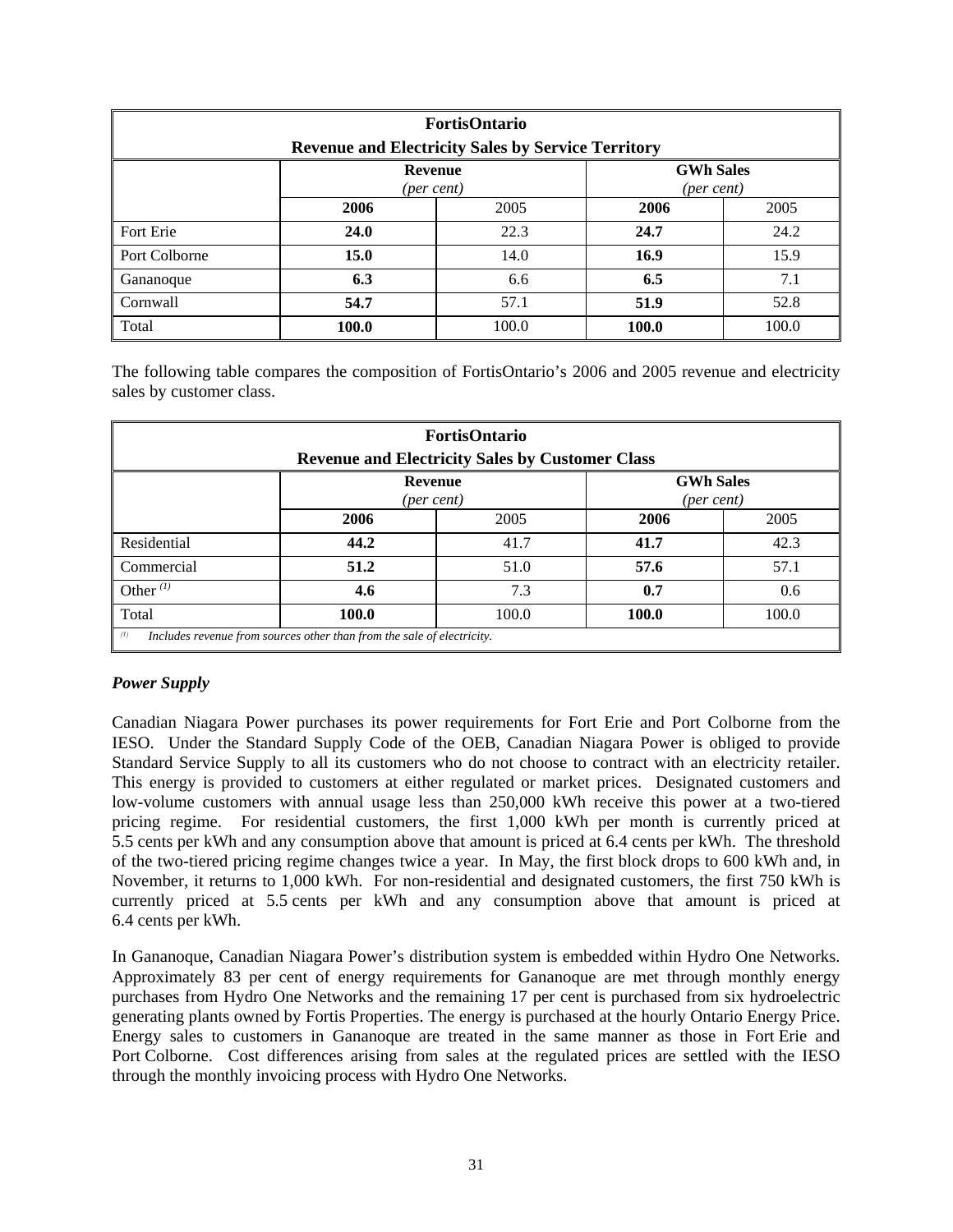| FortisOntario<br>Revenue and Electricity Sales by Service Territory | | | | |
|---|---|---|---|---|
| | Revenue<br>*(per cent)* | | GWh Sales<br>*(per cent)* | |
| | **2006** | 2005 | **2006** | 2005 |
| Fort Erie | **24.0** | 22.3 | **24.7** | 24.2 |
| Port Colborne | **15.0** | 14.0 | **16.9** | 15.9 |
| Gananoque | **6.3** | 6.6 | **6.5** | 7.1 |
| Cornwall | **54.7** | 57.1 | **51.9** | 52.8 |
| Total | **100.0** | 100.0 | **100.0** | 100.0 |

The following table compares the composition of FortisOntario's 2006 and 2005 revenue and electricity sales by customer class.

| FortisOntario<br>Revenue and Electricity Sales by Customer Class | | | | |
|---|---|---|---|---|
| | Revenue<br>*(per cent)* | | GWh Sales<br>*(per cent)* | |
| | **2006** | 2005 | **2006** | 2005 |
| Residential | **44.2** | 41.7 | **41.7** | 42.3 |
| Commercial | **51.2** | 51.0 | **57.6** | 57.1 |
| Other [(1)] | **4.6** | 7.3 | **0.7** | 0.6 |
| Total | **100.0** | 100.0 | **100.0** | 100.0 |

[(1)] *Includes revenue from sources other than from the sale of electricity.*

### *Power Supply*

Canadian Niagara Power purchases its power requirements for Fort Erie and Port Colborne from the IESO. Under the Standard Supply Code of the OEB, Canadian Niagara Power is obliged to provide Standard Service Supply to all its customers who do not choose to contract with an electricity retailer. This energy is provided to customers at either regulated or market prices. Designated customers and low-volume customers with annual usage less than 250,000 kWh receive this power at a two-tiered pricing regime. For residential customers, the first 1,000 kWh per month is currently priced at 5.5 cents per kWh and any consumption above that amount is priced at 6.4 cents per kWh. The threshold of the two-tiered pricing regime changes twice a year. In May, the first block drops to 600 kWh and, in November, it returns to 1,000 kWh. For non-residential and designated customers, the first 750 kWh is currently priced at 5.5 cents per kWh and any consumption above that amount is priced at 6.4 cents per kWh.

In Gananoque, Canadian Niagara Power's distribution system is embedded within Hydro One Networks. Approximately 83 per cent of energy requirements for Gananoque are met through monthly energy purchases from Hydro One Networks and the remaining 17 per cent is purchased from six hydroelectric generating plants owned by Fortis Properties. The energy is purchased at the hourly Ontario Energy Price. Energy sales to customers in Gananoque are treated in the same manner as those in Fort Erie and Port Colborne. Cost differences arising from sales at the regulated prices are settled with the IESO through the monthly invoicing process with Hydro One Networks.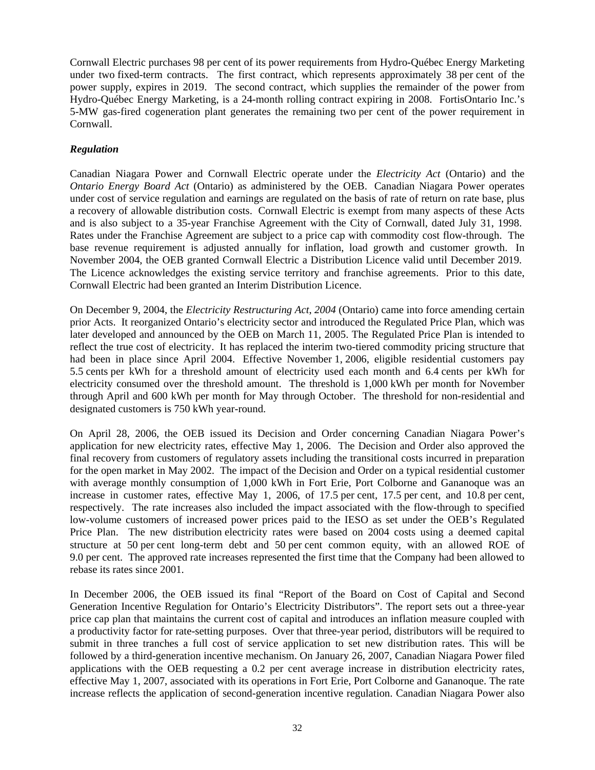Cornwall Electric purchases 98 per cent of its power requirements from Hydro-Québec Energy Marketing under two fixed-term contracts. The first contract, which represents approximately 38 per cent of the power supply, expires in 2019. The second contract, which supplies the remainder of the power from Hydro-Québec Energy Marketing, is a 24-month rolling contract expiring in 2008. FortisOntario Inc.'s 5-MW gas-fired cogeneration plant generates the remaining two per cent of the power requirement in Cornwall.

***Regulation***

Canadian Niagara Power and Cornwall Electric operate under the *Electricity Act* (Ontario) and the *Ontario Energy Board Act* (Ontario) as administered by the OEB. Canadian Niagara Power operates under cost of service regulation and earnings are regulated on the basis of rate of return on rate base, plus a recovery of allowable distribution costs. Cornwall Electric is exempt from many aspects of these Acts and is also subject to a 35-year Franchise Agreement with the City of Cornwall, dated July 31, 1998. Rates under the Franchise Agreement are subject to a price cap with commodity cost flow-through. The base revenue requirement is adjusted annually for inflation, load growth and customer growth. In November 2004, the OEB granted Cornwall Electric a Distribution Licence valid until December 2019. The Licence acknowledges the existing service territory and franchise agreements. Prior to this date, Cornwall Electric had been granted an Interim Distribution Licence.

On December 9, 2004, the *Electricity Restructuring Act, 2004* (Ontario) came into force amending certain prior Acts. It reorganized Ontario's electricity sector and introduced the Regulated Price Plan, which was later developed and announced by the OEB on March 11, 2005. The Regulated Price Plan is intended to reflect the true cost of electricity. It has replaced the interim two-tiered commodity pricing structure that had been in place since April 2004. Effective November 1, 2006, eligible residential customers pay 5.5 cents per kWh for a threshold amount of electricity used each month and 6.4 cents per kWh for electricity consumed over the threshold amount. The threshold is 1,000 kWh per month for November through April and 600 kWh per month for May through October. The threshold for non-residential and designated customers is 750 kWh year-round.

On April 28, 2006, the OEB issued its Decision and Order concerning Canadian Niagara Power's application for new electricity rates, effective May 1, 2006. The Decision and Order also approved the final recovery from customers of regulatory assets including the transitional costs incurred in preparation for the open market in May 2002. The impact of the Decision and Order on a typical residential customer with average monthly consumption of 1,000 kWh in Fort Erie, Port Colborne and Gananoque was an increase in customer rates, effective May 1, 2006, of 17.5 per cent, 17.5 per cent, and 10.8 per cent, respectively. The rate increases also included the impact associated with the flow-through to specified low-volume customers of increased power prices paid to the IESO as set under the OEB's Regulated Price Plan. The new distribution electricity rates were based on 2004 costs using a deemed capital structure at 50 per cent long-term debt and 50 per cent common equity, with an allowed ROE of 9.0 per cent. The approved rate increases represented the first time that the Company had been allowed to rebase its rates since 2001.

In December 2006, the OEB issued its final "Report of the Board on Cost of Capital and Second Generation Incentive Regulation for Ontario's Electricity Distributors". The report sets out a three-year price cap plan that maintains the current cost of capital and introduces an inflation measure coupled with a productivity factor for rate-setting purposes. Over that three-year period, distributors will be required to submit in three tranches a full cost of service application to set new distribution rates. This will be followed by a third-generation incentive mechanism. On January 26, 2007, Canadian Niagara Power filed applications with the OEB requesting a 0.2 per cent average increase in distribution electricity rates, effective May 1, 2007, associated with its operations in Fort Erie, Port Colborne and Gananoque. The rate increase reflects the application of second-generation incentive regulation. Canadian Niagara Power also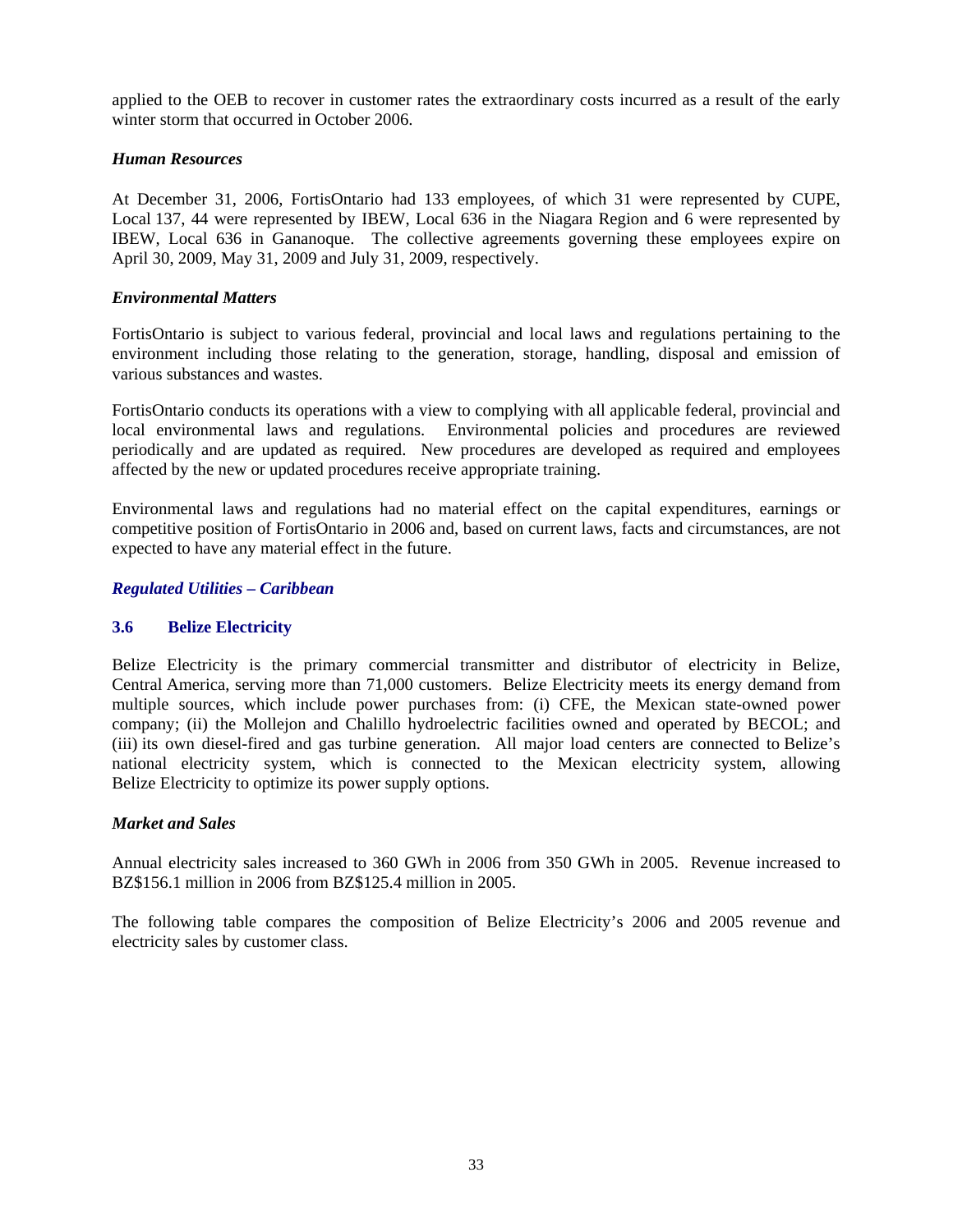applied to the OEB to recover in customer rates the extraordinary costs incurred as a result of the early winter storm that occurred in October 2006.

***Human Resources***

At December 31, 2006, FortisOntario had 133 employees, of which 31 were represented by CUPE, Local 137, 44 were represented by IBEW, Local 636 in the Niagara Region and 6 were represented by IBEW, Local 636 in Gananoque. The collective agreements governing these employees expire on April 30, 2009, May 31, 2009 and July 31, 2009, respectively.

***Environmental Matters***

FortisOntario is subject to various federal, provincial and local laws and regulations pertaining to the environment including those relating to the generation, storage, handling, disposal and emission of various substances and wastes.

FortisOntario conducts its operations with a view to complying with all applicable federal, provincial and local environmental laws and regulations. Environmental policies and procedures are reviewed periodically and are updated as required. New procedures are developed as required and employees affected by the new or updated procedures receive appropriate training.

Environmental laws and regulations had no material effect on the capital expenditures, earnings or competitive position of FortisOntario in 2006 and, based on current laws, facts and circumstances, are not expected to have any material effect in the future.

***Regulated Utilities – Caribbean***

## 3.6 Belize Electricity

Belize Electricity is the primary commercial transmitter and distributor of electricity in Belize, Central America, serving more than 71,000 customers. Belize Electricity meets its energy demand from multiple sources, which include power purchases from: (i) CFE, the Mexican state-owned power company; (ii) the Mollejon and Chalillo hydroelectric facilities owned and operated by BECOL; and (iii) its own diesel-fired and gas turbine generation. All major load centers are connected to Belize's national electricity system, which is connected to the Mexican electricity system, allowing Belize Electricity to optimize its power supply options.

***Market and Sales***

Annual electricity sales increased to 360 GWh in 2006 from 350 GWh in 2005. Revenue increased to BZ$156.1 million in 2006 from BZ$125.4 million in 2005.

The following table compares the composition of Belize Electricity's 2006 and 2005 revenue and electricity sales by customer class.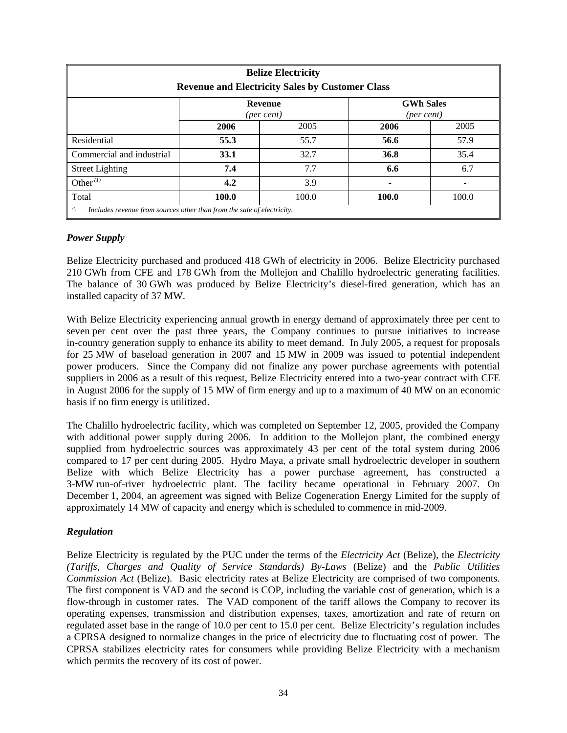| **Belize Electricity Revenue and Electricity Sales by Customer Class** | | | | |
|---|---|---|---|---|
| | **Revenue** *(per cent)* | | **GWh Sales** *(per cent)* | |
| | **2006** | 2005 | **2006** | 2005 |
| Residential | **55.3** | 55.7 | **56.6** | 57.9 |
| Commercial and industrial | **33.1** | 32.7 | **36.8** | 35.4 |
| Street Lighting | **7.4** | 7.7 | **6.6** | 6.7 |
| Other [(1)] | **4.2** | 3.9 | **-** | - |
| Total | **100.0** | 100.0 | **100.0** | 100.0 |

[(1)] *Includes revenue from sources other than from the sale of electricity.*

### *Power Supply*

Belize Electricity purchased and produced 418 GWh of electricity in 2006. Belize Electricity purchased 210 GWh from CFE and 178 GWh from the Mollejon and Chalillo hydroelectric generating facilities. The balance of 30 GWh was produced by Belize Electricity's diesel-fired generation, which has an installed capacity of 37 MW.

With Belize Electricity experiencing annual growth in energy demand of approximately three per cent to seven per cent over the past three years, the Company continues to pursue initiatives to increase in-country generation supply to enhance its ability to meet demand. In July 2005, a request for proposals for 25 MW of baseload generation in 2007 and 15 MW in 2009 was issued to potential independent power producers. Since the Company did not finalize any power purchase agreements with potential suppliers in 2006 as a result of this request, Belize Electricity entered into a two-year contract with CFE in August 2006 for the supply of 15 MW of firm energy and up to a maximum of 40 MW on an economic basis if no firm energy is utilitized.

The Chalillo hydroelectric facility, which was completed on September 12, 2005, provided the Company with additional power supply during 2006. In addition to the Mollejon plant, the combined energy supplied from hydroelectric sources was approximately 43 per cent of the total system during 2006 compared to 17 per cent during 2005. Hydro Maya, a private small hydroelectric developer in southern Belize with which Belize Electricity has a power purchase agreement, has constructed a 3-MW run-of-river hydroelectric plant. The facility became operational in February 2007. On December 1, 2004, an agreement was signed with Belize Cogeneration Energy Limited for the supply of approximately 14 MW of capacity and energy which is scheduled to commence in mid-2009.

### *Regulation*

Belize Electricity is regulated by the PUC under the terms of the *Electricity Act* (Belize), the *Electricity (Tariffs, Charges and Quality of Service Standards) By-Laws* (Belize) and the *Public Utilities Commission Act* (Belize). Basic electricity rates at Belize Electricity are comprised of two components. The first component is VAD and the second is COP, including the variable cost of generation, which is a flow-through in customer rates. The VAD component of the tariff allows the Company to recover its operating expenses, transmission and distribution expenses, taxes, amortization and rate of return on regulated asset base in the range of 10.0 per cent to 15.0 per cent. Belize Electricity's regulation includes a CPRSA designed to normalize changes in the price of electricity due to fluctuating cost of power. The CPRSA stabilizes electricity rates for consumers while providing Belize Electricity with a mechanism which permits the recovery of its cost of power.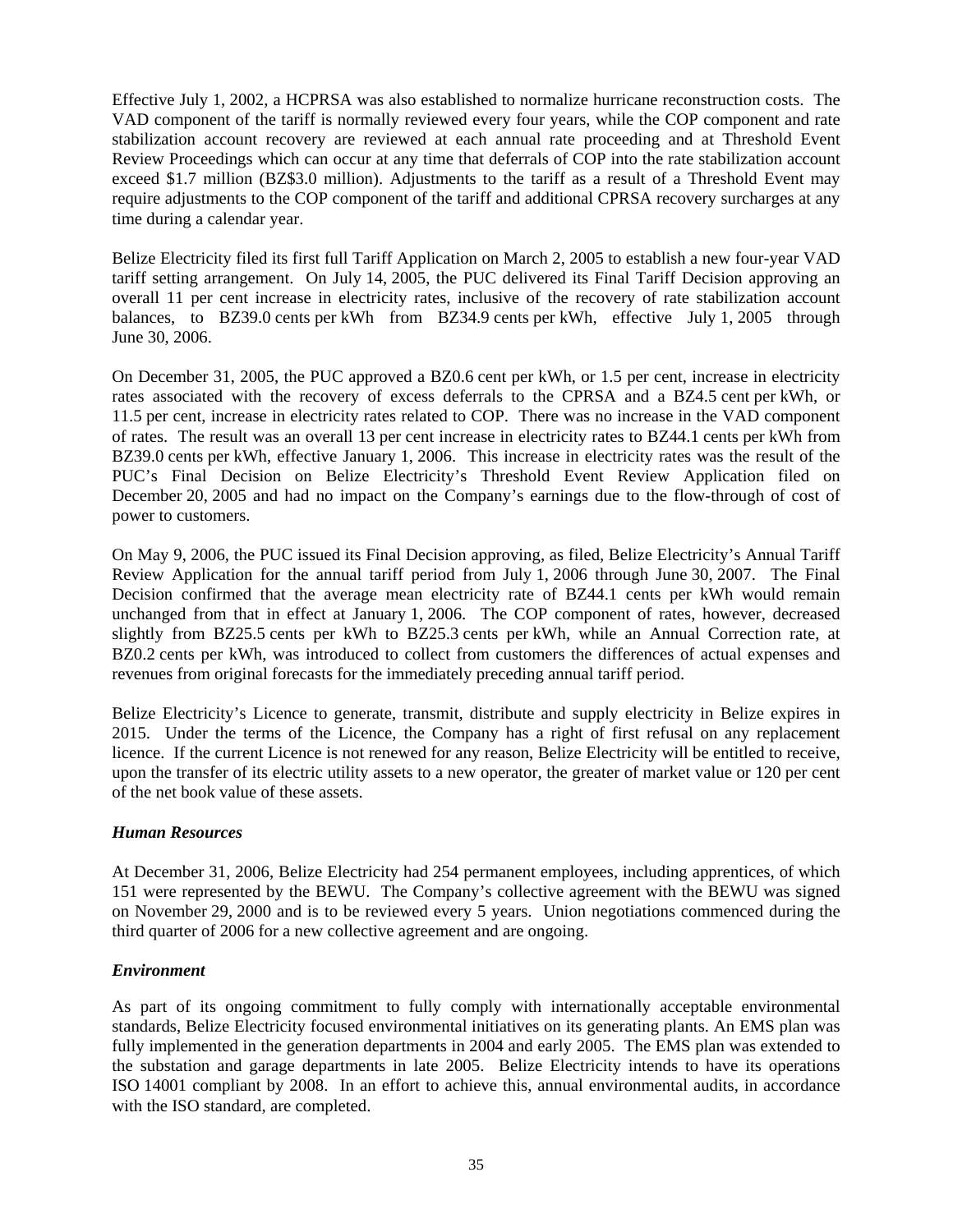Effective July 1, 2002, a HCPRSA was also established to normalize hurricane reconstruction costs. The VAD component of the tariff is normally reviewed every four years, while the COP component and rate stabilization account recovery are reviewed at each annual rate proceeding and at Threshold Event Review Proceedings which can occur at any time that deferrals of COP into the rate stabilization account exceed $1.7 million (BZ$3.0 million). Adjustments to the tariff as a result of a Threshold Event may require adjustments to the COP component of the tariff and additional CPRSA recovery surcharges at any time during a calendar year.

Belize Electricity filed its first full Tariff Application on March 2, 2005 to establish a new four-year VAD tariff setting arrangement. On July 14, 2005, the PUC delivered its Final Tariff Decision approving an overall 11 per cent increase in electricity rates, inclusive of the recovery of rate stabilization account balances, to BZ39.0 cents per kWh from BZ34.9 cents per kWh, effective July 1, 2005 through June 30, 2006.

On December 31, 2005, the PUC approved a BZ0.6 cent per kWh, or 1.5 per cent, increase in electricity rates associated with the recovery of excess deferrals to the CPRSA and a BZ4.5 cent per kWh, or 11.5 per cent, increase in electricity rates related to COP. There was no increase in the VAD component of rates. The result was an overall 13 per cent increase in electricity rates to BZ44.1 cents per kWh from BZ39.0 cents per kWh, effective January 1, 2006. This increase in electricity rates was the result of the PUC's Final Decision on Belize Electricity's Threshold Event Review Application filed on December 20, 2005 and had no impact on the Company's earnings due to the flow-through of cost of power to customers.

On May 9, 2006, the PUC issued its Final Decision approving, as filed, Belize Electricity's Annual Tariff Review Application for the annual tariff period from July 1, 2006 through June 30, 2007. The Final Decision confirmed that the average mean electricity rate of BZ44.1 cents per kWh would remain unchanged from that in effect at January 1, 2006. The COP component of rates, however, decreased slightly from BZ25.5 cents per kWh to BZ25.3 cents per kWh, while an Annual Correction rate, at BZ0.2 cents per kWh, was introduced to collect from customers the differences of actual expenses and revenues from original forecasts for the immediately preceding annual tariff period.

Belize Electricity's Licence to generate, transmit, distribute and supply electricity in Belize expires in 2015. Under the terms of the Licence, the Company has a right of first refusal on any replacement licence. If the current Licence is not renewed for any reason, Belize Electricity will be entitled to receive, upon the transfer of its electric utility assets to a new operator, the greater of market value or 120 per cent of the net book value of these assets.

### *Human Resources*

At December 31, 2006, Belize Electricity had 254 permanent employees, including apprentices, of which 151 were represented by the BEWU. The Company's collective agreement with the BEWU was signed on November 29, 2000 and is to be reviewed every 5 years. Union negotiations commenced during the third quarter of 2006 for a new collective agreement and are ongoing.

### *Environment*

As part of its ongoing commitment to fully comply with internationally acceptable environmental standards, Belize Electricity focused environmental initiatives on its generating plants. An EMS plan was fully implemented in the generation departments in 2004 and early 2005. The EMS plan was extended to the substation and garage departments in late 2005. Belize Electricity intends to have its operations ISO 14001 compliant by 2008. In an effort to achieve this, annual environmental audits, in accordance with the ISO standard, are completed.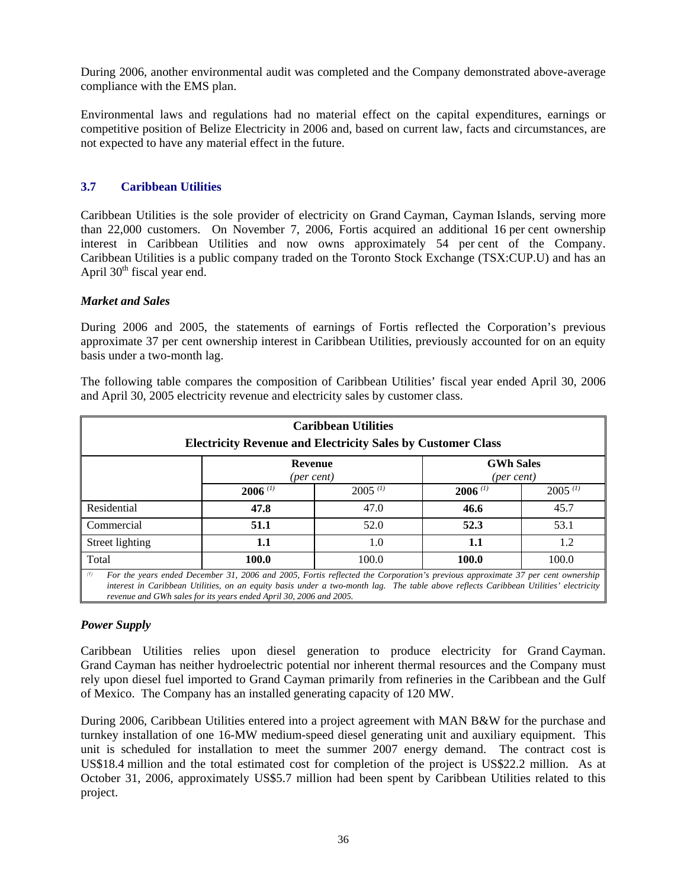During 2006, another environmental audit was completed and the Company demonstrated above-average compliance with the EMS plan.

Environmental laws and regulations had no material effect on the capital expenditures, earnings or competitive position of Belize Electricity in 2006 and, based on current law, facts and circumstances, are not expected to have any material effect in the future.

## 3.7 Caribbean Utilities

Caribbean Utilities is the sole provider of electricity on Grand Cayman, Cayman Islands, serving more than 22,000 customers. On November 7, 2006, Fortis acquired an additional 16 per cent ownership interest in Caribbean Utilities and now owns approximately 54 per cent of the Company. Caribbean Utilities is a public company traded on the Toronto Stock Exchange (TSX:CUP.U) and has an April 30th fiscal year end.

### *Market and Sales*

During 2006 and 2005, the statements of earnings of Fortis reflected the Corporation's previous approximate 37 per cent ownership interest in Caribbean Utilities, previously accounted for on an equity basis under a two-month lag.

The following table compares the composition of Caribbean Utilities' fiscal year ended April 30, 2006 and April 30, 2005 electricity revenue and electricity sales by customer class.

**Caribbean Utilities**
**Electricity Revenue and Electricity Sales by Customer Class**

| | Revenue *(per cent)* | | GWh Sales *(per cent)* | |
|---|---|---|---|---|
| | **2006** [(1)] | 2005 [(1)] | **2006** [(1)] | 2005 [(1)] |
| Residential | **47.8** | 47.0 | **46.6** | 45.7 |
| Commercial | **51.1** | 52.0 | **52.3** | 53.1 |
| Street lighting | **1.1** | 1.0 | **1.1** | 1.2 |
| Total | **100.0** | 100.0 | **100.0** | 100.0 |

*(1) For the years ended December 31, 2006 and 2005, Fortis reflected the Corporation's previous approximate 37 per cent ownership interest in Caribbean Utilities, on an equity basis under a two-month lag. The table above reflects Caribbean Utilities' electricity revenue and GWh sales for its years ended April 30, 2006 and 2005.*

### *Power Supply*

Caribbean Utilities relies upon diesel generation to produce electricity for Grand Cayman. Grand Cayman has neither hydroelectric potential nor inherent thermal resources and the Company must rely upon diesel fuel imported to Grand Cayman primarily from refineries in the Caribbean and the Gulf of Mexico. The Company has an installed generating capacity of 120 MW.

During 2006, Caribbean Utilities entered into a project agreement with MAN B&W for the purchase and turnkey installation of one 16-MW medium-speed diesel generating unit and auxiliary equipment. This unit is scheduled for installation to meet the summer 2007 energy demand. The contract cost is US$18.4 million and the total estimated cost for completion of the project is US$22.2 million. As at October 31, 2006, approximately US$5.7 million had been spent by Caribbean Utilities related to this project.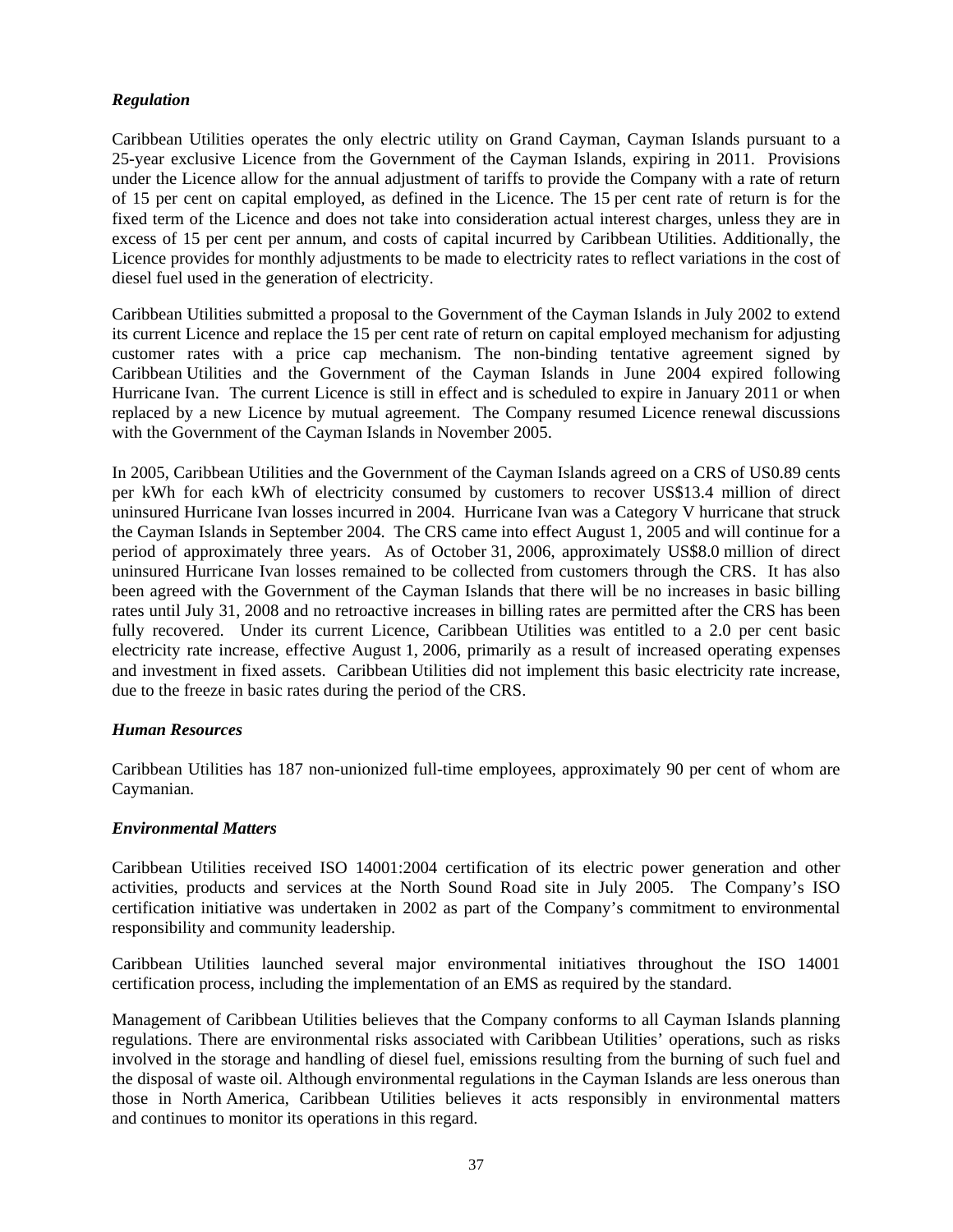### *Regulation*

Caribbean Utilities operates the only electric utility on Grand Cayman, Cayman Islands pursuant to a 25-year exclusive Licence from the Government of the Cayman Islands, expiring in 2011. Provisions under the Licence allow for the annual adjustment of tariffs to provide the Company with a rate of return of 15 per cent on capital employed, as defined in the Licence. The 15 per cent rate of return is for the fixed term of the Licence and does not take into consideration actual interest charges, unless they are in excess of 15 per cent per annum, and costs of capital incurred by Caribbean Utilities. Additionally, the Licence provides for monthly adjustments to be made to electricity rates to reflect variations in the cost of diesel fuel used in the generation of electricity.

Caribbean Utilities submitted a proposal to the Government of the Cayman Islands in July 2002 to extend its current Licence and replace the 15 per cent rate of return on capital employed mechanism for adjusting customer rates with a price cap mechanism. The non-binding tentative agreement signed by Caribbean Utilities and the Government of the Cayman Islands in June 2004 expired following Hurricane Ivan. The current Licence is still in effect and is scheduled to expire in January 2011 or when replaced by a new Licence by mutual agreement. The Company resumed Licence renewal discussions with the Government of the Cayman Islands in November 2005.

In 2005, Caribbean Utilities and the Government of the Cayman Islands agreed on a CRS of US0.89 cents per kWh for each kWh of electricity consumed by customers to recover US$13.4 million of direct uninsured Hurricane Ivan losses incurred in 2004. Hurricane Ivan was a Category V hurricane that struck the Cayman Islands in September 2004. The CRS came into effect August 1, 2005 and will continue for a period of approximately three years. As of October 31, 2006, approximately US$8.0 million of direct uninsured Hurricane Ivan losses remained to be collected from customers through the CRS. It has also been agreed with the Government of the Cayman Islands that there will be no increases in basic billing rates until July 31, 2008 and no retroactive increases in billing rates are permitted after the CRS has been fully recovered. Under its current Licence, Caribbean Utilities was entitled to a 2.0 per cent basic electricity rate increase, effective August 1, 2006, primarily as a result of increased operating expenses and investment in fixed assets. Caribbean Utilities did not implement this basic electricity rate increase, due to the freeze in basic rates during the period of the CRS.

### *Human Resources*

Caribbean Utilities has 187 non-unionized full-time employees, approximately 90 per cent of whom are Caymanian.

### *Environmental Matters*

Caribbean Utilities received ISO 14001:2004 certification of its electric power generation and other activities, products and services at the North Sound Road site in July 2005. The Company's ISO certification initiative was undertaken in 2002 as part of the Company's commitment to environmental responsibility and community leadership.

Caribbean Utilities launched several major environmental initiatives throughout the ISO 14001 certification process, including the implementation of an EMS as required by the standard.

Management of Caribbean Utilities believes that the Company conforms to all Cayman Islands planning regulations. There are environmental risks associated with Caribbean Utilities' operations, such as risks involved in the storage and handling of diesel fuel, emissions resulting from the burning of such fuel and the disposal of waste oil. Although environmental regulations in the Cayman Islands are less onerous than those in North America, Caribbean Utilities believes it acts responsibly in environmental matters and continues to monitor its operations in this regard.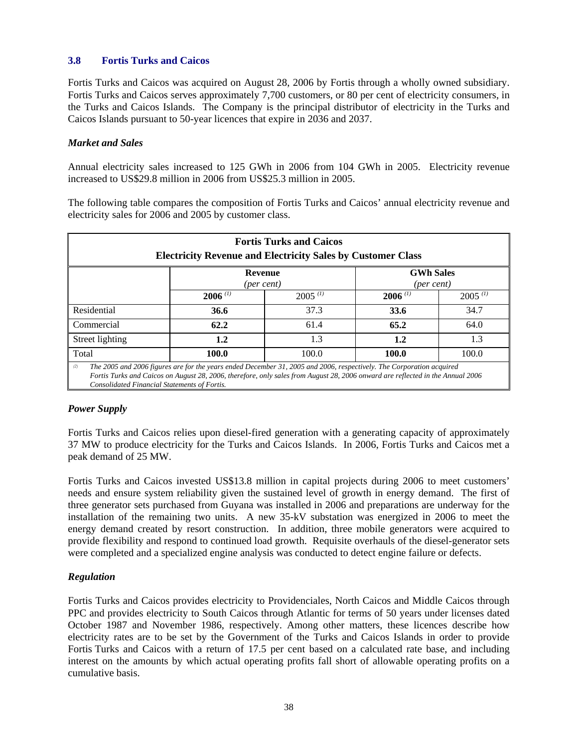### 3.8 Fortis Turks and Caicos

Fortis Turks and Caicos was acquired on August 28, 2006 by Fortis through a wholly owned subsidiary. Fortis Turks and Caicos serves approximately 7,700 customers, or 80 per cent of electricity consumers, in the Turks and Caicos Islands. The Company is the principal distributor of electricity in the Turks and Caicos Islands pursuant to 50-year licences that expire in 2036 and 2037.

#### *Market and Sales*

Annual electricity sales increased to 125 GWh in 2006 from 104 GWh in 2005. Electricity revenue increased to US$29.8 million in 2006 from US$25.3 million in 2005.

The following table compares the composition of Fortis Turks and Caicos' annual electricity revenue and electricity sales for 2006 and 2005 by customer class.

**Fortis Turks and Caicos**
**Electricity Revenue and Electricity Sales by Customer Class**

| | Revenue *(per cent)* | | GWh Sales *(per cent)* | |
|---|---|---|---|---|
| | **2006** [(1)] | 2005 [(1)] | **2006** [(1)] | 2005 [(1)] |
| Residential | **36.6** | 37.3 | **33.6** | 34.7 |
| Commercial | **62.2** | 61.4 | **65.2** | 64.0 |
| Street lighting | **1.2** | 1.3 | **1.2** | 1.3 |
| Total | **100.0** | 100.0 | **100.0** | 100.0 |

[(2)] *The 2005 and 2006 figures are for the years ended December 31, 2005 and 2006, respectively. The Corporation acquired Fortis Turks and Caicos on August 28, 2006, therefore, only sales from August 28, 2006 onward are reflected in the Annual 2006 Consolidated Financial Statements of Fortis.*

#### *Power Supply*

Fortis Turks and Caicos relies upon diesel-fired generation with a generating capacity of approximately 37 MW to produce electricity for the Turks and Caicos Islands. In 2006, Fortis Turks and Caicos met a peak demand of 25 MW.

Fortis Turks and Caicos invested US$13.8 million in capital projects during 2006 to meet customers' needs and ensure system reliability given the sustained level of growth in energy demand. The first of three generator sets purchased from Guyana was installed in 2006 and preparations are underway for the installation of the remaining two units. A new 35-kV substation was energized in 2006 to meet the energy demand created by resort construction. In addition, three mobile generators were acquired to provide flexibility and respond to continued load growth. Requisite overhauls of the diesel-generator sets were completed and a specialized engine analysis was conducted to detect engine failure or defects.

#### *Regulation*

Fortis Turks and Caicos provides electricity to Providenciales, North Caicos and Middle Caicos through PPC and provides electricity to South Caicos through Atlantic for terms of 50 years under licenses dated October 1987 and November 1986, respectively. Among other matters, these licences describe how electricity rates are to be set by the Government of the Turks and Caicos Islands in order to provide Fortis Turks and Caicos with a return of 17.5 per cent based on a calculated rate base, and including interest on the amounts by which actual operating profits fall short of allowable operating profits on a cumulative basis.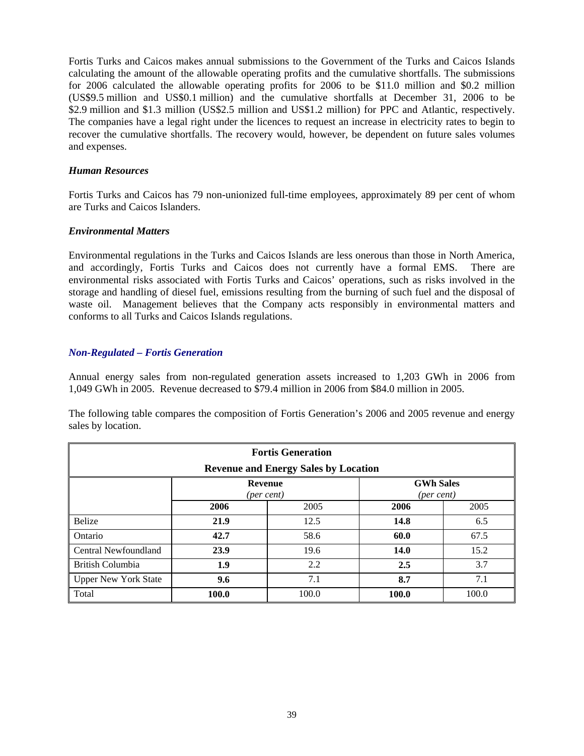Fortis Turks and Caicos makes annual submissions to the Government of the Turks and Caicos Islands calculating the amount of the allowable operating profits and the cumulative shortfalls. The submissions for 2006 calculated the allowable operating profits for 2006 to be $11.0 million and $0.2 million (US$9.5 million and US$0.1 million) and the cumulative shortfalls at December 31, 2006 to be $2.9 million and $1.3 million (US$2.5 million and US$1.2 million) for PPC and Atlantic, respectively. The companies have a legal right under the licences to request an increase in electricity rates to begin to recover the cumulative shortfalls. The recovery would, however, be dependent on future sales volumes and expenses.

### *Human Resources*

Fortis Turks and Caicos has 79 non-unionized full-time employees, approximately 89 per cent of whom are Turks and Caicos Islanders.

### *Environmental Matters*

Environmental regulations in the Turks and Caicos Islands are less onerous than those in North America, and accordingly, Fortis Turks and Caicos does not currently have a formal EMS. There are environmental risks associated with Fortis Turks and Caicos' operations, such as risks involved in the storage and handling of diesel fuel, emissions resulting from the burning of such fuel and the disposal of waste oil. Management believes that the Company acts responsibly in environmental matters and conforms to all Turks and Caicos Islands regulations.

## *Non-Regulated – Fortis Generation*

Annual energy sales from non-regulated generation assets increased to 1,203 GWh in 2006 from 1,049 GWh in 2005. Revenue decreased to $79.4 million in 2006 from $84.0 million in 2005.

The following table compares the composition of Fortis Generation's 2006 and 2005 revenue and energy sales by location.

| **Fortis Generation – Revenue and Energy Sales by Location** | **Revenue** *(per cent)* | | **GWh Sales** *(per cent)* | |
|---|---|---|---|---|
| | **2006** | 2005 | **2006** | 2005 |
| Belize | **21.9** | 12.5 | **14.8** | 6.5 |
| Ontario | **42.7** | 58.6 | **60.0** | 67.5 |
| Central Newfoundland | **23.9** | 19.6 | **14.0** | 15.2 |
| British Columbia | **1.9** | 2.2 | **2.5** | 3.7 |
| Upper New York State | **9.6** | 7.1 | **8.7** | 7.1 |
| Total | **100.0** | 100.0 | **100.0** | 100.0 |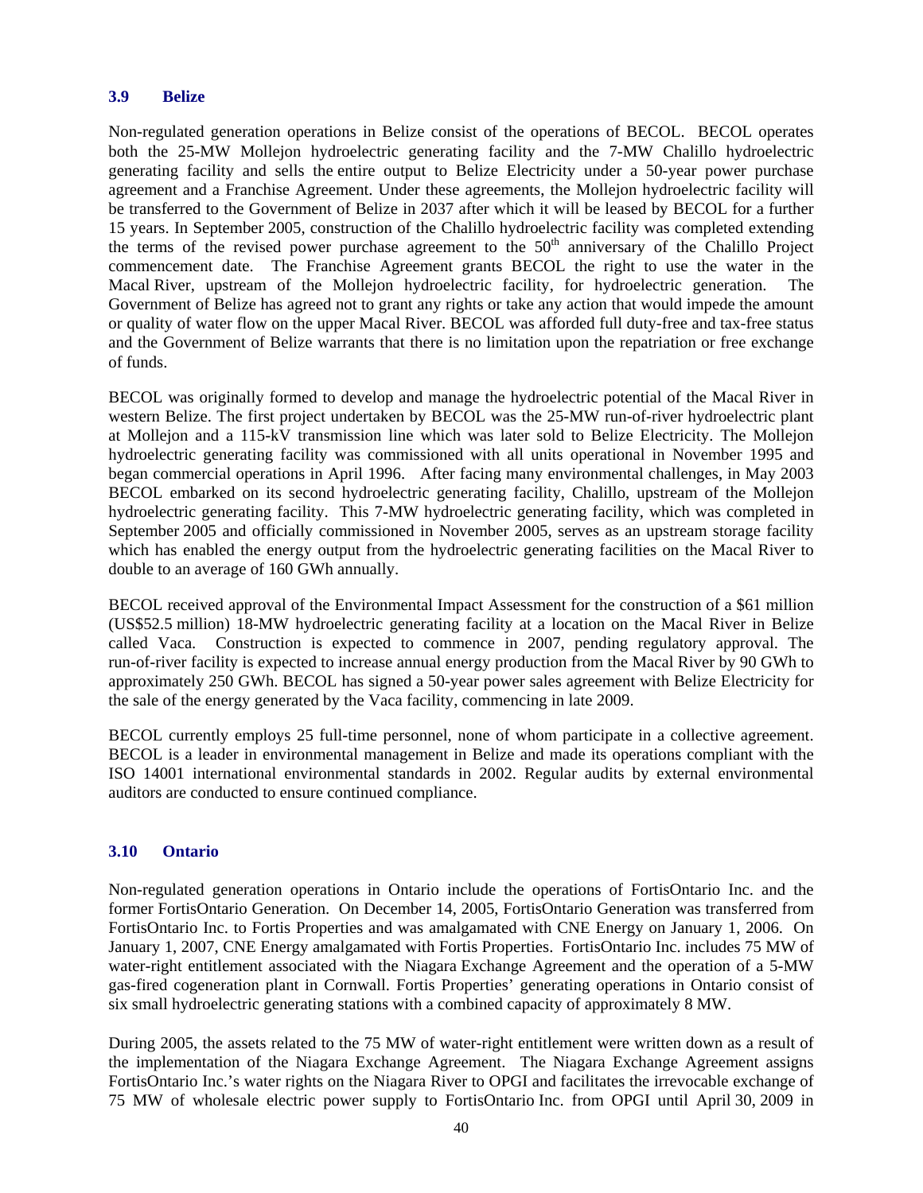### 3.9 Belize

Non-regulated generation operations in Belize consist of the operations of BECOL. BECOL operates both the 25-MW Mollejon hydroelectric generating facility and the 7-MW Chalillo hydroelectric generating facility and sells the entire output to Belize Electricity under a 50-year power purchase agreement and a Franchise Agreement. Under these agreements, the Mollejon hydroelectric facility will be transferred to the Government of Belize in 2037 after which it will be leased by BECOL for a further 15 years. In September 2005, construction of the Chalillo hydroelectric facility was completed extending the terms of the revised power purchase agreement to the 50th anniversary of the Chalillo Project commencement date. The Franchise Agreement grants BECOL the right to use the water in the Macal River, upstream of the Mollejon hydroelectric facility, for hydroelectric generation. The Government of Belize has agreed not to grant any rights or take any action that would impede the amount or quality of water flow on the upper Macal River. BECOL was afforded full duty-free and tax-free status and the Government of Belize warrants that there is no limitation upon the repatriation or free exchange of funds.

BECOL was originally formed to develop and manage the hydroelectric potential of the Macal River in western Belize. The first project undertaken by BECOL was the 25-MW run-of-river hydroelectric plant at Mollejon and a 115-kV transmission line which was later sold to Belize Electricity. The Mollejon hydroelectric generating facility was commissioned with all units operational in November 1995 and began commercial operations in April 1996. After facing many environmental challenges, in May 2003 BECOL embarked on its second hydroelectric generating facility, Chalillo, upstream of the Mollejon hydroelectric generating facility. This 7-MW hydroelectric generating facility, which was completed in September 2005 and officially commissioned in November 2005, serves as an upstream storage facility which has enabled the energy output from the hydroelectric generating facilities on the Macal River to double to an average of 160 GWh annually.

BECOL received approval of the Environmental Impact Assessment for the construction of a \$61 million (US\$52.5 million) 18-MW hydroelectric generating facility at a location on the Macal River in Belize called Vaca. Construction is expected to commence in 2007, pending regulatory approval. The run-of-river facility is expected to increase annual energy production from the Macal River by 90 GWh to approximately 250 GWh. BECOL has signed a 50-year power sales agreement with Belize Electricity for the sale of the energy generated by the Vaca facility, commencing in late 2009.

BECOL currently employs 25 full-time personnel, none of whom participate in a collective agreement. BECOL is a leader in environmental management in Belize and made its operations compliant with the ISO 14001 international environmental standards in 2002. Regular audits by external environmental auditors are conducted to ensure continued compliance.

### 3.10 Ontario

Non-regulated generation operations in Ontario include the operations of FortisOntario Inc. and the former FortisOntario Generation. On December 14, 2005, FortisOntario Generation was transferred from FortisOntario Inc. to Fortis Properties and was amalgamated with CNE Energy on January 1, 2006. On January 1, 2007, CNE Energy amalgamated with Fortis Properties. FortisOntario Inc. includes 75 MW of water-right entitlement associated with the Niagara Exchange Agreement and the operation of a 5-MW gas-fired cogeneration plant in Cornwall. Fortis Properties' generating operations in Ontario consist of six small hydroelectric generating stations with a combined capacity of approximately 8 MW.

During 2005, the assets related to the 75 MW of water-right entitlement were written down as a result of the implementation of the Niagara Exchange Agreement. The Niagara Exchange Agreement assigns FortisOntario Inc.'s water rights on the Niagara River to OPGI and facilitates the irrevocable exchange of 75 MW of wholesale electric power supply to FortisOntario Inc. from OPGI until April 30, 2009 in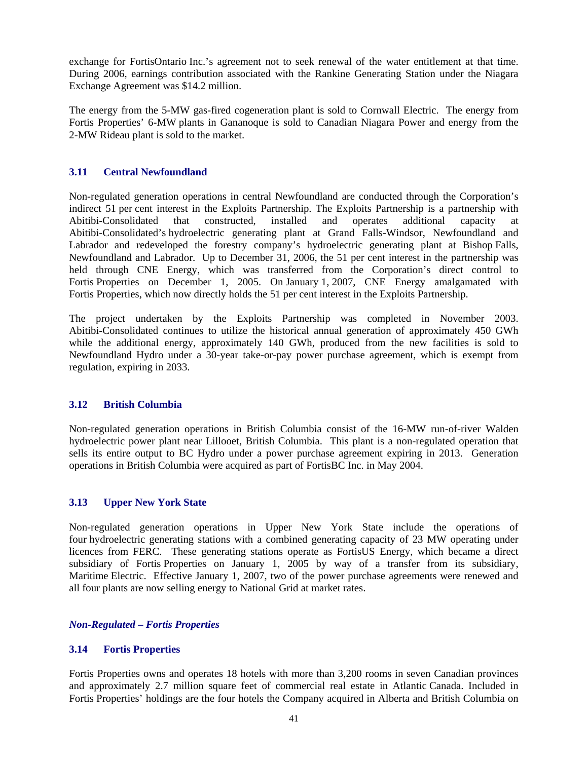exchange for FortisOntario Inc.'s agreement not to seek renewal of the water entitlement at that time. During 2006, earnings contribution associated with the Rankine Generating Station under the Niagara Exchange Agreement was $14.2 million.

The energy from the 5-MW gas-fired cogeneration plant is sold to Cornwall Electric. The energy from Fortis Properties' 6-MW plants in Gananoque is sold to Canadian Niagara Power and energy from the 2-MW Rideau plant is sold to the market.

### 3.11 Central Newfoundland

Non-regulated generation operations in central Newfoundland are conducted through the Corporation's indirect 51 per cent interest in the Exploits Partnership. The Exploits Partnership is a partnership with Abitibi-Consolidated that constructed, installed and operates additional capacity at Abitibi-Consolidated's hydroelectric generating plant at Grand Falls-Windsor, Newfoundland and Labrador and redeveloped the forestry company's hydroelectric generating plant at Bishop Falls, Newfoundland and Labrador. Up to December 31, 2006, the 51 per cent interest in the partnership was held through CNE Energy, which was transferred from the Corporation's direct control to Fortis Properties on December 1, 2005. On January 1, 2007, CNE Energy amalgamated with Fortis Properties, which now directly holds the 51 per cent interest in the Exploits Partnership.

The project undertaken by the Exploits Partnership was completed in November 2003. Abitibi-Consolidated continues to utilize the historical annual generation of approximately 450 GWh while the additional energy, approximately 140 GWh, produced from the new facilities is sold to Newfoundland Hydro under a 30-year take-or-pay power purchase agreement, which is exempt from regulation, expiring in 2033.

### 3.12 British Columbia

Non-regulated generation operations in British Columbia consist of the 16-MW run-of-river Walden hydroelectric power plant near Lillooet, British Columbia. This plant is a non-regulated operation that sells its entire output to BC Hydro under a power purchase agreement expiring in 2013. Generation operations in British Columbia were acquired as part of FortisBC Inc. in May 2004.

### 3.13 Upper New York State

Non-regulated generation operations in Upper New York State include the operations of four hydroelectric generating stations with a combined generating capacity of 23 MW operating under licences from FERC. These generating stations operate as FortisUS Energy, which became a direct subsidiary of Fortis Properties on January 1, 2005 by way of a transfer from its subsidiary, Maritime Electric. Effective January 1, 2007, two of the power purchase agreements were renewed and all four plants are now selling energy to National Grid at market rates.

*Non-Regulated – Fortis Properties*

### 3.14 Fortis Properties

Fortis Properties owns and operates 18 hotels with more than 3,200 rooms in seven Canadian provinces and approximately 2.7 million square feet of commercial real estate in Atlantic Canada. Included in Fortis Properties' holdings are the four hotels the Company acquired in Alberta and British Columbia on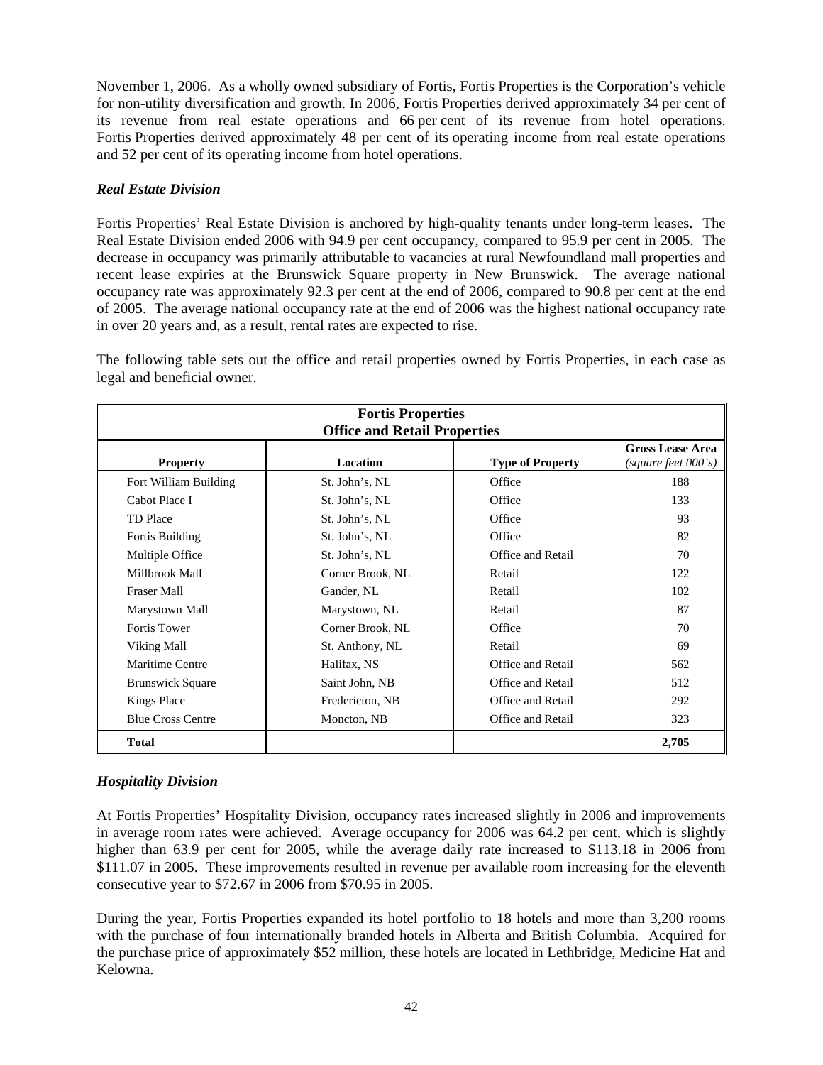November 1, 2006. As a wholly owned subsidiary of Fortis, Fortis Properties is the Corporation's vehicle for non-utility diversification and growth. In 2006, Fortis Properties derived approximately 34 per cent of its revenue from real estate operations and 66 per cent of its revenue from hotel operations. Fortis Properties derived approximately 48 per cent of its operating income from real estate operations and 52 per cent of its operating income from hotel operations.

### *Real Estate Division*

Fortis Properties' Real Estate Division is anchored by high-quality tenants under long-term leases. The Real Estate Division ended 2006 with 94.9 per cent occupancy, compared to 95.9 per cent in 2005. The decrease in occupancy was primarily attributable to vacancies at rural Newfoundland mall properties and recent lease expiries at the Brunswick Square property in New Brunswick. The average national occupancy rate was approximately 92.3 per cent at the end of 2006, compared to 90.8 per cent at the end of 2005. The average national occupancy rate at the end of 2006 was the highest national occupancy rate in over 20 years and, as a result, rental rates are expected to rise.

The following table sets out the office and retail properties owned by Fortis Properties, in each case as legal and beneficial owner.

**Fortis Properties**
**Office and Retail Properties**

| Property | Location | Type of Property | Gross Lease Area *(square feet 000's)* |
|---|---|---|---|
| Fort William Building | St. John's, NL | Office | 188 |
| Cabot Place I | St. John's, NL | Office | 133 |
| TD Place | St. John's, NL | Office | 93 |
| Fortis Building | St. John's, NL | Office | 82 |
| Multiple Office | St. John's, NL | Office and Retail | 70 |
| Millbrook Mall | Corner Brook, NL | Retail | 122 |
| Fraser Mall | Gander, NL | Retail | 102 |
| Marystown Mall | Marystown, NL | Retail | 87 |
| Fortis Tower | Corner Brook, NL | Office | 70 |
| Viking Mall | St. Anthony, NL | Retail | 69 |
| Maritime Centre | Halifax, NS | Office and Retail | 562 |
| Brunswick Square | Saint John, NB | Office and Retail | 512 |
| Kings Place | Fredericton, NB | Office and Retail | 292 |
| Blue Cross Centre | Moncton, NB | Office and Retail | 323 |
| **Total** | | | **2,705** |

### *Hospitality Division*

At Fortis Properties' Hospitality Division, occupancy rates increased slightly in 2006 and improvements in average room rates were achieved. Average occupancy for 2006 was 64.2 per cent, which is slightly higher than 63.9 per cent for 2005, while the average daily rate increased to $113.18 in 2006 from $111.07 in 2005. These improvements resulted in revenue per available room increasing for the eleventh consecutive year to $72.67 in 2006 from $70.95 in 2005.

During the year, Fortis Properties expanded its hotel portfolio to 18 hotels and more than 3,200 rooms with the purchase of four internationally branded hotels in Alberta and British Columbia. Acquired for the purchase price of approximately $52 million, these hotels are located in Lethbridge, Medicine Hat and Kelowna.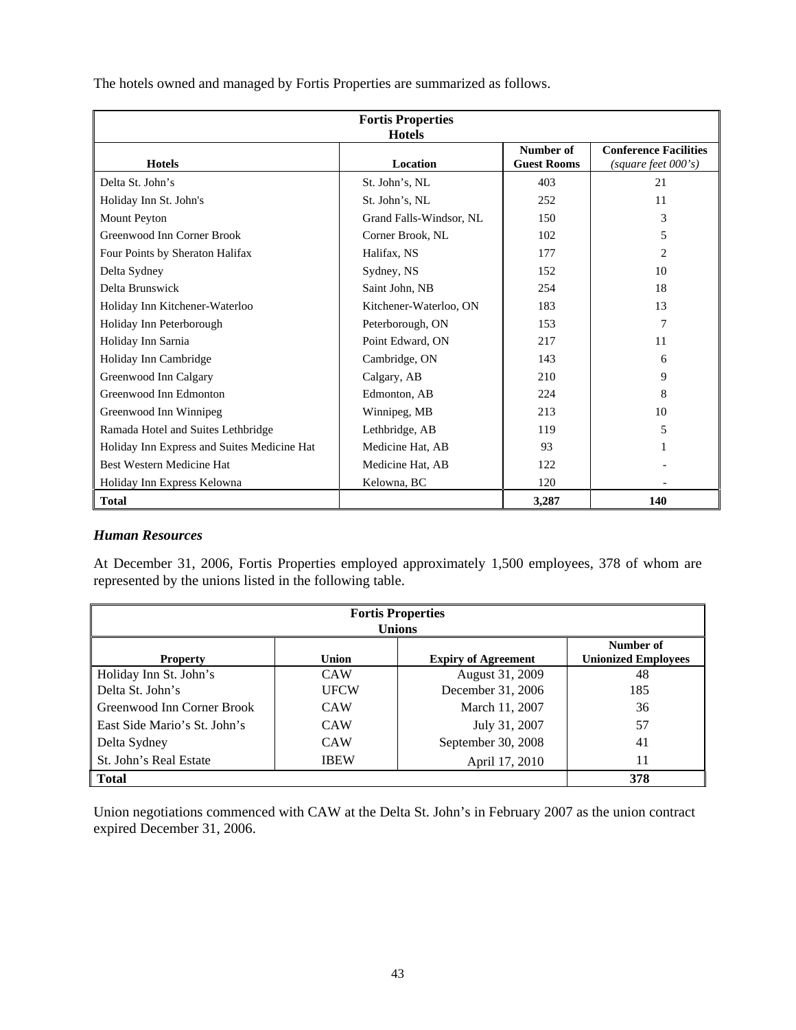The hotels owned and managed by Fortis Properties are summarized as follows.

| Fortis Properties Hotels | | | |
|---|---|---|---|
| **Hotels** | **Location** | **Number of Guest Rooms** | **Conference Facilities** *(square feet 000's)* |
| Delta St. John's | St. John's, NL | 403 | 21 |
| Holiday Inn St. John's | St. John's, NL | 252 | 11 |
| Mount Peyton | Grand Falls-Windsor, NL | 150 | 3 |
| Greenwood Inn Corner Brook | Corner Brook, NL | 102 | 5 |
| Four Points by Sheraton Halifax | Halifax, NS | 177 | 2 |
| Delta Sydney | Sydney, NS | 152 | 10 |
| Delta Brunswick | Saint John, NB | 254 | 18 |
| Holiday Inn Kitchener-Waterloo | Kitchener-Waterloo, ON | 183 | 13 |
| Holiday Inn Peterborough | Peterborough, ON | 153 | 7 |
| Holiday Inn Sarnia | Point Edward, ON | 217 | 11 |
| Holiday Inn Cambridge | Cambridge, ON | 143 | 6 |
| Greenwood Inn Calgary | Calgary, AB | 210 | 9 |
| Greenwood Inn Edmonton | Edmonton, AB | 224 | 8 |
| Greenwood Inn Winnipeg | Winnipeg, MB | 213 | 10 |
| Ramada Hotel and Suites Lethbridge | Lethbridge, AB | 119 | 5 |
| Holiday Inn Express and Suites Medicine Hat | Medicine Hat, AB | 93 | 1 |
| Best Western Medicine Hat | Medicine Hat, AB | 122 | - |
| Holiday Inn Express Kelowna | Kelowna, BC | 120 | - |
| **Total** | | **3,287** | **140** |

### *Human Resources*

At December 31, 2006, Fortis Properties employed approximately 1,500 employees, 378 of whom are represented by the unions listed in the following table.

| Fortis Properties Unions | | | |
|---|---|---|---|
| **Property** | **Union** | **Expiry of Agreement** | **Number of Unionized Employees** |
| Holiday Inn St. John's | CAW | August 31, 2009 | 48 |
| Delta St. John's | UFCW | December 31, 2006 | 185 |
| Greenwood Inn Corner Brook | CAW | March 11, 2007 | 36 |
| East Side Mario's St. John's | CAW | July 31, 2007 | 57 |
| Delta Sydney | CAW | September 30, 2008 | 41 |
| St. John's Real Estate | IBEW | April 17, 2010 | 11 |
| **Total** | | | **378** |

Union negotiations commenced with CAW at the Delta St. John's in February 2007 as the union contract expired December 31, 2006.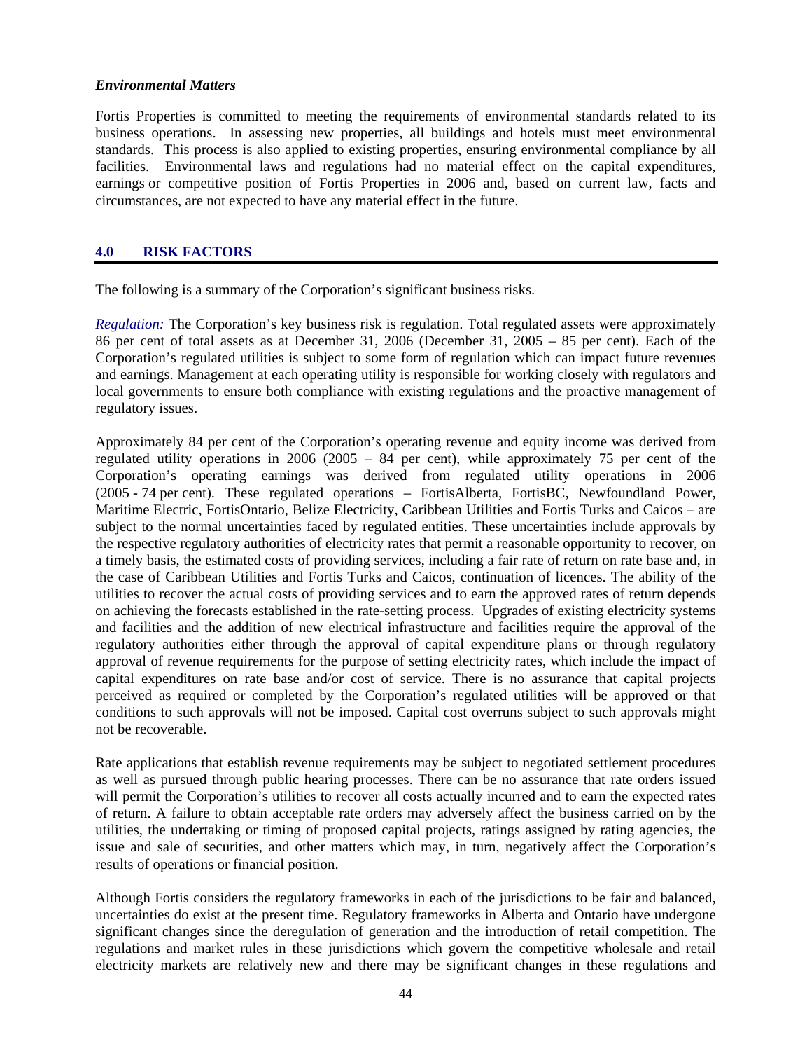*Environmental Matters*

Fortis Properties is committed to meeting the requirements of environmental standards related to its business operations. In assessing new properties, all buildings and hotels must meet environmental standards. This process is also applied to existing properties, ensuring environmental compliance by all facilities. Environmental laws and regulations had no material effect on the capital expenditures, earnings or competitive position of Fortis Properties in 2006 and, based on current law, facts and circumstances, are not expected to have any material effect in the future.

## 4.0 RISK FACTORS

The following is a summary of the Corporation's significant business risks.

*Regulation:* The Corporation's key business risk is regulation. Total regulated assets were approximately 86 per cent of total assets as at December 31, 2006 (December 31, 2005 – 85 per cent). Each of the Corporation's regulated utilities is subject to some form of regulation which can impact future revenues and earnings. Management at each operating utility is responsible for working closely with regulators and local governments to ensure both compliance with existing regulations and the proactive management of regulatory issues.

Approximately 84 per cent of the Corporation's operating revenue and equity income was derived from regulated utility operations in 2006 (2005 – 84 per cent), while approximately 75 per cent of the Corporation's operating earnings was derived from regulated utility operations in 2006 (2005 - 74 per cent). These regulated operations – FortisAlberta, FortisBC, Newfoundland Power, Maritime Electric, FortisOntario, Belize Electricity, Caribbean Utilities and Fortis Turks and Caicos – are subject to the normal uncertainties faced by regulated entities. These uncertainties include approvals by the respective regulatory authorities of electricity rates that permit a reasonable opportunity to recover, on a timely basis, the estimated costs of providing services, including a fair rate of return on rate base and, in the case of Caribbean Utilities and Fortis Turks and Caicos, continuation of licences. The ability of the utilities to recover the actual costs of providing services and to earn the approved rates of return depends on achieving the forecasts established in the rate-setting process. Upgrades of existing electricity systems and facilities and the addition of new electrical infrastructure and facilities require the approval of the regulatory authorities either through the approval of capital expenditure plans or through regulatory approval of revenue requirements for the purpose of setting electricity rates, which include the impact of capital expenditures on rate base and/or cost of service. There is no assurance that capital projects perceived as required or completed by the Corporation's regulated utilities will be approved or that conditions to such approvals will not be imposed. Capital cost overruns subject to such approvals might not be recoverable.

Rate applications that establish revenue requirements may be subject to negotiated settlement procedures as well as pursued through public hearing processes. There can be no assurance that rate orders issued will permit the Corporation's utilities to recover all costs actually incurred and to earn the expected rates of return. A failure to obtain acceptable rate orders may adversely affect the business carried on by the utilities, the undertaking or timing of proposed capital projects, ratings assigned by rating agencies, the issue and sale of securities, and other matters which may, in turn, negatively affect the Corporation's results of operations or financial position.

Although Fortis considers the regulatory frameworks in each of the jurisdictions to be fair and balanced, uncertainties do exist at the present time. Regulatory frameworks in Alberta and Ontario have undergone significant changes since the deregulation of generation and the introduction of retail competition. The regulations and market rules in these jurisdictions which govern the competitive wholesale and retail electricity markets are relatively new and there may be significant changes in these regulations and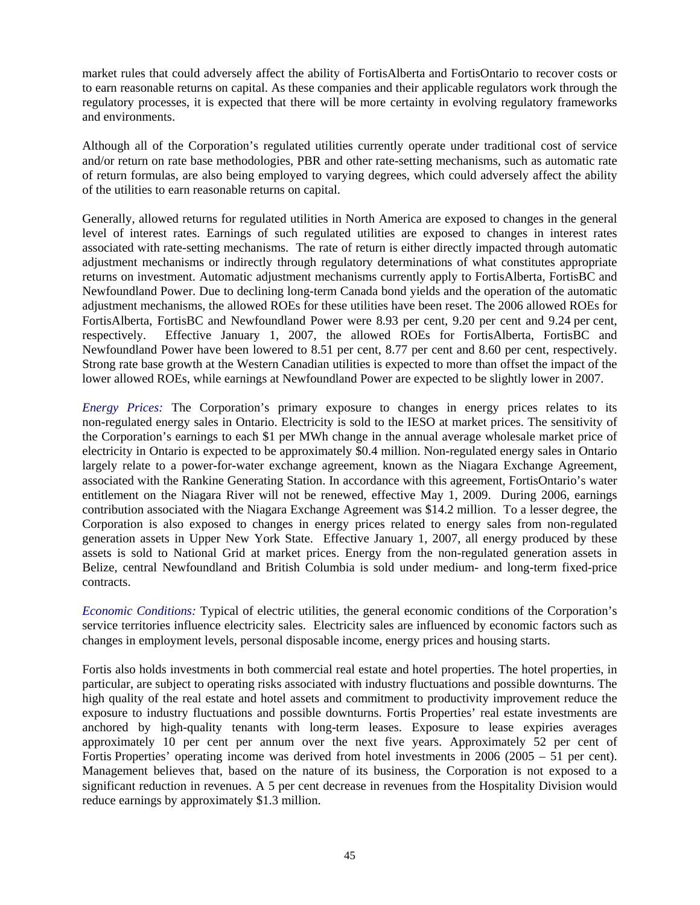market rules that could adversely affect the ability of FortisAlberta and FortisOntario to recover costs or to earn reasonable returns on capital. As these companies and their applicable regulators work through the regulatory processes, it is expected that there will be more certainty in evolving regulatory frameworks and environments.

Although all of the Corporation's regulated utilities currently operate under traditional cost of service and/or return on rate base methodologies, PBR and other rate-setting mechanisms, such as automatic rate of return formulas, are also being employed to varying degrees, which could adversely affect the ability of the utilities to earn reasonable returns on capital.

Generally, allowed returns for regulated utilities in North America are exposed to changes in the general level of interest rates. Earnings of such regulated utilities are exposed to changes in interest rates associated with rate-setting mechanisms. The rate of return is either directly impacted through automatic adjustment mechanisms or indirectly through regulatory determinations of what constitutes appropriate returns on investment. Automatic adjustment mechanisms currently apply to FortisAlberta, FortisBC and Newfoundland Power. Due to declining long-term Canada bond yields and the operation of the automatic adjustment mechanisms, the allowed ROEs for these utilities have been reset. The 2006 allowed ROEs for FortisAlberta, FortisBC and Newfoundland Power were 8.93 per cent, 9.20 per cent and 9.24 per cent, respectively. Effective January 1, 2007, the allowed ROEs for FortisAlberta, FortisBC and Newfoundland Power have been lowered to 8.51 per cent, 8.77 per cent and 8.60 per cent, respectively. Strong rate base growth at the Western Canadian utilities is expected to more than offset the impact of the lower allowed ROEs, while earnings at Newfoundland Power are expected to be slightly lower in 2007.

*Energy Prices:* The Corporation's primary exposure to changes in energy prices relates to its non-regulated energy sales in Ontario. Electricity is sold to the IESO at market prices. The sensitivity of the Corporation's earnings to each $1 per MWh change in the annual average wholesale market price of electricity in Ontario is expected to be approximately $0.4 million. Non-regulated energy sales in Ontario largely relate to a power-for-water exchange agreement, known as the Niagara Exchange Agreement, associated with the Rankine Generating Station. In accordance with this agreement, FortisOntario's water entitlement on the Niagara River will not be renewed, effective May 1, 2009. During 2006, earnings contribution associated with the Niagara Exchange Agreement was $14.2 million. To a lesser degree, the Corporation is also exposed to changes in energy prices related to energy sales from non-regulated generation assets in Upper New York State. Effective January 1, 2007, all energy produced by these assets is sold to National Grid at market prices. Energy from the non-regulated generation assets in Belize, central Newfoundland and British Columbia is sold under medium- and long-term fixed-price contracts.

*Economic Conditions:* Typical of electric utilities, the general economic conditions of the Corporation's service territories influence electricity sales. Electricity sales are influenced by economic factors such as changes in employment levels, personal disposable income, energy prices and housing starts.

Fortis also holds investments in both commercial real estate and hotel properties. The hotel properties, in particular, are subject to operating risks associated with industry fluctuations and possible downturns. The high quality of the real estate and hotel assets and commitment to productivity improvement reduce the exposure to industry fluctuations and possible downturns. Fortis Properties' real estate investments are anchored by high-quality tenants with long-term leases. Exposure to lease expiries averages approximately 10 per cent per annum over the next five years. Approximately 52 per cent of Fortis Properties' operating income was derived from hotel investments in 2006 (2005 – 51 per cent). Management believes that, based on the nature of its business, the Corporation is not exposed to a significant reduction in revenues. A 5 per cent decrease in revenues from the Hospitality Division would reduce earnings by approximately $1.3 million.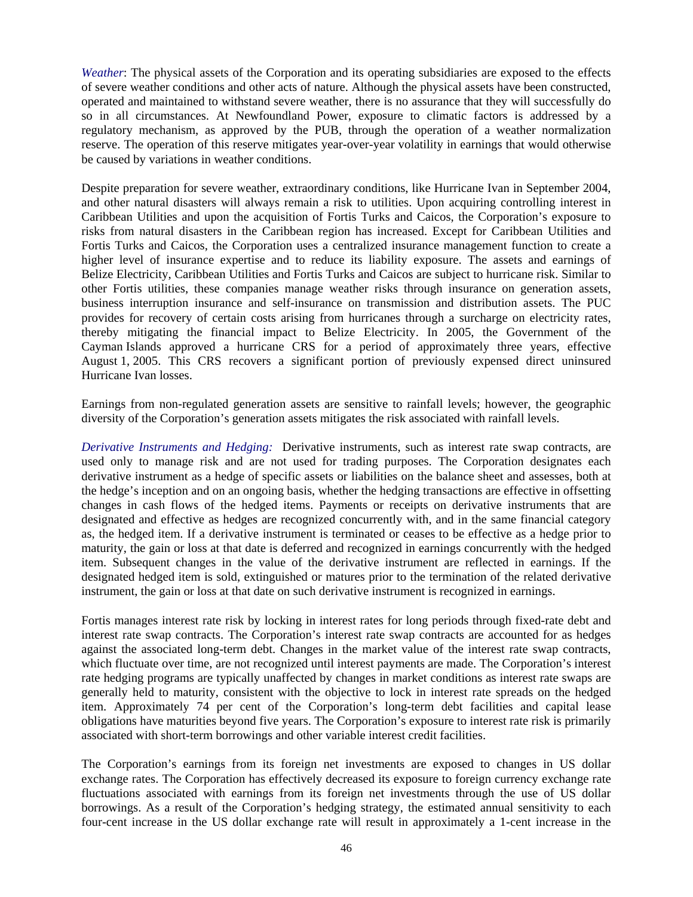*Weather*: The physical assets of the Corporation and its operating subsidiaries are exposed to the effects of severe weather conditions and other acts of nature. Although the physical assets have been constructed, operated and maintained to withstand severe weather, there is no assurance that they will successfully do so in all circumstances. At Newfoundland Power, exposure to climatic factors is addressed by a regulatory mechanism, as approved by the PUB, through the operation of a weather normalization reserve. The operation of this reserve mitigates year-over-year volatility in earnings that would otherwise be caused by variations in weather conditions.

Despite preparation for severe weather, extraordinary conditions, like Hurricane Ivan in September 2004, and other natural disasters will always remain a risk to utilities. Upon acquiring controlling interest in Caribbean Utilities and upon the acquisition of Fortis Turks and Caicos, the Corporation's exposure to risks from natural disasters in the Caribbean region has increased. Except for Caribbean Utilities and Fortis Turks and Caicos, the Corporation uses a centralized insurance management function to create a higher level of insurance expertise and to reduce its liability exposure. The assets and earnings of Belize Electricity, Caribbean Utilities and Fortis Turks and Caicos are subject to hurricane risk. Similar to other Fortis utilities, these companies manage weather risks through insurance on generation assets, business interruption insurance and self-insurance on transmission and distribution assets. The PUC provides for recovery of certain costs arising from hurricanes through a surcharge on electricity rates, thereby mitigating the financial impact to Belize Electricity. In 2005, the Government of the Cayman Islands approved a hurricane CRS for a period of approximately three years, effective August 1, 2005. This CRS recovers a significant portion of previously expensed direct uninsured Hurricane Ivan losses.

Earnings from non-regulated generation assets are sensitive to rainfall levels; however, the geographic diversity of the Corporation's generation assets mitigates the risk associated with rainfall levels.

*Derivative Instruments and Hedging:* Derivative instruments, such as interest rate swap contracts, are used only to manage risk and are not used for trading purposes. The Corporation designates each derivative instrument as a hedge of specific assets or liabilities on the balance sheet and assesses, both at the hedge's inception and on an ongoing basis, whether the hedging transactions are effective in offsetting changes in cash flows of the hedged items. Payments or receipts on derivative instruments that are designated and effective as hedges are recognized concurrently with, and in the same financial category as, the hedged item. If a derivative instrument is terminated or ceases to be effective as a hedge prior to maturity, the gain or loss at that date is deferred and recognized in earnings concurrently with the hedged item. Subsequent changes in the value of the derivative instrument are reflected in earnings. If the designated hedged item is sold, extinguished or matures prior to the termination of the related derivative instrument, the gain or loss at that date on such derivative instrument is recognized in earnings.

Fortis manages interest rate risk by locking in interest rates for long periods through fixed-rate debt and interest rate swap contracts. The Corporation's interest rate swap contracts are accounted for as hedges against the associated long-term debt. Changes in the market value of the interest rate swap contracts, which fluctuate over time, are not recognized until interest payments are made. The Corporation's interest rate hedging programs are typically unaffected by changes in market conditions as interest rate swaps are generally held to maturity, consistent with the objective to lock in interest rate spreads on the hedged item. Approximately 74 per cent of the Corporation's long-term debt facilities and capital lease obligations have maturities beyond five years. The Corporation's exposure to interest rate risk is primarily associated with short-term borrowings and other variable interest credit facilities.

The Corporation's earnings from its foreign net investments are exposed to changes in US dollar exchange rates. The Corporation has effectively decreased its exposure to foreign currency exchange rate fluctuations associated with earnings from its foreign net investments through the use of US dollar borrowings. As a result of the Corporation's hedging strategy, the estimated annual sensitivity to each four-cent increase in the US dollar exchange rate will result in approximately a 1-cent increase in the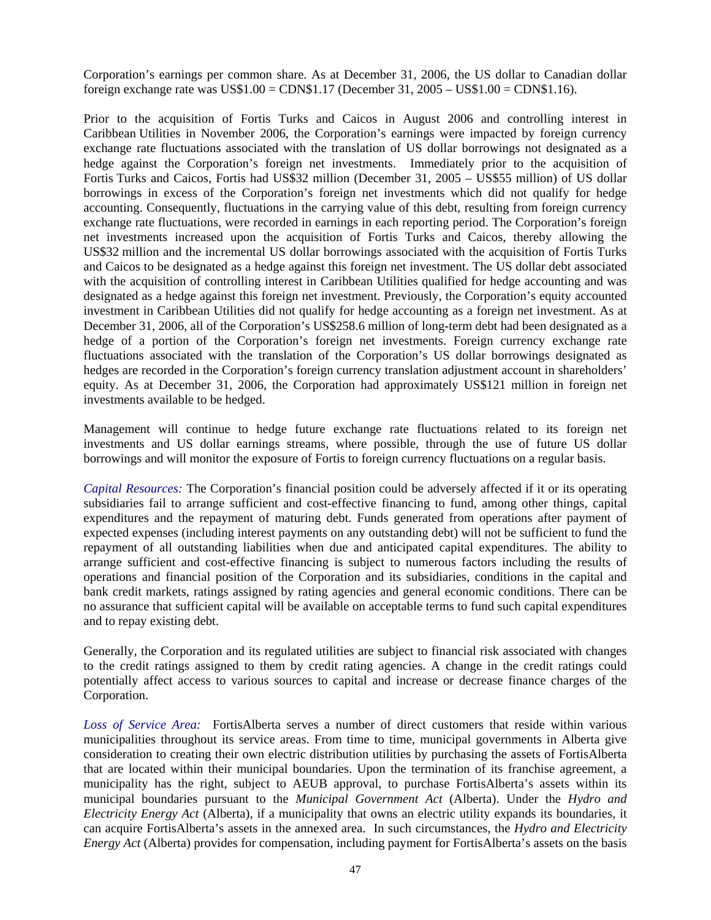Corporation's earnings per common share. As at December 31, 2006, the US dollar to Canadian dollar foreign exchange rate was US$1.00 = CDN$1.17 (December 31, 2005 – US$1.00 = CDN$1.16).

Prior to the acquisition of Fortis Turks and Caicos in August 2006 and controlling interest in Caribbean Utilities in November 2006, the Corporation's earnings were impacted by foreign currency exchange rate fluctuations associated with the translation of US dollar borrowings not designated as a hedge against the Corporation's foreign net investments. Immediately prior to the acquisition of Fortis Turks and Caicos, Fortis had US$32 million (December 31, 2005 – US$55 million) of US dollar borrowings in excess of the Corporation's foreign net investments which did not qualify for hedge accounting. Consequently, fluctuations in the carrying value of this debt, resulting from foreign currency exchange rate fluctuations, were recorded in earnings in each reporting period. The Corporation's foreign net investments increased upon the acquisition of Fortis Turks and Caicos, thereby allowing the US$32 million and the incremental US dollar borrowings associated with the acquisition of Fortis Turks and Caicos to be designated as a hedge against this foreign net investment. The US dollar debt associated with the acquisition of controlling interest in Caribbean Utilities qualified for hedge accounting and was designated as a hedge against this foreign net investment. Previously, the Corporation's equity accounted investment in Caribbean Utilities did not qualify for hedge accounting as a foreign net investment. As at December 31, 2006, all of the Corporation's US$258.6 million of long-term debt had been designated as a hedge of a portion of the Corporation's foreign net investments. Foreign currency exchange rate fluctuations associated with the translation of the Corporation's US dollar borrowings designated as hedges are recorded in the Corporation's foreign currency translation adjustment account in shareholders' equity. As at December 31, 2006, the Corporation had approximately US$121 million in foreign net investments available to be hedged.

Management will continue to hedge future exchange rate fluctuations related to its foreign net investments and US dollar earnings streams, where possible, through the use of future US dollar borrowings and will monitor the exposure of Fortis to foreign currency fluctuations on a regular basis.

*Capital Resources:* The Corporation's financial position could be adversely affected if it or its operating subsidiaries fail to arrange sufficient and cost-effective financing to fund, among other things, capital expenditures and the repayment of maturing debt. Funds generated from operations after payment of expected expenses (including interest payments on any outstanding debt) will not be sufficient to fund the repayment of all outstanding liabilities when due and anticipated capital expenditures. The ability to arrange sufficient and cost-effective financing is subject to numerous factors including the results of operations and financial position of the Corporation and its subsidiaries, conditions in the capital and bank credit markets, ratings assigned by rating agencies and general economic conditions. There can be no assurance that sufficient capital will be available on acceptable terms to fund such capital expenditures and to repay existing debt.

Generally, the Corporation and its regulated utilities are subject to financial risk associated with changes to the credit ratings assigned to them by credit rating agencies. A change in the credit ratings could potentially affect access to various sources to capital and increase or decrease finance charges of the Corporation.

*Loss of Service Area:* FortisAlberta serves a number of direct customers that reside within various municipalities throughout its service areas. From time to time, municipal governments in Alberta give consideration to creating their own electric distribution utilities by purchasing the assets of FortisAlberta that are located within their municipal boundaries. Upon the termination of its franchise agreement, a municipality has the right, subject to AEUB approval, to purchase FortisAlberta's assets within its municipal boundaries pursuant to the *Municipal Government Act* (Alberta). Under the *Hydro and Electricity Energy Act* (Alberta), if a municipality that owns an electric utility expands its boundaries, it can acquire FortisAlberta's assets in the annexed area. In such circumstances, the *Hydro and Electricity Energy Act* (Alberta) provides for compensation, including payment for FortisAlberta's assets on the basis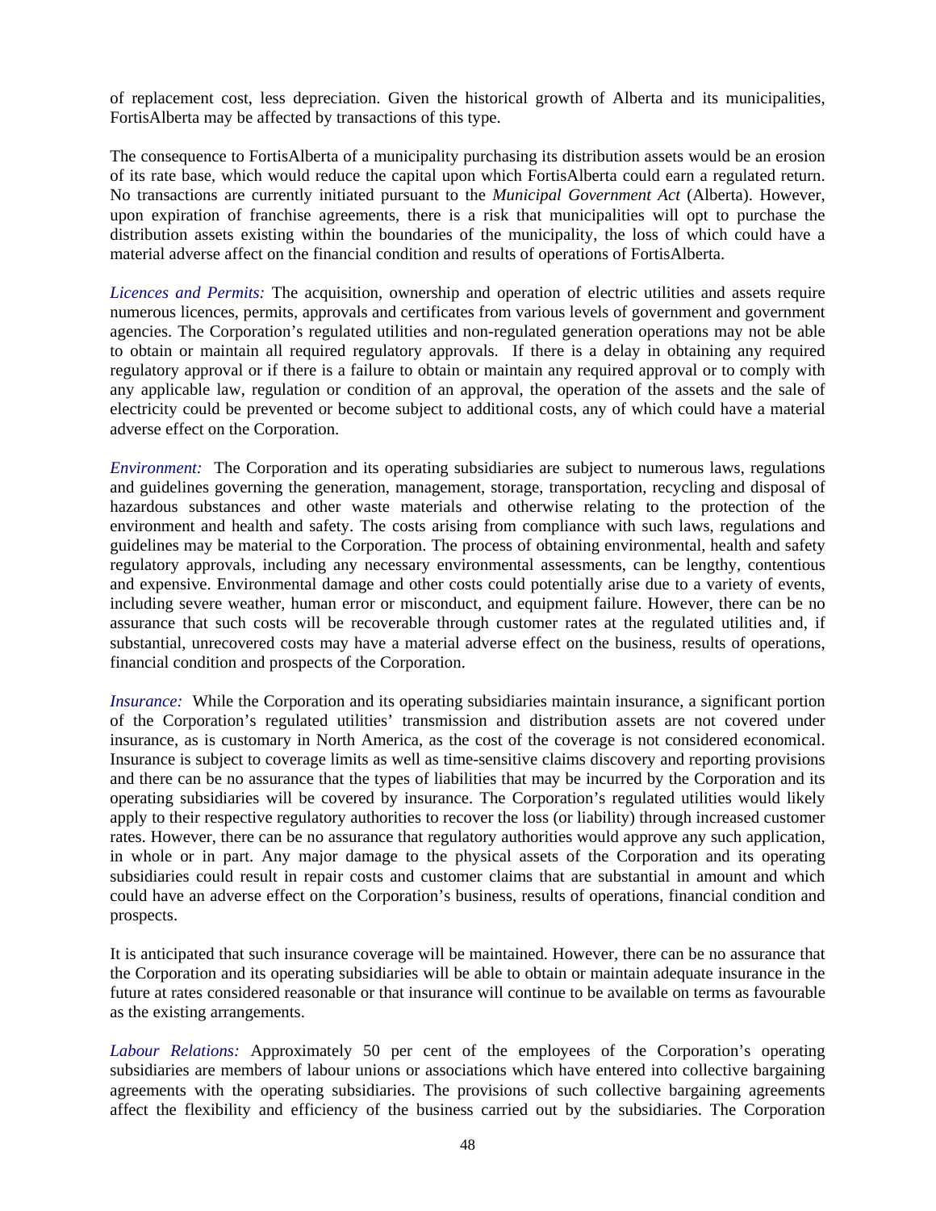of replacement cost, less depreciation. Given the historical growth of Alberta and its municipalities, FortisAlberta may be affected by transactions of this type.

The consequence to FortisAlberta of a municipality purchasing its distribution assets would be an erosion of its rate base, which would reduce the capital upon which FortisAlberta could earn a regulated return. No transactions are currently initiated pursuant to the *Municipal Government Act* (Alberta). However, upon expiration of franchise agreements, there is a risk that municipalities will opt to purchase the distribution assets existing within the boundaries of the municipality, the loss of which could have a material adverse affect on the financial condition and results of operations of FortisAlberta.

*Licences and Permits:* The acquisition, ownership and operation of electric utilities and assets require numerous licences, permits, approvals and certificates from various levels of government and government agencies. The Corporation's regulated utilities and non-regulated generation operations may not be able to obtain or maintain all required regulatory approvals. If there is a delay in obtaining any required regulatory approval or if there is a failure to obtain or maintain any required approval or to comply with any applicable law, regulation or condition of an approval, the operation of the assets and the sale of electricity could be prevented or become subject to additional costs, any of which could have a material adverse effect on the Corporation.

*Environment:* The Corporation and its operating subsidiaries are subject to numerous laws, regulations and guidelines governing the generation, management, storage, transportation, recycling and disposal of hazardous substances and other waste materials and otherwise relating to the protection of the environment and health and safety. The costs arising from compliance with such laws, regulations and guidelines may be material to the Corporation. The process of obtaining environmental, health and safety regulatory approvals, including any necessary environmental assessments, can be lengthy, contentious and expensive. Environmental damage and other costs could potentially arise due to a variety of events, including severe weather, human error or misconduct, and equipment failure. However, there can be no assurance that such costs will be recoverable through customer rates at the regulated utilities and, if substantial, unrecovered costs may have a material adverse effect on the business, results of operations, financial condition and prospects of the Corporation.

*Insurance:* While the Corporation and its operating subsidiaries maintain insurance, a significant portion of the Corporation's regulated utilities' transmission and distribution assets are not covered under insurance, as is customary in North America, as the cost of the coverage is not considered economical. Insurance is subject to coverage limits as well as time-sensitive claims discovery and reporting provisions and there can be no assurance that the types of liabilities that may be incurred by the Corporation and its operating subsidiaries will be covered by insurance. The Corporation's regulated utilities would likely apply to their respective regulatory authorities to recover the loss (or liability) through increased customer rates. However, there can be no assurance that regulatory authorities would approve any such application, in whole or in part. Any major damage to the physical assets of the Corporation and its operating subsidiaries could result in repair costs and customer claims that are substantial in amount and which could have an adverse effect on the Corporation's business, results of operations, financial condition and prospects.

It is anticipated that such insurance coverage will be maintained. However, there can be no assurance that the Corporation and its operating subsidiaries will be able to obtain or maintain adequate insurance in the future at rates considered reasonable or that insurance will continue to be available on terms as favourable as the existing arrangements.

*Labour Relations:* Approximately 50 per cent of the employees of the Corporation's operating subsidiaries are members of labour unions or associations which have entered into collective bargaining agreements with the operating subsidiaries. The provisions of such collective bargaining agreements affect the flexibility and efficiency of the business carried out by the subsidiaries. The Corporation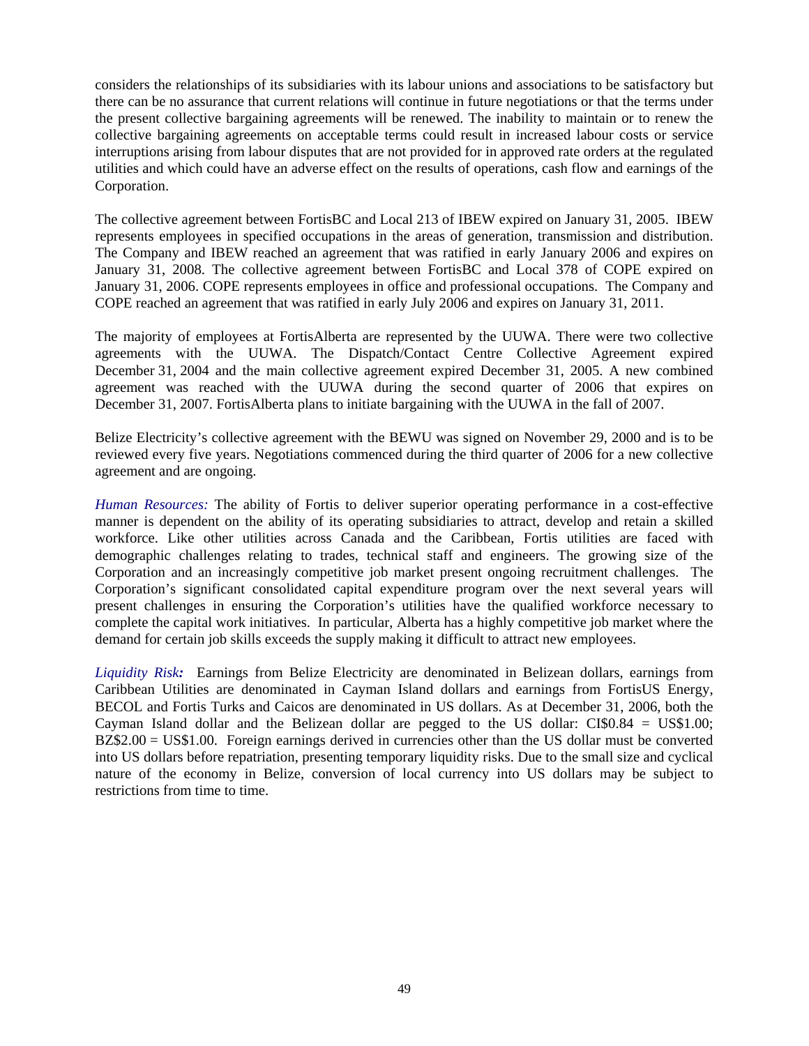considers the relationships of its subsidiaries with its labour unions and associations to be satisfactory but there can be no assurance that current relations will continue in future negotiations or that the terms under the present collective bargaining agreements will be renewed. The inability to maintain or to renew the collective bargaining agreements on acceptable terms could result in increased labour costs or service interruptions arising from labour disputes that are not provided for in approved rate orders at the regulated utilities and which could have an adverse effect on the results of operations, cash flow and earnings of the Corporation.

The collective agreement between FortisBC and Local 213 of IBEW expired on January 31, 2005. IBEW represents employees in specified occupations in the areas of generation, transmission and distribution. The Company and IBEW reached an agreement that was ratified in early January 2006 and expires on January 31, 2008. The collective agreement between FortisBC and Local 378 of COPE expired on January 31, 2006. COPE represents employees in office and professional occupations. The Company and COPE reached an agreement that was ratified in early July 2006 and expires on January 31, 2011.

The majority of employees at FortisAlberta are represented by the UUWA. There were two collective agreements with the UUWA. The Dispatch/Contact Centre Collective Agreement expired December 31, 2004 and the main collective agreement expired December 31, 2005. A new combined agreement was reached with the UUWA during the second quarter of 2006 that expires on December 31, 2007. FortisAlberta plans to initiate bargaining with the UUWA in the fall of 2007.

Belize Electricity's collective agreement with the BEWU was signed on November 29, 2000 and is to be reviewed every five years. Negotiations commenced during the third quarter of 2006 for a new collective agreement and are ongoing.

*Human Resources:* The ability of Fortis to deliver superior operating performance in a cost-effective manner is dependent on the ability of its operating subsidiaries to attract, develop and retain a skilled workforce. Like other utilities across Canada and the Caribbean, Fortis utilities are faced with demographic challenges relating to trades, technical staff and engineers. The growing size of the Corporation and an increasingly competitive job market present ongoing recruitment challenges. The Corporation's significant consolidated capital expenditure program over the next several years will present challenges in ensuring the Corporation's utilities have the qualified workforce necessary to complete the capital work initiatives. In particular, Alberta has a highly competitive job market where the demand for certain job skills exceeds the supply making it difficult to attract new employees.

*Liquidity Risk:* Earnings from Belize Electricity are denominated in Belizean dollars, earnings from Caribbean Utilities are denominated in Cayman Island dollars and earnings from FortisUS Energy, BECOL and Fortis Turks and Caicos are denominated in US dollars. As at December 31, 2006, both the Cayman Island dollar and the Belizean dollar are pegged to the US dollar: CI$0.84 = US$1.00; BZ$2.00 = US$1.00. Foreign earnings derived in currencies other than the US dollar must be converted into US dollars before repatriation, presenting temporary liquidity risks. Due to the small size and cyclical nature of the economy in Belize, conversion of local currency into US dollars may be subject to restrictions from time to time.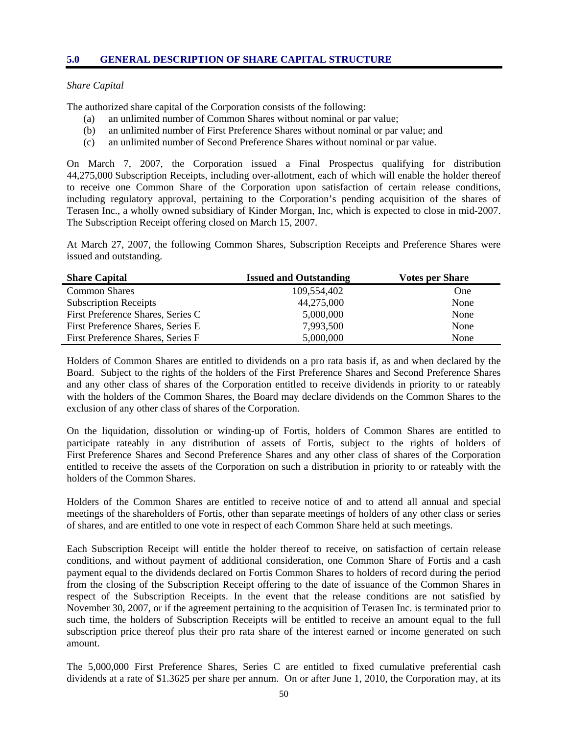## 5.0 GENERAL DESCRIPTION OF SHARE CAPITAL STRUCTURE

*Share Capital*

The authorized share capital of the Corporation consists of the following:

(a) an unlimited number of Common Shares without nominal or par value;
(b) an unlimited number of First Preference Shares without nominal or par value; and
(c) an unlimited number of Second Preference Shares without nominal or par value.

On March 7, 2007, the Corporation issued a Final Prospectus qualifying for distribution 44,275,000 Subscription Receipts, including over-allotment, each of which will enable the holder thereof to receive one Common Share of the Corporation upon satisfaction of certain release conditions, including regulatory approval, pertaining to the Corporation's pending acquisition of the shares of Terasen Inc., a wholly owned subsidiary of Kinder Morgan, Inc, which is expected to close in mid-2007. The Subscription Receipt offering closed on March 15, 2007.

At March 27, 2007, the following Common Shares, Subscription Receipts and Preference Shares were issued and outstanding.

| Share Capital | Issued and Outstanding | Votes per Share |
|---|---|---|
| Common Shares | 109,554,402 | One |
| Subscription Receipts | 44,275,000 | None |
| First Preference Shares, Series C | 5,000,000 | None |
| First Preference Shares, Series E | 7,993,500 | None |
| First Preference Shares, Series F | 5,000,000 | None |

Holders of Common Shares are entitled to dividends on a pro rata basis if, as and when declared by the Board. Subject to the rights of the holders of the First Preference Shares and Second Preference Shares and any other class of shares of the Corporation entitled to receive dividends in priority to or rateably with the holders of the Common Shares, the Board may declare dividends on the Common Shares to the exclusion of any other class of shares of the Corporation.

On the liquidation, dissolution or winding-up of Fortis, holders of Common Shares are entitled to participate rateably in any distribution of assets of Fortis, subject to the rights of holders of First Preference Shares and Second Preference Shares and any other class of shares of the Corporation entitled to receive the assets of the Corporation on such a distribution in priority to or rateably with the holders of the Common Shares.

Holders of the Common Shares are entitled to receive notice of and to attend all annual and special meetings of the shareholders of Fortis, other than separate meetings of holders of any other class or series of shares, and are entitled to one vote in respect of each Common Share held at such meetings.

Each Subscription Receipt will entitle the holder thereof to receive, on satisfaction of certain release conditions, and without payment of additional consideration, one Common Share of Fortis and a cash payment equal to the dividends declared on Fortis Common Shares to holders of record during the period from the closing of the Subscription Receipt offering to the date of issuance of the Common Shares in respect of the Subscription Receipts. In the event that the release conditions are not satisfied by November 30, 2007, or if the agreement pertaining to the acquisition of Terasen Inc. is terminated prior to such time, the holders of Subscription Receipts will be entitled to receive an amount equal to the full subscription price thereof plus their pro rata share of the interest earned or income generated on such amount.

The 5,000,000 First Preference Shares, Series C are entitled to fixed cumulative preferential cash dividends at a rate of $1.3625 per share per annum. On or after June 1, 2010, the Corporation may, at its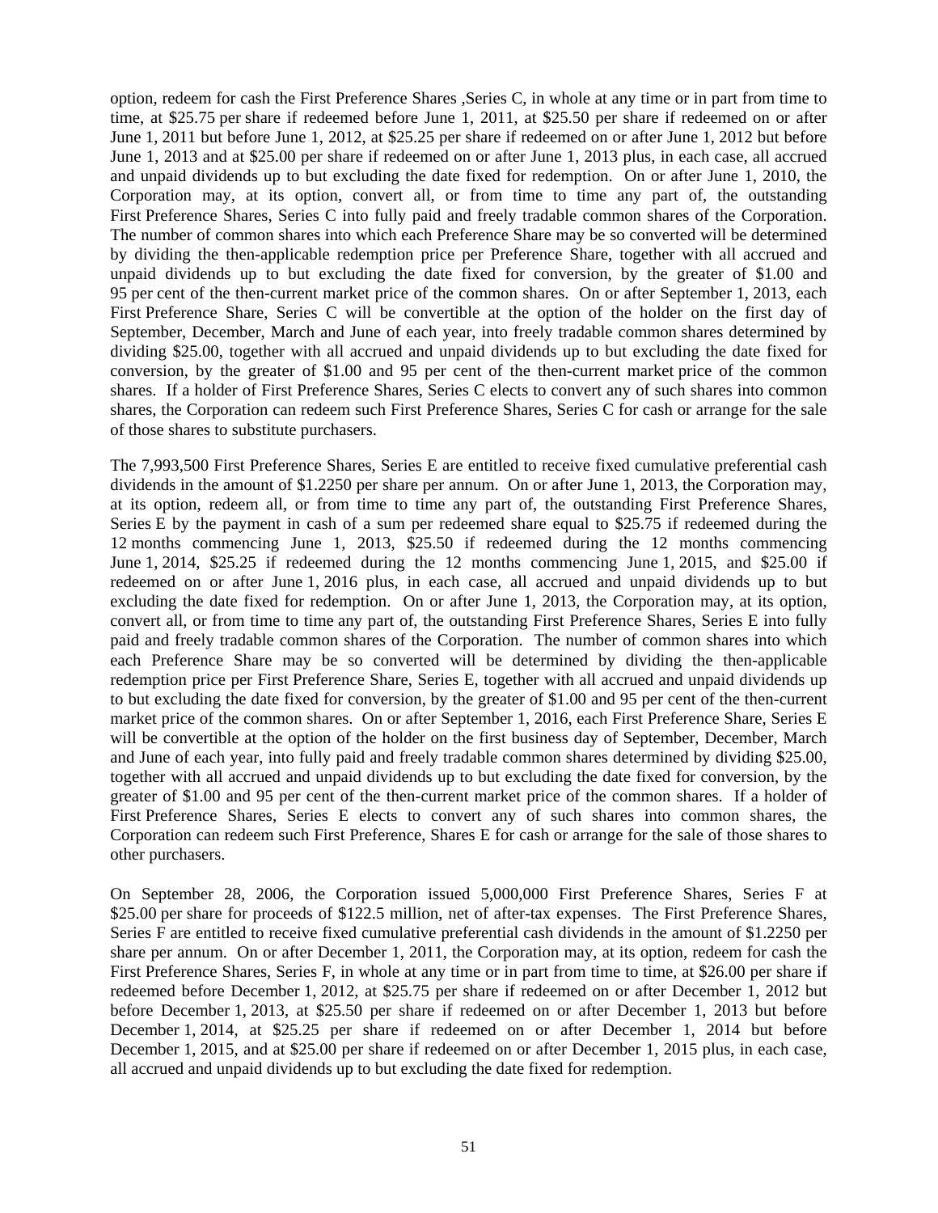option, redeem for cash the First Preference Shares ,Series C, in whole at any time or in part from time to time, at $25.75 per share if redeemed before June 1, 2011, at $25.50 per share if redeemed on or after June 1, 2011 but before June 1, 2012, at $25.25 per share if redeemed on or after June 1, 2012 but before June 1, 2013 and at $25.00 per share if redeemed on or after June 1, 2013 plus, in each case, all accrued and unpaid dividends up to but excluding the date fixed for redemption. On or after June 1, 2010, the Corporation may, at its option, convert all, or from time to time any part of, the outstanding First Preference Shares, Series C into fully paid and freely tradable common shares of the Corporation. The number of common shares into which each Preference Share may be so converted will be determined by dividing the then-applicable redemption price per Preference Share, together with all accrued and unpaid dividends up to but excluding the date fixed for conversion, by the greater of $1.00 and 95 per cent of the then-current market price of the common shares. On or after September 1, 2013, each First Preference Share, Series C will be convertible at the option of the holder on the first day of September, December, March and June of each year, into freely tradable common shares determined by dividing $25.00, together with all accrued and unpaid dividends up to but excluding the date fixed for conversion, by the greater of $1.00 and 95 per cent of the then-current market price of the common shares. If a holder of First Preference Shares, Series C elects to convert any of such shares into common shares, the Corporation can redeem such First Preference Shares, Series C for cash or arrange for the sale of those shares to substitute purchasers.

The 7,993,500 First Preference Shares, Series E are entitled to receive fixed cumulative preferential cash dividends in the amount of $1.2250 per share per annum. On or after June 1, 2013, the Corporation may, at its option, redeem all, or from time to time any part of, the outstanding First Preference Shares, Series E by the payment in cash of a sum per redeemed share equal to $25.75 if redeemed during the 12 months commencing June 1, 2013, $25.50 if redeemed during the 12 months commencing June 1, 2014, $25.25 if redeemed during the 12 months commencing June 1, 2015, and $25.00 if redeemed on or after June 1, 2016 plus, in each case, all accrued and unpaid dividends up to but excluding the date fixed for redemption. On or after June 1, 2013, the Corporation may, at its option, convert all, or from time to time any part of, the outstanding First Preference Shares, Series E into fully paid and freely tradable common shares of the Corporation. The number of common shares into which each Preference Share may be so converted will be determined by dividing the then-applicable redemption price per First Preference Share, Series E, together with all accrued and unpaid dividends up to but excluding the date fixed for conversion, by the greater of $1.00 and 95 per cent of the then-current market price of the common shares. On or after September 1, 2016, each First Preference Share, Series E will be convertible at the option of the holder on the first business day of September, December, March and June of each year, into fully paid and freely tradable common shares determined by dividing $25.00, together with all accrued and unpaid dividends up to but excluding the date fixed for conversion, by the greater of $1.00 and 95 per cent of the then-current market price of the common shares. If a holder of First Preference Shares, Series E elects to convert any of such shares into common shares, the Corporation can redeem such First Preference, Shares E for cash or arrange for the sale of those shares to other purchasers.

On September 28, 2006, the Corporation issued 5,000,000 First Preference Shares, Series F at $25.00 per share for proceeds of $122.5 million, net of after-tax expenses. The First Preference Shares, Series F are entitled to receive fixed cumulative preferential cash dividends in the amount of $1.2250 per share per annum. On or after December 1, 2011, the Corporation may, at its option, redeem for cash the First Preference Shares, Series F, in whole at any time or in part from time to time, at $26.00 per share if redeemed before December 1, 2012, at $25.75 per share if redeemed on or after December 1, 2012 but before December 1, 2013, at $25.50 per share if redeemed on or after December 1, 2013 but before December 1, 2014, at $25.25 per share if redeemed on or after December 1, 2014 but before December 1, 2015, and at $25.00 per share if redeemed on or after December 1, 2015 plus, in each case, all accrued and unpaid dividends up to but excluding the date fixed for redemption.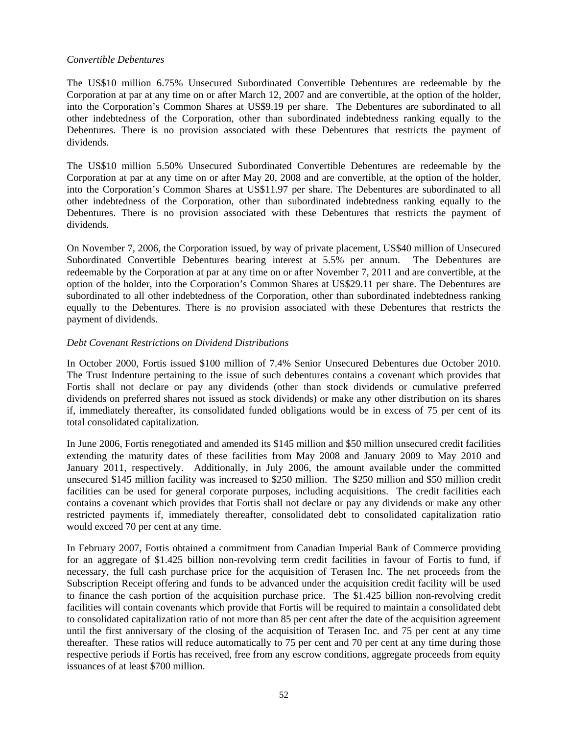*Convertible Debentures*

The US$10 million 6.75% Unsecured Subordinated Convertible Debentures are redeemable by the Corporation at par at any time on or after March 12, 2007 and are convertible, at the option of the holder, into the Corporation's Common Shares at US$9.19 per share. The Debentures are subordinated to all other indebtedness of the Corporation, other than subordinated indebtedness ranking equally to the Debentures. There is no provision associated with these Debentures that restricts the payment of dividends.

The US$10 million 5.50% Unsecured Subordinated Convertible Debentures are redeemable by the Corporation at par at any time on or after May 20, 2008 and are convertible, at the option of the holder, into the Corporation's Common Shares at US$11.97 per share. The Debentures are subordinated to all other indebtedness of the Corporation, other than subordinated indebtedness ranking equally to the Debentures. There is no provision associated with these Debentures that restricts the payment of dividends.

On November 7, 2006, the Corporation issued, by way of private placement, US$40 million of Unsecured Subordinated Convertible Debentures bearing interest at 5.5% per annum. The Debentures are redeemable by the Corporation at par at any time on or after November 7, 2011 and are convertible, at the option of the holder, into the Corporation's Common Shares at US$29.11 per share. The Debentures are subordinated to all other indebtedness of the Corporation, other than subordinated indebtedness ranking equally to the Debentures. There is no provision associated with these Debentures that restricts the payment of dividends.

*Debt Covenant Restrictions on Dividend Distributions*

In October 2000, Fortis issued $100 million of 7.4% Senior Unsecured Debentures due October 2010. The Trust Indenture pertaining to the issue of such debentures contains a covenant which provides that Fortis shall not declare or pay any dividends (other than stock dividends or cumulative preferred dividends on preferred shares not issued as stock dividends) or make any other distribution on its shares if, immediately thereafter, its consolidated funded obligations would be in excess of 75 per cent of its total consolidated capitalization.

In June 2006, Fortis renegotiated and amended its $145 million and $50 million unsecured credit facilities extending the maturity dates of these facilities from May 2008 and January 2009 to May 2010 and January 2011, respectively. Additionally, in July 2006, the amount available under the committed unsecured $145 million facility was increased to $250 million. The $250 million and $50 million credit facilities can be used for general corporate purposes, including acquisitions. The credit facilities each contains a covenant which provides that Fortis shall not declare or pay any dividends or make any other restricted payments if, immediately thereafter, consolidated debt to consolidated capitalization ratio would exceed 70 per cent at any time.

In February 2007, Fortis obtained a commitment from Canadian Imperial Bank of Commerce providing for an aggregate of $1.425 billion non-revolving term credit facilities in favour of Fortis to fund, if necessary, the full cash purchase price for the acquisition of Terasen Inc. The net proceeds from the Subscription Receipt offering and funds to be advanced under the acquisition credit facility will be used to finance the cash portion of the acquisition purchase price. The $1.425 billion non-revolving credit facilities will contain covenants which provide that Fortis will be required to maintain a consolidated debt to consolidated capitalization ratio of not more than 85 per cent after the date of the acquisition agreement until the first anniversary of the closing of the acquisition of Terasen Inc. and 75 per cent at any time thereafter. These ratios will reduce automatically to 75 per cent and 70 per cent at any time during those respective periods if Fortis has received, free from any escrow conditions, aggregate proceeds from equity issuances of at least $700 million.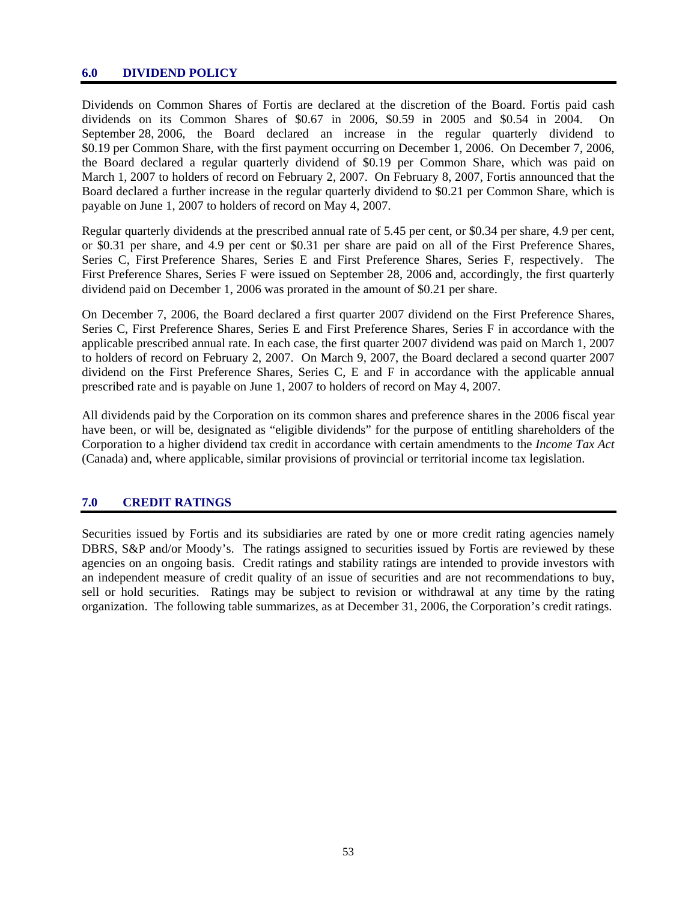## 6.0 DIVIDEND POLICY

Dividends on Common Shares of Fortis are declared at the discretion of the Board. Fortis paid cash dividends on its Common Shares of \$0.67 in 2006, \$0.59 in 2005 and \$0.54 in 2004. On September 28, 2006, the Board declared an increase in the regular quarterly dividend to \$0.19 per Common Share, with the first payment occurring on December 1, 2006. On December 7, 2006, the Board declared a regular quarterly dividend of \$0.19 per Common Share, which was paid on March 1, 2007 to holders of record on February 2, 2007. On February 8, 2007, Fortis announced that the Board declared a further increase in the regular quarterly dividend to \$0.21 per Common Share, which is payable on June 1, 2007 to holders of record on May 4, 2007.

Regular quarterly dividends at the prescribed annual rate of 5.45 per cent, or \$0.34 per share, 4.9 per cent, or \$0.31 per share, and 4.9 per cent or \$0.31 per share are paid on all of the First Preference Shares, Series C, First Preference Shares, Series E and First Preference Shares, Series F, respectively. The First Preference Shares, Series F were issued on September 28, 2006 and, accordingly, the first quarterly dividend paid on December 1, 2006 was prorated in the amount of \$0.21 per share.

On December 7, 2006, the Board declared a first quarter 2007 dividend on the First Preference Shares, Series C, First Preference Shares, Series E and First Preference Shares, Series F in accordance with the applicable prescribed annual rate. In each case, the first quarter 2007 dividend was paid on March 1, 2007 to holders of record on February 2, 2007. On March 9, 2007, the Board declared a second quarter 2007 dividend on the First Preference Shares, Series C, E and F in accordance with the applicable annual prescribed rate and is payable on June 1, 2007 to holders of record on May 4, 2007.

All dividends paid by the Corporation on its common shares and preference shares in the 2006 fiscal year have been, or will be, designated as "eligible dividends" for the purpose of entitling shareholders of the Corporation to a higher dividend tax credit in accordance with certain amendments to the *Income Tax Act* (Canada) and, where applicable, similar provisions of provincial or territorial income tax legislation.

## 7.0 CREDIT RATINGS

Securities issued by Fortis and its subsidiaries are rated by one or more credit rating agencies namely DBRS, S&P and/or Moody's. The ratings assigned to securities issued by Fortis are reviewed by these agencies on an ongoing basis. Credit ratings and stability ratings are intended to provide investors with an independent measure of credit quality of an issue of securities and are not recommendations to buy, sell or hold securities. Ratings may be subject to revision or withdrawal at any time by the rating organization. The following table summarizes, as at December 31, 2006, the Corporation's credit ratings.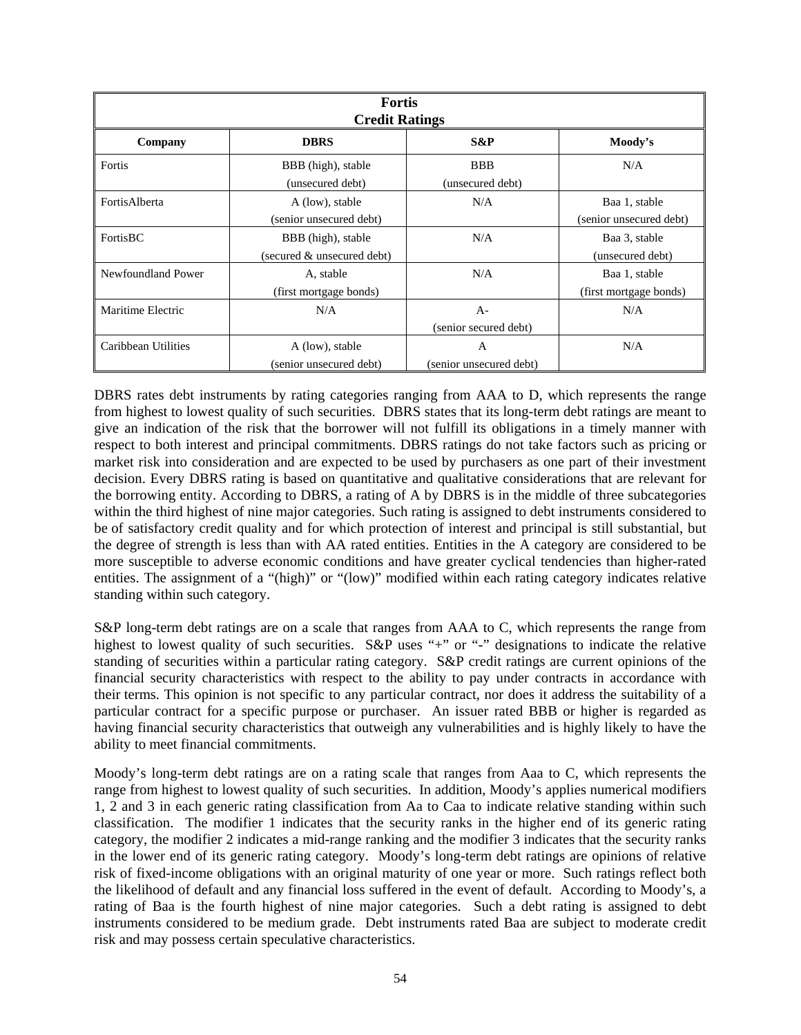| **Fortis Credit Ratings** | | | |
|---|---|---|---|
| **Company** | **DBRS** | **S&P** | **Moody's** |
| Fortis | BBB (high), stable (unsecured debt) | BBB (unsecured debt) | N/A |
| FortisAlberta | A (low), stable (senior unsecured debt) | N/A | Baa 1, stable (senior unsecured debt) |
| FortisBC | BBB (high), stable (secured & unsecured debt) | N/A | Baa 3, stable (unsecured debt) |
| Newfoundland Power | A, stable (first mortgage bonds) | N/A | Baa 1, stable (first mortgage bonds) |
| Maritime Electric | N/A | A- (senior secured debt) | N/A |
| Caribbean Utilities | A (low), stable (senior unsecured debt) | A (senior unsecured debt) | N/A |

DBRS rates debt instruments by rating categories ranging from AAA to D, which represents the range from highest to lowest quality of such securities. DBRS states that its long-term debt ratings are meant to give an indication of the risk that the borrower will not fulfill its obligations in a timely manner with respect to both interest and principal commitments. DBRS ratings do not take factors such as pricing or market risk into consideration and are expected to be used by purchasers as one part of their investment decision. Every DBRS rating is based on quantitative and qualitative considerations that are relevant for the borrowing entity. According to DBRS, a rating of A by DBRS is in the middle of three subcategories within the third highest of nine major categories. Such rating is assigned to debt instruments considered to be of satisfactory credit quality and for which protection of interest and principal is still substantial, but the degree of strength is less than with AA rated entities. Entities in the A category are considered to be more susceptible to adverse economic conditions and have greater cyclical tendencies than higher-rated entities. The assignment of a "(high)" or "(low)" modified within each rating category indicates relative standing within such category.

S&P long-term debt ratings are on a scale that ranges from AAA to C, which represents the range from highest to lowest quality of such securities. S&P uses "+" or "-" designations to indicate the relative standing of securities within a particular rating category. S&P credit ratings are current opinions of the financial security characteristics with respect to the ability to pay under contracts in accordance with their terms. This opinion is not specific to any particular contract, nor does it address the suitability of a particular contract for a specific purpose or purchaser. An issuer rated BBB or higher is regarded as having financial security characteristics that outweigh any vulnerabilities and is highly likely to have the ability to meet financial commitments.

Moody's long-term debt ratings are on a rating scale that ranges from Aaa to C, which represents the range from highest to lowest quality of such securities. In addition, Moody's applies numerical modifiers 1, 2 and 3 in each generic rating classification from Aa to Caa to indicate relative standing within such classification. The modifier 1 indicates that the security ranks in the higher end of its generic rating category, the modifier 2 indicates a mid-range ranking and the modifier 3 indicates that the security ranks in the lower end of its generic rating category. Moody's long-term debt ratings are opinions of relative risk of fixed-income obligations with an original maturity of one year or more. Such ratings reflect both the likelihood of default and any financial loss suffered in the event of default. According to Moody's, a rating of Baa is the fourth highest of nine major categories. Such a debt rating is assigned to debt instruments considered to be medium grade. Debt instruments rated Baa are subject to moderate credit risk and may possess certain speculative characteristics.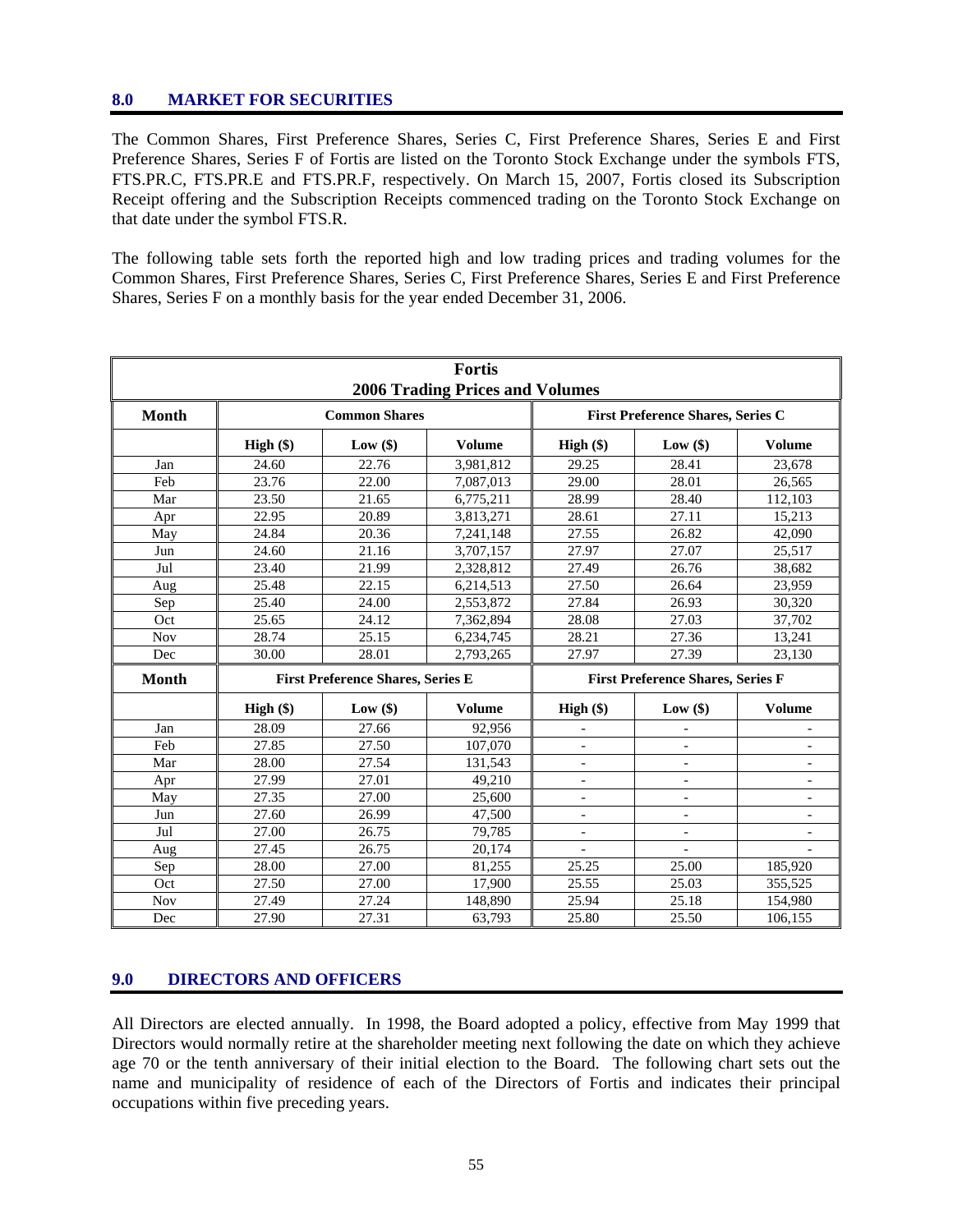## 8.0 MARKET FOR SECURITIES

The Common Shares, First Preference Shares, Series C, First Preference Shares, Series E and First Preference Shares, Series F of Fortis are listed on the Toronto Stock Exchange under the symbols FTS, FTS.PR.C, FTS.PR.E and FTS.PR.F, respectively. On March 15, 2007, Fortis closed its Subscription Receipt offering and the Subscription Receipts commenced trading on the Toronto Stock Exchange on that date under the symbol FTS.R.

The following table sets forth the reported high and low trading prices and trading volumes for the Common Shares, First Preference Shares, Series C, First Preference Shares, Series E and First Preference Shares, Series F on a monthly basis for the year ended December 31, 2006.

**Fortis**
**2006 Trading Prices and Volumes**

| Month | Common Shares | | | First Preference Shares, Series C | | |
|---|---|---|---|---|---|---|
| | High ($) | Low ($) | Volume | High ($) | Low ($) | Volume |
| Jan | 24.60 | 22.76 | 3,981,812 | 29.25 | 28.41 | 23,678 |
| Feb | 23.76 | 22.00 | 7,087,013 | 29.00 | 28.01 | 26,565 |
| Mar | 23.50 | 21.65 | 6,775,211 | 28.99 | 28.40 | 112,103 |
| Apr | 22.95 | 20.89 | 3,813,271 | 28.61 | 27.11 | 15,213 |
| May | 24.84 | 20.36 | 7,241,148 | 27.55 | 26.82 | 42,090 |
| Jun | 24.60 | 21.16 | 3,707,157 | 27.97 | 27.07 | 25,517 |
| Jul | 23.40 | 21.99 | 2,328,812 | 27.49 | 26.76 | 38,682 |
| Aug | 25.48 | 22.15 | 6,214,513 | 27.50 | 26.64 | 23,959 |
| Sep | 25.40 | 24.00 | 2,553,872 | 27.84 | 26.93 | 30,320 |
| Oct | 25.65 | 24.12 | 7,362,894 | 28.08 | 27.03 | 37,702 |
| Nov | 28.74 | 25.15 | 6,234,745 | 28.21 | 27.36 | 13,241 |
| Dec | 30.00 | 28.01 | 2,793,265 | 27.97 | 27.39 | 23,130 |
| **Month** | **First Preference Shares, Series E** | | | **First Preference Shares, Series F** | | |
| | High ($) | Low ($) | Volume | High ($) | Low ($) | Volume |
| Jan | 28.09 | 27.66 | 92,956 | - | - | - |
| Feb | 27.85 | 27.50 | 107,070 | - | - | - |
| Mar | 28.00 | 27.54 | 131,543 | - | - | - |
| Apr | 27.99 | 27.01 | 49,210 | - | - | - |
| May | 27.35 | 27.00 | 25,600 | - | - | - |
| Jun | 27.60 | 26.99 | 47,500 | - | - | - |
| Jul | 27.00 | 26.75 | 79,785 | - | - | - |
| Aug | 27.45 | 26.75 | 20,174 | - | - | - |
| Sep | 28.00 | 27.00 | 81,255 | 25.25 | 25.00 | 185,920 |
| Oct | 27.50 | 27.00 | 17,900 | 25.55 | 25.03 | 355,525 |
| Nov | 27.49 | 27.24 | 148,890 | 25.94 | 25.18 | 154,980 |
| Dec | 27.90 | 27.31 | 63,793 | 25.80 | 25.50 | 106,155 |

## 9.0 DIRECTORS AND OFFICERS

All Directors are elected annually. In 1998, the Board adopted a policy, effective from May 1999 that Directors would normally retire at the shareholder meeting next following the date on which they achieve age 70 or the tenth anniversary of their initial election to the Board. The following chart sets out the name and municipality of residence of each of the Directors of Fortis and indicates their principal occupations within five preceding years.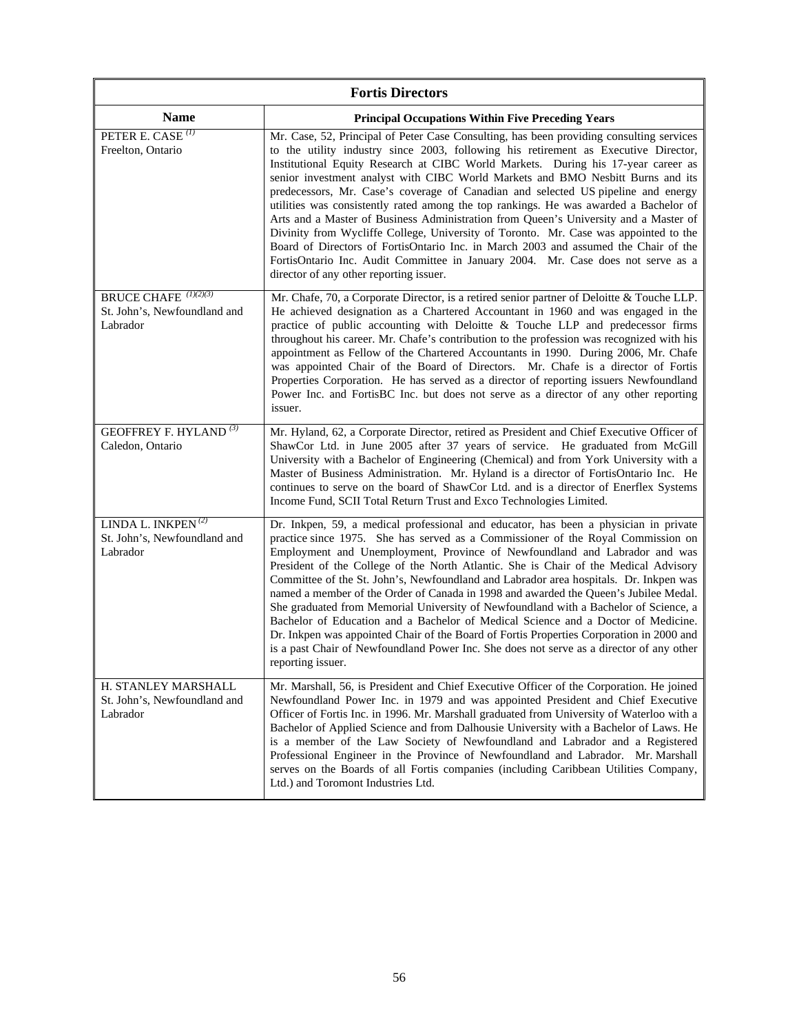| Fortis Directors | |
|---|---|
| **Name** | **Principal Occupations Within Five Preceding Years** |
| PETER E. CASE [(1)] Freelton, Ontario | Mr. Case, 52, Principal of Peter Case Consulting, has been providing consulting services to the utility industry since 2003, following his retirement as Executive Director, Institutional Equity Research at CIBC World Markets. During his 17-year career as senior investment analyst with CIBC World Markets and BMO Nesbitt Burns and its predecessors, Mr. Case's coverage of Canadian and selected US pipeline and energy utilities was consistently rated among the top rankings. He was awarded a Bachelor of Arts and a Master of Business Administration from Queen's University and a Master of Divinity from Wycliffe College, University of Toronto. Mr. Case was appointed to the Board of Directors of FortisOntario Inc. in March 2003 and assumed the Chair of the FortisOntario Inc. Audit Committee in January 2004. Mr. Case does not serve as a director of any other reporting issuer. |
| BRUCE CHAFE [(1)(2)(3)] St. John's, Newfoundland and Labrador | Mr. Chafe, 70, a Corporate Director, is a retired senior partner of Deloitte & Touche LLP. He achieved designation as a Chartered Accountant in 1960 and was engaged in the practice of public accounting with Deloitte & Touche LLP and predecessor firms throughout his career. Mr. Chafe's contribution to the profession was recognized with his appointment as Fellow of the Chartered Accountants in 1990. During 2006, Mr. Chafe was appointed Chair of the Board of Directors. Mr. Chafe is a director of Fortis Properties Corporation. He has served as a director of reporting issuers Newfoundland Power Inc. and FortisBC Inc. but does not serve as a director of any other reporting issuer. |
| GEOFFREY F. HYLAND [(3)] Caledon, Ontario | Mr. Hyland, 62, a Corporate Director, retired as President and Chief Executive Officer of ShawCor Ltd. in June 2005 after 37 years of service. He graduated from McGill University with a Bachelor of Engineering (Chemical) and from York University with a Master of Business Administration. Mr. Hyland is a director of FortisOntario Inc. He continues to serve on the board of ShawCor Ltd. and is a director of Enerflex Systems Income Fund, SCII Total Return Trust and Exco Technologies Limited. |
| LINDA L. INKPEN [(2)] St. John's, Newfoundland and Labrador | Dr. Inkpen, 59, a medical professional and educator, has been a physician in private practice since 1975. She has served as a Commissioner of the Royal Commission on Employment and Unemployment, Province of Newfoundland and Labrador and was President of the College of the North Atlantic. She is Chair of the Medical Advisory Committee of the St. John's, Newfoundland and Labrador area hospitals. Dr. Inkpen was named a member of the Order of Canada in 1998 and awarded the Queen's Jubilee Medal. She graduated from Memorial University of Newfoundland with a Bachelor of Science, a Bachelor of Education and a Bachelor of Medical Science and a Doctor of Medicine. Dr. Inkpen was appointed Chair of the Board of Fortis Properties Corporation in 2000 and is a past Chair of Newfoundland Power Inc. She does not serve as a director of any other reporting issuer. |
| H. STANLEY MARSHALL St. John's, Newfoundland and Labrador | Mr. Marshall, 56, is President and Chief Executive Officer of the Corporation. He joined Newfoundland Power Inc. in 1979 and was appointed President and Chief Executive Officer of Fortis Inc. in 1996. Mr. Marshall graduated from University of Waterloo with a Bachelor of Applied Science and from Dalhousie University with a Bachelor of Laws. He is a member of the Law Society of Newfoundland and Labrador and a Registered Professional Engineer in the Province of Newfoundland and Labrador. Mr. Marshall serves on the Boards of all Fortis companies (including Caribbean Utilities Company, Ltd.) and Toromont Industries Ltd. |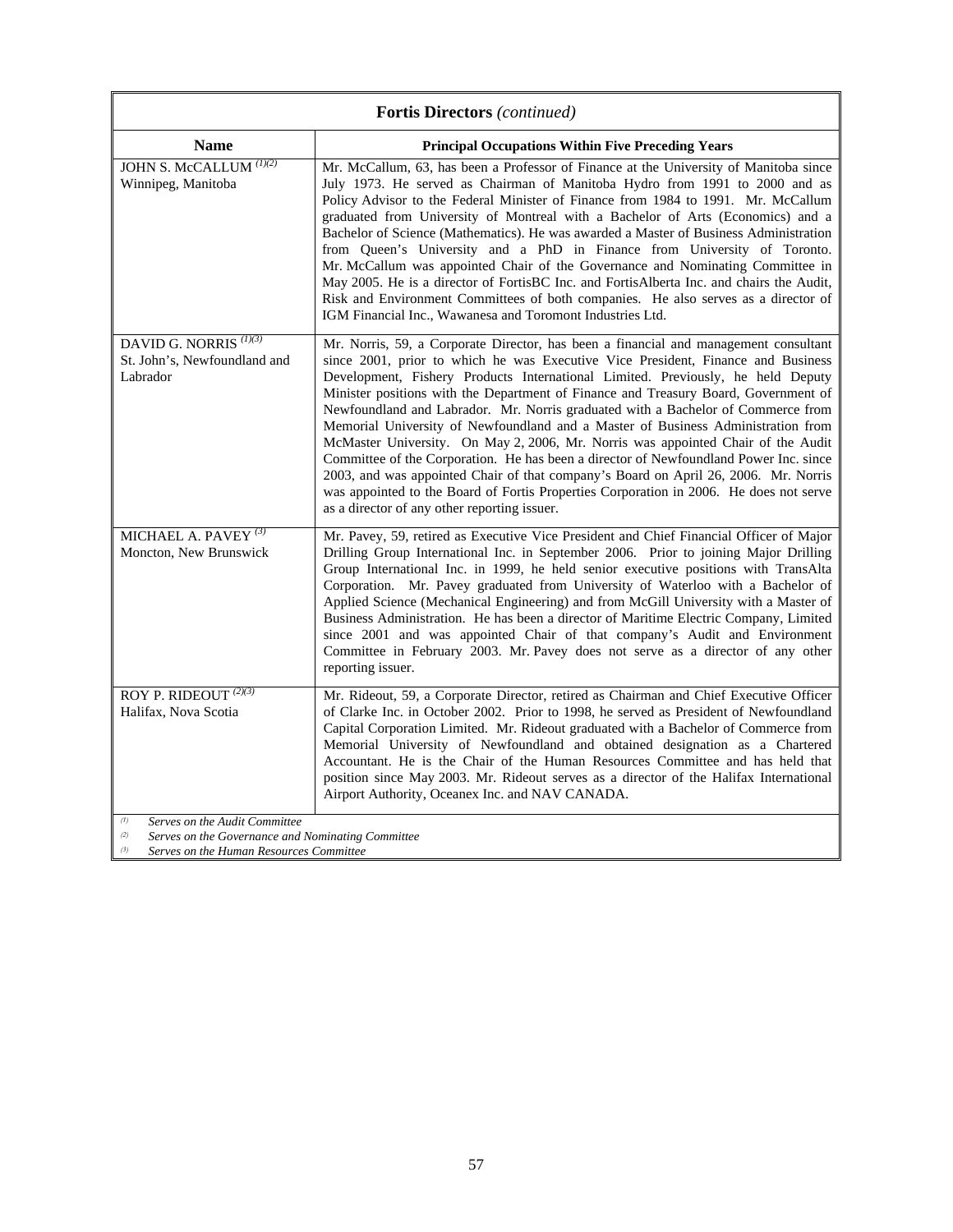**Fortis Directors** *(continued)*

| Name | Principal Occupations Within Five Preceding Years |
|---|---|
| JOHN S. McCALLUM [(1)(2)]<br>Winnipeg, Manitoba | Mr. McCallum, 63, has been a Professor of Finance at the University of Manitoba since July 1973. He served as Chairman of Manitoba Hydro from 1991 to 2000 and as Policy Advisor to the Federal Minister of Finance from 1984 to 1991. Mr. McCallum graduated from University of Montreal with a Bachelor of Arts (Economics) and a Bachelor of Science (Mathematics). He was awarded a Master of Business Administration from Queen's University and a PhD in Finance from University of Toronto. Mr. McCallum was appointed Chair of the Governance and Nominating Committee in May 2005. He is a director of FortisBC Inc. and FortisAlberta Inc. and chairs the Audit, Risk and Environment Committees of both companies. He also serves as a director of IGM Financial Inc., Wawanesa and Toromont Industries Ltd. |
| DAVID G. NORRIS [(1)(3)]<br>St. John's, Newfoundland and Labrador | Mr. Norris, 59, a Corporate Director, has been a financial and management consultant since 2001, prior to which he was Executive Vice President, Finance and Business Development, Fishery Products International Limited. Previously, he held Deputy Minister positions with the Department of Finance and Treasury Board, Government of Newfoundland and Labrador. Mr. Norris graduated with a Bachelor of Commerce from Memorial University of Newfoundland and a Master of Business Administration from McMaster University. On May 2, 2006, Mr. Norris was appointed Chair of the Audit Committee of the Corporation. He has been a director of Newfoundland Power Inc. since 2003, and was appointed Chair of that company's Board on April 26, 2006. Mr. Norris was appointed to the Board of Fortis Properties Corporation in 2006. He does not serve as a director of any other reporting issuer. |
| MICHAEL A. PAVEY [(3)]<br>Moncton, New Brunswick | Mr. Pavey, 59, retired as Executive Vice President and Chief Financial Officer of Major Drilling Group International Inc. in September 2006. Prior to joining Major Drilling Group International Inc. in 1999, he held senior executive positions with TransAlta Corporation. Mr. Pavey graduated from University of Waterloo with a Bachelor of Applied Science (Mechanical Engineering) and from McGill University with a Master of Business Administration. He has been a director of Maritime Electric Company, Limited since 2001 and was appointed Chair of that company's Audit and Environment Committee in February 2003. Mr. Pavey does not serve as a director of any other reporting issuer. |
| ROY P. RIDEOUT [(2)(3)]<br>Halifax, Nova Scotia | Mr. Rideout, 59, a Corporate Director, retired as Chairman and Chief Executive Officer of Clarke Inc. in October 2002. Prior to 1998, he served as President of Newfoundland Capital Corporation Limited. Mr. Rideout graduated with a Bachelor of Commerce from Memorial University of Newfoundland and obtained designation as a Chartered Accountant. He is the Chair of the Human Resources Committee and has held that position since May 2003. Mr. Rideout serves as a director of the Halifax International Airport Authority, Oceanex Inc. and NAV CANADA. |

[(1)] *Serves on the Audit Committee*
[(2)] *Serves on the Governance and Nominating Committee*
[(3)] *Serves on the Human Resources Committee*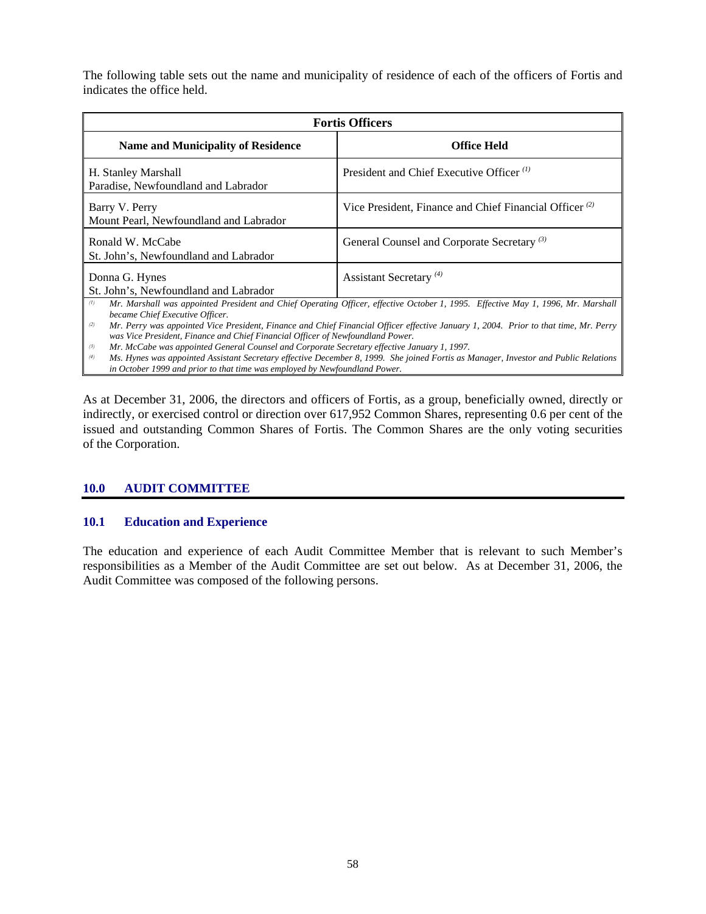The following table sets out the name and municipality of residence of each of the officers of Fortis and indicates the office held.

| Fortis Officers | |
|---|---|
| **Name and Municipality of Residence** | **Office Held** |
| H. Stanley Marshall<br>Paradise, Newfoundland and Labrador | President and Chief Executive Officer [(1)] |
| Barry V. Perry<br>Mount Pearl, Newfoundland and Labrador | Vice President, Finance and Chief Financial Officer [(2)] |
| Ronald W. McCabe<br>St. John's, Newfoundland and Labrador | General Counsel and Corporate Secretary [(3)] |
| Donna G. Hynes<br>St. John's, Newfoundland and Labrador | Assistant Secretary [(4)] |

[(1)] *Mr. Marshall was appointed President and Chief Operating Officer, effective October 1, 1995. Effective May 1, 1996, Mr. Marshall became Chief Executive Officer.*
[(2)] *Mr. Perry was appointed Vice President, Finance and Chief Financial Officer effective January 1, 2004. Prior to that time, Mr. Perry was Vice President, Finance and Chief Financial Officer of Newfoundland Power.*
[(3)] *Mr. McCabe was appointed General Counsel and Corporate Secretary effective January 1, 1997.*
[(4)] *Ms. Hynes was appointed Assistant Secretary effective December 8, 1999. She joined Fortis as Manager, Investor and Public Relations in October 1999 and prior to that time was employed by Newfoundland Power.*

As at December 31, 2006, the directors and officers of Fortis, as a group, beneficially owned, directly or indirectly, or exercised control or direction over 617,952 Common Shares, representing 0.6 per cent of the issued and outstanding Common Shares of Fortis. The Common Shares are the only voting securities of the Corporation.

## 10.0 AUDIT COMMITTEE

### 10.1 Education and Experience

The education and experience of each Audit Committee Member that is relevant to such Member's responsibilities as a Member of the Audit Committee are set out below. As at December 31, 2006, the Audit Committee was composed of the following persons.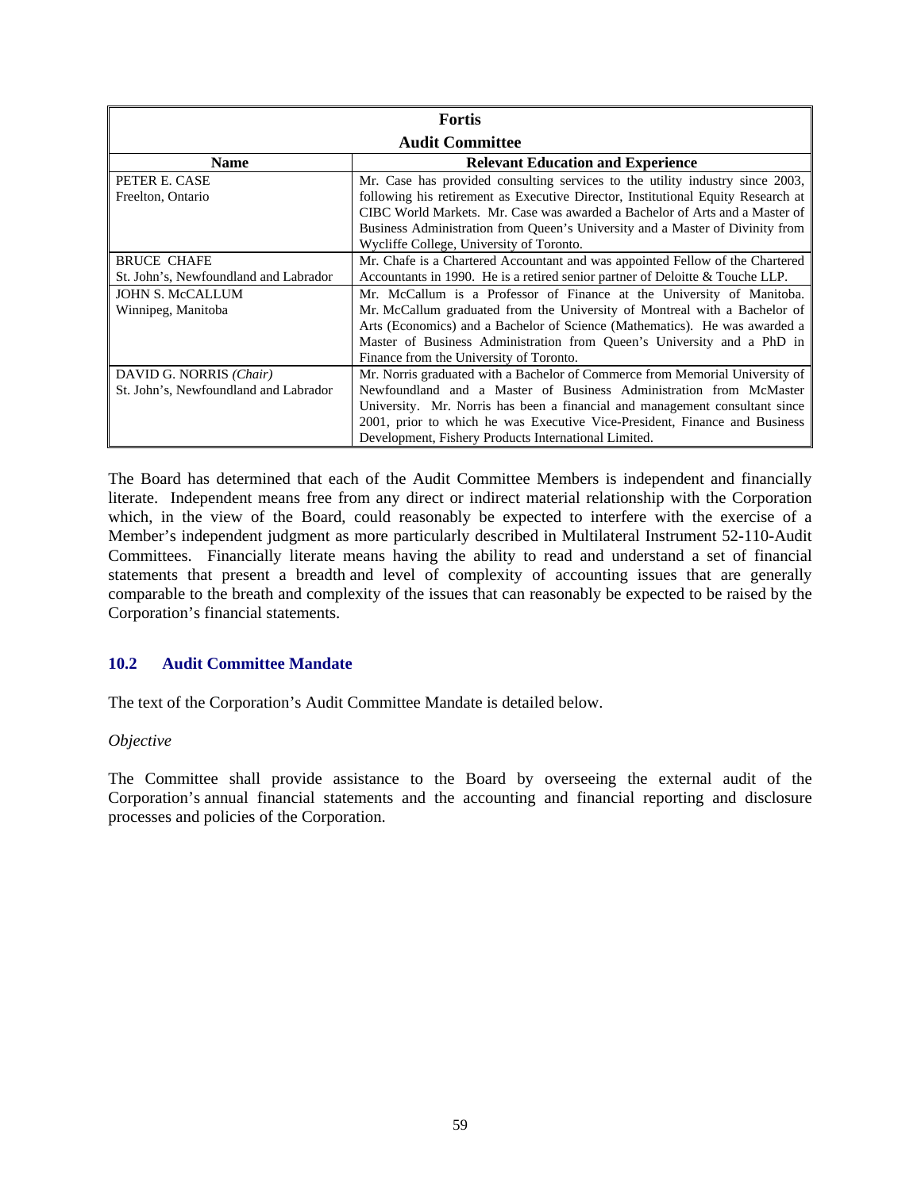| Fortis Audit Committee | |
|---|---|
| **Name** | **Relevant Education and Experience** |
| PETER E. CASE<br>Freelton, Ontario | Mr. Case has provided consulting services to the utility industry since 2003, following his retirement as Executive Director, Institutional Equity Research at CIBC World Markets. Mr. Case was awarded a Bachelor of Arts and a Master of Business Administration from Queen's University and a Master of Divinity from Wycliffe College, University of Toronto. |
| BRUCE CHAFE<br>St. John's, Newfoundland and Labrador | Mr. Chafe is a Chartered Accountant and was appointed Fellow of the Chartered Accountants in 1990. He is a retired senior partner of Deloitte & Touche LLP. |
| JOHN S. McCALLUM<br>Winnipeg, Manitoba | Mr. McCallum is a Professor of Finance at the University of Manitoba. Mr. McCallum graduated from the University of Montreal with a Bachelor of Arts (Economics) and a Bachelor of Science (Mathematics). He was awarded a Master of Business Administration from Queen's University and a PhD in Finance from the University of Toronto. |
| DAVID G. NORRIS *(Chair)*<br>St. John's, Newfoundland and Labrador | Mr. Norris graduated with a Bachelor of Commerce from Memorial University of Newfoundland and a Master of Business Administration from McMaster University. Mr. Norris has been a financial and management consultant since 2001, prior to which he was Executive Vice-President, Finance and Business Development, Fishery Products International Limited. |

The Board has determined that each of the Audit Committee Members is independent and financially literate. Independent means free from any direct or indirect material relationship with the Corporation which, in the view of the Board, could reasonably be expected to interfere with the exercise of a Member's independent judgment as more particularly described in Multilateral Instrument 52-110-Audit Committees. Financially literate means having the ability to read and understand a set of financial statements that present a breadth and level of complexity of accounting issues that are generally comparable to the breath and complexity of the issues that can reasonably be expected to be raised by the Corporation's financial statements.

### 10.2 Audit Committee Mandate

The text of the Corporation's Audit Committee Mandate is detailed below.

*Objective*

The Committee shall provide assistance to the Board by overseeing the external audit of the Corporation's annual financial statements and the accounting and financial reporting and disclosure processes and policies of the Corporation.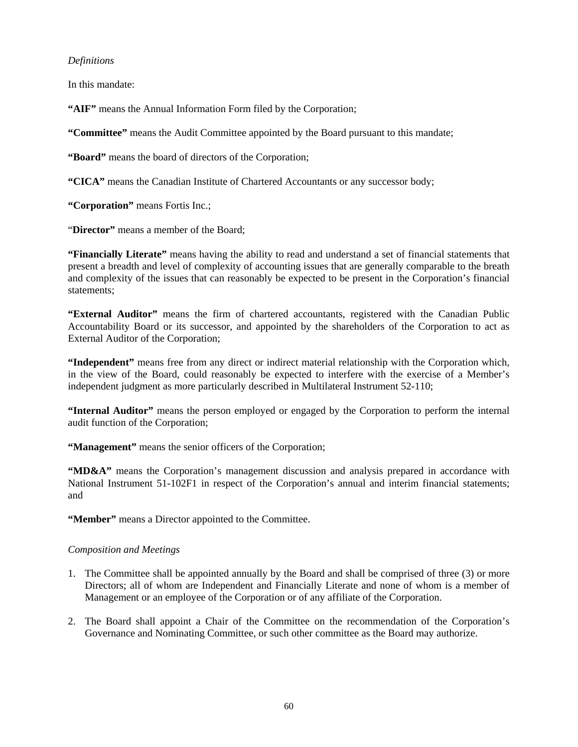*Definitions*

In this mandate:

**"AIF"** means the Annual Information Form filed by the Corporation;

**"Committee"** means the Audit Committee appointed by the Board pursuant to this mandate;

**"Board"** means the board of directors of the Corporation;

**"CICA"** means the Canadian Institute of Chartered Accountants or any successor body;

**"Corporation"** means Fortis Inc.;

"**Director"** means a member of the Board;

**"Financially Literate"** means having the ability to read and understand a set of financial statements that present a breadth and level of complexity of accounting issues that are generally comparable to the breath and complexity of the issues that can reasonably be expected to be present in the Corporation's financial statements;

**"External Auditor"** means the firm of chartered accountants, registered with the Canadian Public Accountability Board or its successor, and appointed by the shareholders of the Corporation to act as External Auditor of the Corporation;

**"Independent"** means free from any direct or indirect material relationship with the Corporation which, in the view of the Board, could reasonably be expected to interfere with the exercise of a Member's independent judgment as more particularly described in Multilateral Instrument 52-110;

**"Internal Auditor"** means the person employed or engaged by the Corporation to perform the internal audit function of the Corporation;

**"Management"** means the senior officers of the Corporation;

**"MD&A"** means the Corporation's management discussion and analysis prepared in accordance with National Instrument 51-102F1 in respect of the Corporation's annual and interim financial statements; and

**"Member"** means a Director appointed to the Committee.

*Composition and Meetings*

1. The Committee shall be appointed annually by the Board and shall be comprised of three (3) or more Directors; all of whom are Independent and Financially Literate and none of whom is a member of Management or an employee of the Corporation or of any affiliate of the Corporation.

2. The Board shall appoint a Chair of the Committee on the recommendation of the Corporation's Governance and Nominating Committee, or such other committee as the Board may authorize.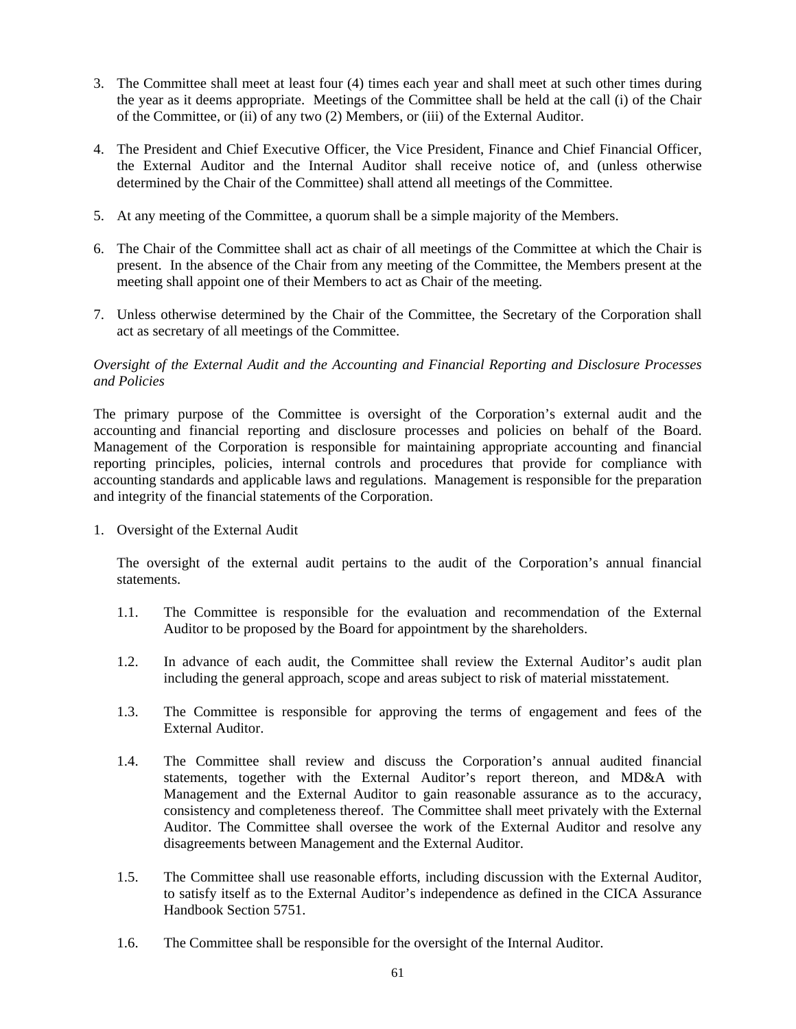3. The Committee shall meet at least four (4) times each year and shall meet at such other times during the year as it deems appropriate. Meetings of the Committee shall be held at the call (i) of the Chair of the Committee, or (ii) of any two (2) Members, or (iii) of the External Auditor.

4. The President and Chief Executive Officer, the Vice President, Finance and Chief Financial Officer, the External Auditor and the Internal Auditor shall receive notice of, and (unless otherwise determined by the Chair of the Committee) shall attend all meetings of the Committee.

5. At any meeting of the Committee, a quorum shall be a simple majority of the Members.

6. The Chair of the Committee shall act as chair of all meetings of the Committee at which the Chair is present. In the absence of the Chair from any meeting of the Committee, the Members present at the meeting shall appoint one of their Members to act as Chair of the meeting.

7. Unless otherwise determined by the Chair of the Committee, the Secretary of the Corporation shall act as secretary of all meetings of the Committee.

*Oversight of the External Audit and the Accounting and Financial Reporting and Disclosure Processes and Policies*

The primary purpose of the Committee is oversight of the Corporation's external audit and the accounting and financial reporting and disclosure processes and policies on behalf of the Board. Management of the Corporation is responsible for maintaining appropriate accounting and financial reporting principles, policies, internal controls and procedures that provide for compliance with accounting standards and applicable laws and regulations. Management is responsible for the preparation and integrity of the financial statements of the Corporation.

1. Oversight of the External Audit

   The oversight of the external audit pertains to the audit of the Corporation's annual financial statements.

   1.1. The Committee is responsible for the evaluation and recommendation of the External Auditor to be proposed by the Board for appointment by the shareholders.

   1.2. In advance of each audit, the Committee shall review the External Auditor's audit plan including the general approach, scope and areas subject to risk of material misstatement.

   1.3. The Committee is responsible for approving the terms of engagement and fees of the External Auditor.

   1.4. The Committee shall review and discuss the Corporation's annual audited financial statements, together with the External Auditor's report thereon, and MD&A with Management and the External Auditor to gain reasonable assurance as to the accuracy, consistency and completeness thereof. The Committee shall meet privately with the External Auditor. The Committee shall oversee the work of the External Auditor and resolve any disagreements between Management and the External Auditor.

   1.5. The Committee shall use reasonable efforts, including discussion with the External Auditor, to satisfy itself as to the External Auditor's independence as defined in the CICA Assurance Handbook Section 5751.

   1.6. The Committee shall be responsible for the oversight of the Internal Auditor.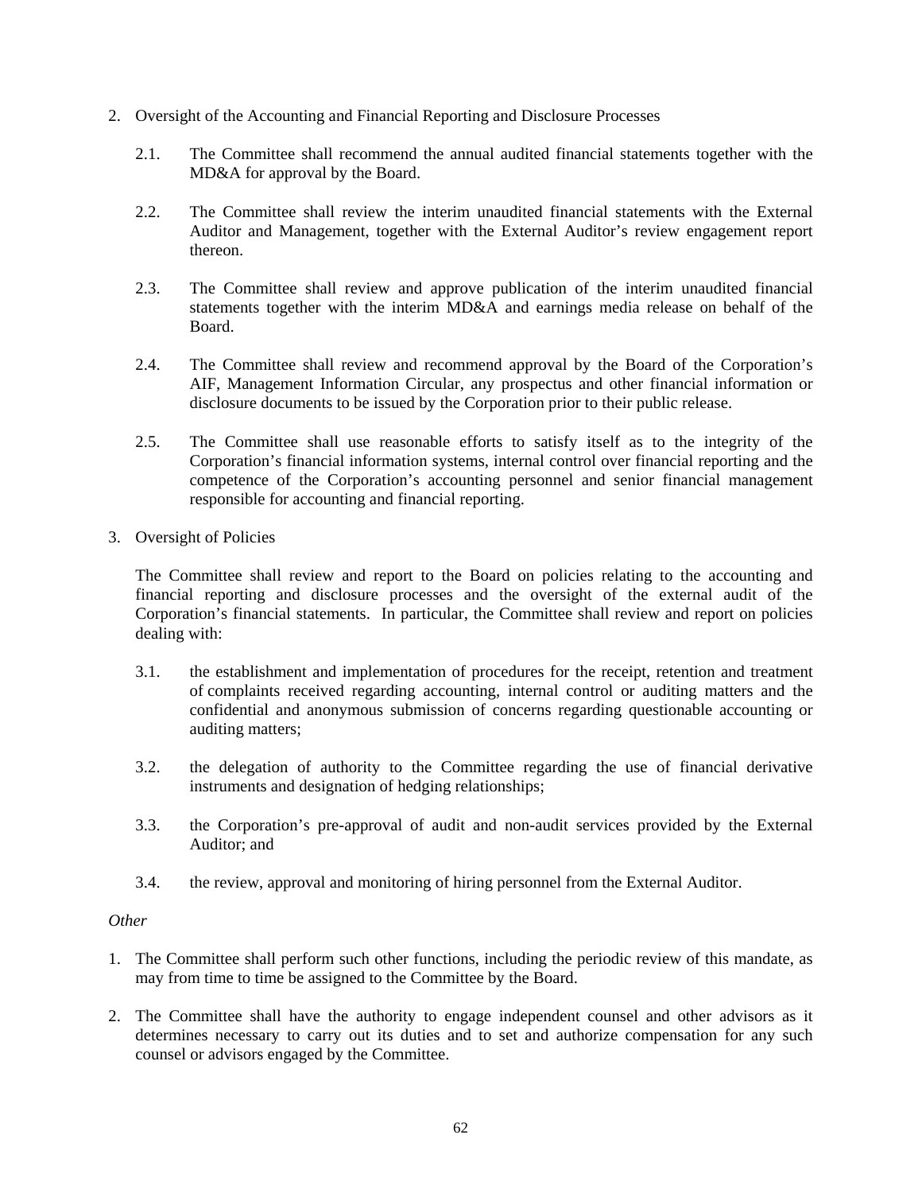2. Oversight of the Accounting and Financial Reporting and Disclosure Processes

   2.1. The Committee shall recommend the annual audited financial statements together with the MD&A for approval by the Board.

   2.2. The Committee shall review the interim unaudited financial statements with the External Auditor and Management, together with the External Auditor's review engagement report thereon.

   2.3. The Committee shall review and approve publication of the interim unaudited financial statements together with the interim MD&A and earnings media release on behalf of the Board.

   2.4. The Committee shall review and recommend approval by the Board of the Corporation's AIF, Management Information Circular, any prospectus and other financial information or disclosure documents to be issued by the Corporation prior to their public release.

   2.5. The Committee shall use reasonable efforts to satisfy itself as to the integrity of the Corporation's financial information systems, internal control over financial reporting and the competence of the Corporation's accounting personnel and senior financial management responsible for accounting and financial reporting.

3. Oversight of Policies

   The Committee shall review and report to the Board on policies relating to the accounting and financial reporting and disclosure processes and the oversight of the external audit of the Corporation's financial statements. In particular, the Committee shall review and report on policies dealing with:

   3.1. the establishment and implementation of procedures for the receipt, retention and treatment of complaints received regarding accounting, internal control or auditing matters and the confidential and anonymous submission of concerns regarding questionable accounting or auditing matters;

   3.2. the delegation of authority to the Committee regarding the use of financial derivative instruments and designation of hedging relationships;

   3.3. the Corporation's pre-approval of audit and non-audit services provided by the External Auditor; and

   3.4. the review, approval and monitoring of hiring personnel from the External Auditor.

*Other*

1. The Committee shall perform such other functions, including the periodic review of this mandate, as may from time to time be assigned to the Committee by the Board.

2. The Committee shall have the authority to engage independent counsel and other advisors as it determines necessary to carry out its duties and to set and authorize compensation for any such counsel or advisors engaged by the Committee.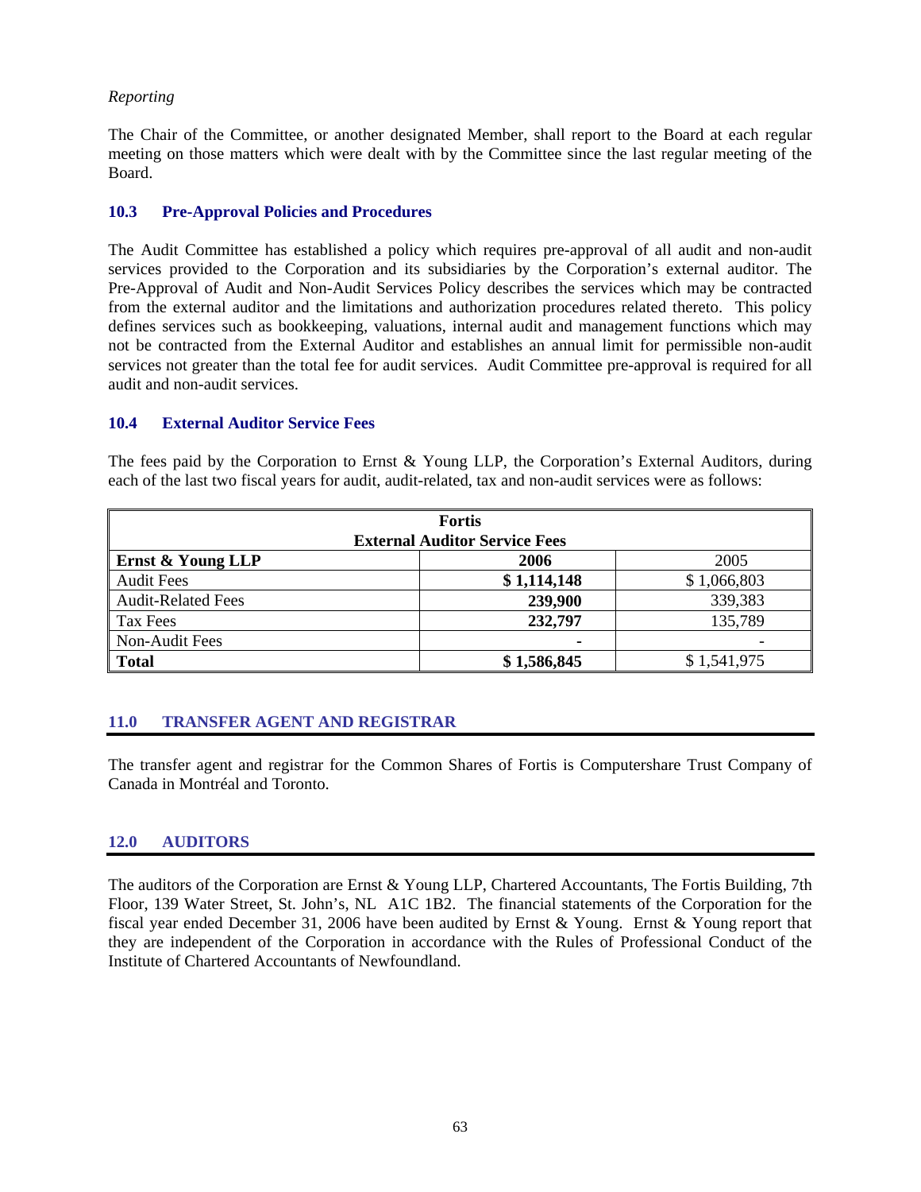*Reporting*

The Chair of the Committee, or another designated Member, shall report to the Board at each regular meeting on those matters which were dealt with by the Committee since the last regular meeting of the Board.

### 10.3 Pre-Approval Policies and Procedures

The Audit Committee has established a policy which requires pre-approval of all audit and non-audit services provided to the Corporation and its subsidiaries by the Corporation's external auditor. The Pre-Approval of Audit and Non-Audit Services Policy describes the services which may be contracted from the external auditor and the limitations and authorization procedures related thereto. This policy defines services such as bookkeeping, valuations, internal audit and management functions which may not be contracted from the External Auditor and establishes an annual limit for permissible non-audit services not greater than the total fee for audit services. Audit Committee pre-approval is required for all audit and non-audit services.

### 10.4 External Auditor Service Fees

The fees paid by the Corporation to Ernst & Young LLP, the Corporation's External Auditors, during each of the last two fiscal years for audit, audit-related, tax and non-audit services were as follows:

| **Fortis External Auditor Service Fees** | | |
|---|---|---|
| **Ernst & Young LLP** | **2006** | 2005 |
| Audit Fees | **$ 1,114,148** | $ 1,066,803 |
| Audit-Related Fees | **239,900** | 339,383 |
| Tax Fees | **232,797** | 135,789 |
| Non-Audit Fees | **-** | - |
| **Total** | **$ 1,586,845** | $ 1,541,975 |

## 11.0 TRANSFER AGENT AND REGISTRAR

The transfer agent and registrar for the Common Shares of Fortis is Computershare Trust Company of Canada in Montréal and Toronto.

## 12.0 AUDITORS

The auditors of the Corporation are Ernst & Young LLP, Chartered Accountants, The Fortis Building, 7th Floor, 139 Water Street, St. John's, NL A1C 1B2. The financial statements of the Corporation for the fiscal year ended December 31, 2006 have been audited by Ernst & Young. Ernst & Young report that they are independent of the Corporation in accordance with the Rules of Professional Conduct of the Institute of Chartered Accountants of Newfoundland.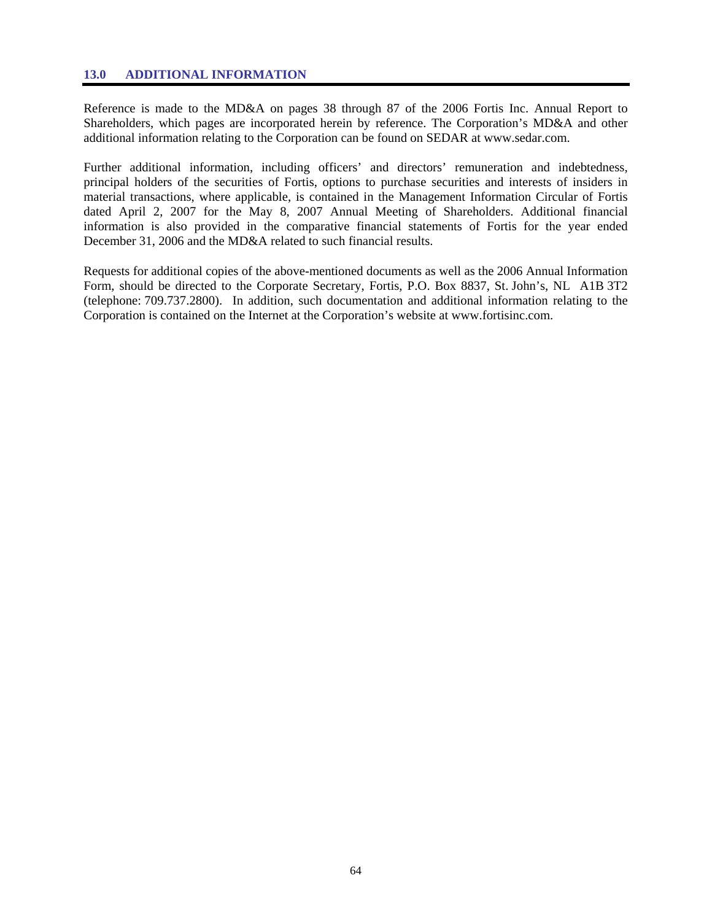## 13.0 ADDITIONAL INFORMATION

Reference is made to the MD&A on pages 38 through 87 of the 2006 Fortis Inc. Annual Report to Shareholders, which pages are incorporated herein by reference. The Corporation's MD&A and other additional information relating to the Corporation can be found on SEDAR at www.sedar.com.

Further additional information, including officers' and directors' remuneration and indebtedness, principal holders of the securities of Fortis, options to purchase securities and interests of insiders in material transactions, where applicable, is contained in the Management Information Circular of Fortis dated April 2, 2007 for the May 8, 2007 Annual Meeting of Shareholders. Additional financial information is also provided in the comparative financial statements of Fortis for the year ended December 31, 2006 and the MD&A related to such financial results.

Requests for additional copies of the above-mentioned documents as well as the 2006 Annual Information Form, should be directed to the Corporate Secretary, Fortis, P.O. Box 8837, St. John's, NL A1B 3T2 (telephone: 709.737.2800). In addition, such documentation and additional information relating to the Corporation is contained on the Internet at the Corporation's website at www.fortisinc.com.